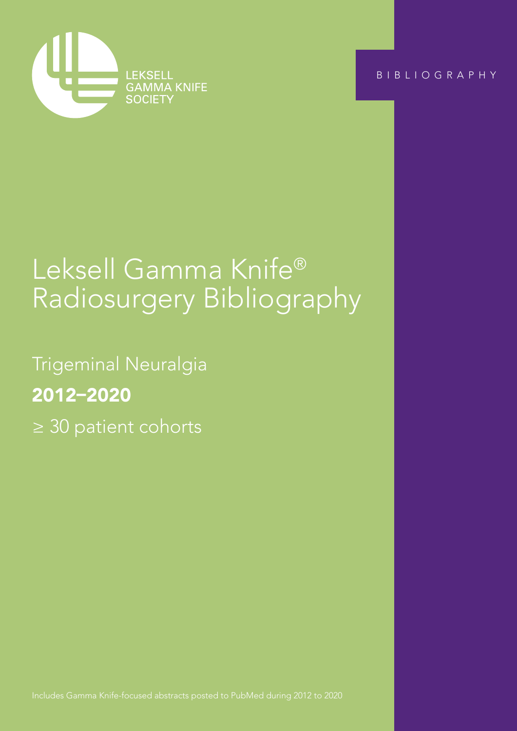LEKSELL GAMMA KNIFE SOCIETY

BIBLIOGRAPHY

# Leksell Gamma Knife® Radiosurgery Bibliography

## Trigeminal Neuralgia

**2012–2020**

≥ 30 patient cohorts

Includes Gamma Knife-focused abstracts posted to PubMed during 2012 to 2020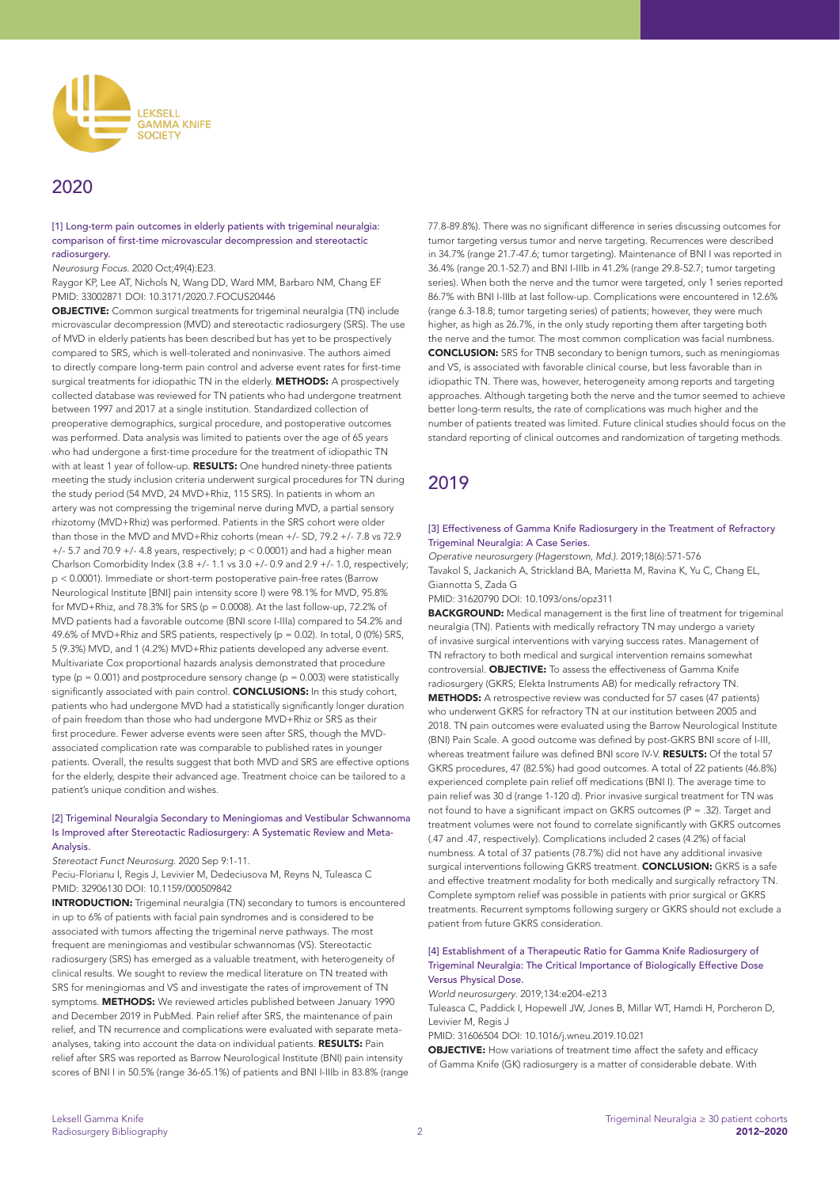## 2020

### [1] Long-term pain outcomes in elderly patients with trigeminal neuralgia: comparison of first-time microvascular decompression and stereotactic radiosurgery.

*Neurosurg Focus.* 2020 Oct;49(4):E23.

Raygor KP, Lee AT, Nichols N, Wang DD, Ward MM, Barbaro NM, Chang EF

PMID: 33002871 DOI: 10.3171/2020.7.FOCUS20446

**OBJECTIVE:** Common surgical treatments for trigeminal neuralgia (TN) include microvascular decompression (MVD) and stereotactic radiosurgery (SRS). The use of MVD in elderly patients has been described but has yet to be prospectively compared to SRS, which is well-tolerated and noninvasive. The authors aimed to directly compare long-term pain control and adverse event rates for first-time surgical treatments for idiopathic TN in the elderly. **METHODS:** A prospectively collected database was reviewed for TN patients who had undergone treatment between 1997 and 2017 at a single institution. Standardized collection of preoperative demographics, surgical procedure, and postoperative outcomes was performed. Data analysis was limited to patients over the age of 65 years who had undergone a first-time procedure for the treatment of idiopathic TN with at least 1 year of follow-up. **RESULTS:** One hundred ninety-three patients meeting the study inclusion criteria underwent surgical procedures for TN during the study period (54 MVD, 24 MVD+Rhiz, 115 SRS). In patients in whom an artery was not compressing the trigeminal nerve during MVD, a partial sensory rhizotomy (MVD+Rhiz) was performed. Patients in the SRS cohort were older than those in the MVD and MVD+Rhiz cohorts (mean +/- SD, 79.2 +/- 7.8 vs 72.9 +/- 5.7 and 70.9 +/- 4.8 years, respectively; $p < 0.0001$) and had a higher mean Charlson Comorbidity Index (3.8 +/- 1.1 vs 3.0 +/- 0.9 and 2.9 +/- 1.0, respectively; $p < 0.0001$). Immediate or short-term postoperative pain-free rates (Barrow Neurological Institute [BNI] pain intensity score I) were 98.1% for MVD, 95.8% for MVD+Rhiz, and 78.3% for SRS ($p = 0.0008$). At the last follow-up, 72.2% of MVD patients had a favorable outcome (BNI score I-IIIa) compared to 54.2% and 49.6% of MVD+Rhiz and SRS patients, respectively ($p = 0.02$). In total, 0 (0%) SRS, 5 (9.3%) MVD, and 1 (4.2%) MVD+Rhiz patients developed any adverse event. Multivariate Cox proportional hazards analysis demonstrated that procedure type ($p = 0.001$) and postprocedure sensory change ($p = 0.003$) were statistically significantly associated with pain control. **CONCLUSIONS:** In this study cohort, patients who had undergone MVD had a statistically significantly longer duration of pain freedom than those who had undergone MVD+Rhiz or SRS as their first procedure. Fewer adverse events were seen after SRS, though the MVD-associated complication rate was comparable to published rates in younger patients. Overall, the results suggest that both MVD and SRS are effective options for the elderly, despite their advanced age. Treatment choice can be tailored to a patient's unique condition and wishes.

### [2] Trigeminal Neuralgia Secondary to Meningiomas and Vestibular Schwannoma Is Improved after Stereotactic Radiosurgery: A Systematic Review and Meta-Analysis.

*Stereotact Funct Neurosurg.* 2020 Sep 9:1-11.

Peciu-Florianu I, Regis J, Levivier M, Dedeciusova M, Reyns N, Tuleasca C

PMID: 32906130 DOI: 10.1159/000509842

**INTRODUCTION:** Trigeminal neuralgia (TN) secondary to tumors is encountered in up to 6% of patients with facial pain syndromes and is considered to be associated with tumors affecting the trigeminal nerve pathways. The most frequent are meningiomas and vestibular schwannomas (VS). Stereotactic radiosurgery (SRS) has emerged as a valuable treatment, with heterogeneity of clinical results. We sought to review the medical literature on TN treated with SRS for meningiomas and VS and investigate the rates of improvement of TN symptoms. **METHODS:** We reviewed articles published between January 1990 and December 2019 in PubMed. Pain relief after SRS, the maintenance of pain relief, and TN recurrence and complications were evaluated with separate meta-analyses, taking into account the data on individual patients. **RESULTS:** Pain relief after SRS was reported as Barrow Neurological Institute (BNI) pain intensity scores of BNI I in 50.5% (range 36-65.1%) of patients and BNI I-IIIb in 83.8% (range 77.8-89.8%). There was no significant difference in series discussing outcomes for tumor targeting versus tumor and nerve targeting. Recurrences were described in 34.7% (range 21.7-47.6; tumor targeting). Maintenance of BNI I was reported in 36.4% (range 20.1-52.7) and BNI I-IIIb in 41.2% (range 29.8-52.7; tumor targeting series). When both the nerve and the tumor were targeted, only 1 series reported 86.7% with BNI I-IIIb at last follow-up. Complications were encountered in 12.6% (range 6.3-18.8; tumor targeting series) of patients; however, they were much higher, as high as 26.7%, in the only study reporting them after targeting both the nerve and the tumor. The most common complication was facial numbness. **CONCLUSION:** SRS for TNB secondary to benign tumors, such as meningiomas and VS, is associated with favorable clinical course, but less favorable than in idiopathic TN. There was, however, heterogeneity among reports and targeting approaches. Although targeting both the nerve and the tumor seemed to achieve better long-term results, the rate of complications was much higher and the number of patients treated was limited. Future clinical studies should focus on the standard reporting of clinical outcomes and randomization of targeting methods.

## 2019

### [3] Effectiveness of Gamma Knife Radiosurgery in the Treatment of Refractory Trigeminal Neuralgia: A Case Series.

*Operative neurosurgery (Hagerstown, Md.).* 2019;18(6):571-576

Tavakol S, Jackanich A, Strickland BA, Marietta M, Ravina K, Yu C, Chang EL, Giannotta S, Zada G

PMID: 31620790 DOI: 10.1093/ons/opz311

**BACKGROUND:** Medical management is the first line of treatment for trigeminal neuralgia (TN). Patients with medically refractory TN may undergo a variety of invasive surgical interventions with varying success rates. Management of TN refractory to both medical and surgical intervention remains somewhat controversial. **OBJECTIVE:** To assess the effectiveness of Gamma Knife radiosurgery (GKRS; Elekta Instruments AB) for medically refractory TN. **METHODS:** A retrospective review was conducted for 57 cases (47 patients) who underwent GKRS for refractory TN at our institution between 2005 and 2018. TN pain outcomes were evaluated using the Barrow Neurological Institute (BNI) Pain Scale. A good outcome was defined by post-GKRS BNI score of I-III, whereas treatment failure was defined BNI score IV-V. **RESULTS:** Of the total 57 GKRS procedures, 47 (82.5%) had good outcomes. A total of 22 patients (46.8%) experienced complete pain relief off medications (BNI I). The average time to pain relief was 30 d (range 1-120 d). Prior invasive surgical treatment for TN was not found to have a significant impact on GKRS outcomes (P = .32). Target and treatment volumes were not found to correlate significantly with GKRS outcomes (.47 and .47, respectively). Complications included 2 cases (4.2%) of facial numbness. A total of 37 patients (78.7%) did not have any additional invasive surgical interventions following GKRS treatment. **CONCLUSION:** GKRS is a safe and effective treatment modality for both medically and surgically refractory TN. Complete symptom relief was possible in patients with prior surgical or GKRS treatments. Recurrent symptoms following surgery or GKRS should not exclude a patient from future GKRS consideration.

### [4] Establishment of a Therapeutic Ratio for Gamma Knife Radiosurgery of Trigeminal Neuralgia: The Critical Importance of Biologically Effective Dose Versus Physical Dose.

*World neurosurgery.* 2019;134:e204-e213

Tuleasca C, Paddick I, Hopewell JW, Jones B, Millar WT, Hamdi H, Porcheron D, Levivier M, Regis J

PMID: 31606504 DOI: 10.1016/j.wneu.2019.10.021

**OBJECTIVE:** How variations of treatment time affect the safety and efficacy of Gamma Knife (GK) radiosurgery is a matter of considerable debate. With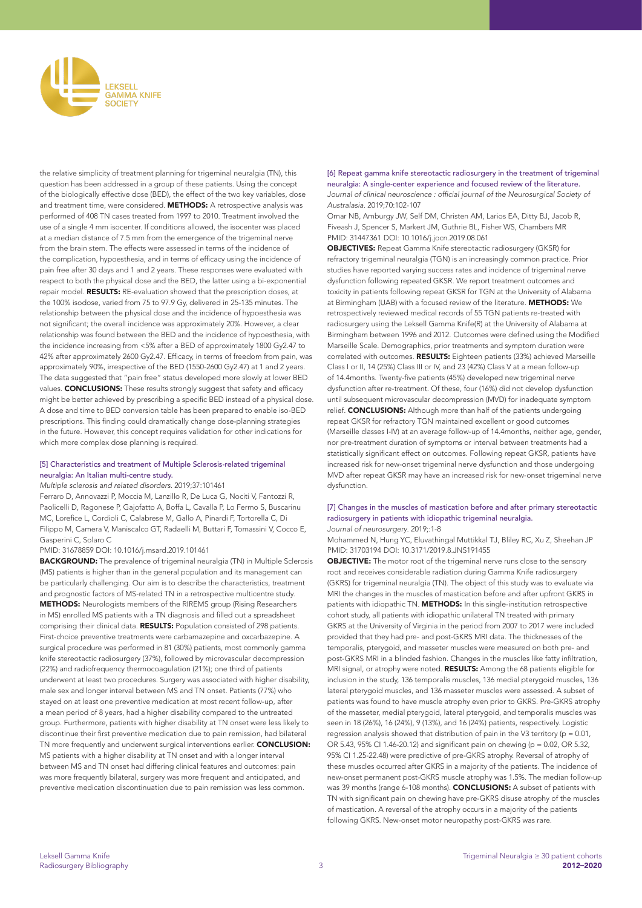the relative simplicity of treatment planning for trigeminal neuralgia (TN), this question has been addressed in a group of these patients. Using the concept of the biologically effective dose (BED), the effect of the two key variables, dose and treatment time, were considered. **METHODS:** A retrospective analysis was performed of 408 TN cases treated from 1997 to 2010. Treatment involved the use of a single 4 mm isocenter. If conditions allowed, the isocenter was placed at a median distance of 7.5 mm from the emergence of the trigeminal nerve from the brain stem. The effects were assessed in terms of the incidence of the complication, hypoesthesia, and in terms of efficacy using the incidence of pain free after 30 days and 1 and 2 years. These responses were evaluated with respect to both the physical dose and the BED, the latter using a bi-exponential repair model. **RESULTS:** RE-evaluation showed that the prescription doses, at the 100% isodose, varied from 75 to 97.9 Gy, delivered in 25-135 minutes. The relationship between the physical dose and the incidence of hypoesthesia was not significant; the overall incidence was approximately 20%. However, a clear relationship was found between the BED and the incidence of hypoesthesia, with the incidence increasing from <5% after a BED of approximately 1800 Gy2.47 to 42% after approximately 2600 Gy2.47. Efficacy, in terms of freedom from pain, was approximately 90%, irrespective of the BED (1550-2600 Gy2.47) at 1 and 2 years. The data suggested that "pain free" status developed more slowly at lower BED values. **CONCLUSIONS:** These results strongly suggest that safety and efficacy might be better achieved by prescribing a specific BED instead of a physical dose. A dose and time to BED conversion table has been prepared to enable iso-BED prescriptions. This finding could dramatically change dose-planning strategies in the future. However, this concept requires validation for other indications for which more complex dose planning is required.

### [5] Characteristics and treatment of Multiple Sclerosis-related trigeminal neuralgia: An Italian multi-centre study.

*Multiple sclerosis and related disorders*. 2019;37:101461

Ferraro D, Annovazzi P, Moccia M, Lanzillo R, De Luca G, Nociti V, Fantozzi R, Paolicelli D, Ragonese P, Gajofatto A, Boffa L, Cavalla P, Lo Fermo S, Buscarinu MC, Lorefice L, Cordioli C, Calabrese M, Gallo A, Pinardi F, Tortorella C, Di Filippo M, Camera V, Maniscalco GT, Radaelli M, Buttari F, Tomassini V, Cocco E, Gasperini C, Solaro C

PMID: 31678859 DOI: 10.1016/j.msard.2019.101461

**BACKGROUND:** The prevalence of trigeminal neuralgia (TN) in Multiple Sclerosis (MS) patients is higher than in the general population and its management can be particularly challenging. Our aim is to describe the characteristics, treatment and prognostic factors of MS-related TN in a retrospective multicentre study. **METHODS:** Neurologists members of the RIREMS group (Rising Researchers in MS) enrolled MS patients with a TN diagnosis and filled out a spreadsheet comprising their clinical data. **RESULTS:** Population consisted of 298 patients. First-choice preventive treatments were carbamazepine and oxcarbazepine. A surgical procedure was performed in 81 (30%) patients, most commonly gamma knife stereotactic radiosurgery (37%), followed by microvascular decompression (22%) and radiofrequency thermocoagulation (21%); one third of patients underwent at least two procedures. Surgery was associated with higher disability, male sex and longer interval between MS and TN onset. Patients (77%) who stayed on at least one preventive medication at most recent follow-up, after a mean period of 8 years, had a higher disability compared to the untreated group. Furthermore, patients with higher disability at TN onset were less likely to discontinue their first preventive medication due to pain remission, had bilateral TN more frequently and underwent surgical interventions earlier. **CONCLUSION:** MS patients with a higher disability at TN onset and with a longer interval between MS and TN onset had differing clinical features and outcomes: pain was more frequently bilateral, surgery was more frequent and anticipated, and preventive medication discontinuation due to pain remission was less common.

### [6] Repeat gamma knife stereotactic radiosurgery in the treatment of trigeminal neuralgia: A single-center experience and focused review of the literature.

*Journal of clinical neuroscience : official journal of the Neurosurgical Society of Australasia*. 2019;70:102-107

Omar NB, Amburgy JW, Self DM, Christen AM, Larios EA, Ditty BJ, Jacob R, Fiveash J, Spencer S, Markert JM, Guthrie BL, Fisher WS, Chambers MR

PMID: 31447361 DOI: 10.1016/j.jocn.2019.08.061

**OBJECTIVES:** Repeat Gamma Knife stereotactic radiosurgery (GKSR) for refractory trigeminal neuralgia (TGN) is an increasingly common practice. Prior studies have reported varying success rates and incidence of trigeminal nerve dysfunction following repeated GKSR. We report treatment outcomes and toxicity in patients following repeat GKSR for TGN at the University of Alabama at Birmingham (UAB) with a focused review of the literature. **METHODS:** We retrospectively reviewed medical records of 55 TGN patients re-treated with radiosurgery using the Leksell Gamma Knife(R) at the University of Alabama at Birmingham between 1996 and 2012. Outcomes were defined using the Modified Marseille Scale. Demographics, prior treatments and symptom duration were correlated with outcomes. **RESULTS:** Eighteen patients (33%) achieved Marseille Class I or II, 14 (25%) Class III or IV, and 23 (42%) Class V at a mean follow-up of 14.4months. Twenty-five patients (45%) developed new trigeminal nerve dysfunction after re-treatment. Of these, four (16%) did not develop dysfunction until subsequent microvascular decompression (MVD) for inadequate symptom relief. **CONCLUSIONS:** Although more than half of the patients undergoing repeat GKSR for refractory TGN maintained excellent or good outcomes (Marseille classes I-IV) at an average follow-up of 14.4months, neither age, gender, nor pre-treatment duration of symptoms or interval between treatments had a statistically significant effect on outcomes. Following repeat GKSR, patients have increased risk for new-onset trigeminal nerve dysfunction and those undergoing MVD after repeat GKSR may have an increased risk for new-onset trigeminal nerve dysfunction.

### [7] Changes in the muscles of mastication before and after primary stereotactic radiosurgery in patients with idiopathic trigeminal neuralgia.

*Journal of neurosurgery*. 2019;:1-8

Mohammed N, Hung YC, Eluvathingal Muttikkal TJ, Bliley RC, Xu Z, Sheehan JP

PMID: 31703194 DOI: 10.3171/2019.8.JNS191455

**OBJECTIVE:** The motor root of the trigeminal nerve runs close to the sensory root and receives considerable radiation during Gamma Knife radiosurgery (GKRS) for trigeminal neuralgia (TN). The object of this study was to evaluate via MRI the changes in the muscles of mastication before and after upfront GKRS in patients with idiopathic TN. **METHODS:** In this single-institution retrospective cohort study, all patients with idiopathic unilateral TN treated with primary GKRS at the University of Virginia in the period from 2007 to 2017 were included provided that they had pre- and post-GKRS MRI data. The thicknesses of the temporalis, pterygoid, and masseter muscles were measured on both pre- and post-GKRS MRI in a blinded fashion. Changes in the muscles like fatty infiltration, MRI signal, or atrophy were noted. **RESULTS:** Among the 68 patients eligible for inclusion in the study, 136 temporalis muscles, 136 medial pterygoid muscles, 136 lateral pterygoid muscles, and 136 masseter muscles were assessed. A subset of patients was found to have muscle atrophy even prior to GKRS. Pre-GKRS atrophy of the masseter, medial pterygoid, lateral pterygoid, and temporalis muscles was seen in 18 (26%), 16 (24%), 9 (13%), and 16 (24%) patients, respectively. Logistic regression analysis showed that distribution of pain in the V3 territory ($p = 0.01$, OR 5.43, 95% CI 1.46-20.12) and significant pain on chewing ($p = 0.02$, OR 5.32, 95% CI 1.25-22.48) were predictive of pre-GKRS atrophy. Reversal of atrophy of these muscles occurred after GKRS in a majority of the patients. The incidence of new-onset permanent post-GKRS muscle atrophy was 1.5%. The median follow-up was 39 months (range 6-108 months). **CONCLUSIONS:** A subset of patients with TN with significant pain on chewing have pre-GKRS disuse atrophy of the muscles of mastication. A reversal of the atrophy occurs in a majority of the patients following GKRS. New-onset motor neuropathy post-GKRS was rare.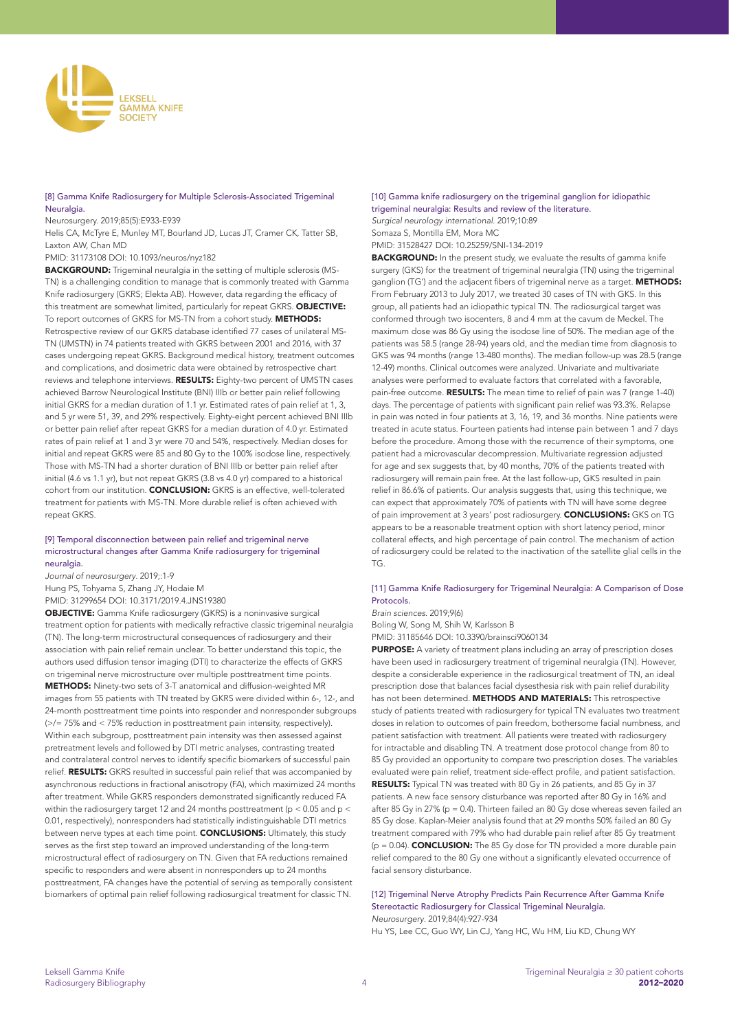### [8] Gamma Knife Radiosurgery for Multiple Sclerosis-Associated Trigeminal Neuralgia.

Neurosurgery. 2019;85(5):E933-E939

Helis CA, McTyre E, Munley MT, Bourland JD, Lucas JT, Cramer CK, Tatter SB, Laxton AW, Chan MD

PMID: 31173108 DOI: 10.1093/neuros/nyz182

**BACKGROUND:** Trigeminal neuralgia in the setting of multiple sclerosis (MS-TN) is a challenging condition to manage that is commonly treated with Gamma Knife radiosurgery (GKRS; Elekta AB). However, data regarding the efficacy of this treatment are somewhat limited, particularly for repeat GKRS. **OBJECTIVE:** To report outcomes of GKRS for MS-TN from a cohort study. **METHODS:** Retrospective review of our GKRS database identified 77 cases of unilateral MS-TN (UMSTN) in 74 patients treated with GKRS between 2001 and 2016, with 37 cases undergoing repeat GKRS. Background medical history, treatment outcomes and complications, and dosimetric data were obtained by retrospective chart reviews and telephone interviews. **RESULTS:** Eighty-two percent of UMSTN cases achieved Barrow Neurological Institute (BNI) IIIb or better pain relief following initial GKRS for a median duration of 1.1 yr. Estimated rates of pain relief at 1, 3, and 5 yr were 51, 39, and 29% respectively. Eighty-eight percent achieved BNI IIIb or better pain relief after repeat GKRS for a median duration of 4.0 yr. Estimated rates of pain relief at 1 and 3 yr were 70 and 54%, respectively. Median doses for initial and repeat GKRS were 85 and 80 Gy to the 100% isodose line, respectively. Those with MS-TN had a shorter duration of BNI IIIb or better pain relief after initial (4.6 vs 1.1 yr), but not repeat GKRS (3.8 vs 4.0 yr) compared to a historical cohort from our institution. **CONCLUSION:** GKRS is an effective, well-tolerated treatment for patients with MS-TN. More durable relief is often achieved with repeat GKRS.

### [9] Temporal disconnection between pain relief and trigeminal nerve microstructural changes after Gamma Knife radiosurgery for trigeminal neuralgia.

*Journal of neurosurgery*. 2019;:1-9

Hung PS, Tohyama S, Zhang JY, Hodaie M

PMID: 31299654 DOI: 10.3171/2019.4.JNS19380

**OBJECTIVE:** Gamma Knife radiosurgery (GKRS) is a noninvasive surgical treatment option for patients with medically refractive classic trigeminal neuralgia (TN). The long-term microstructural consequences of radiosurgery and their association with pain relief remain unclear. To better understand this topic, the authors used diffusion tensor imaging (DTI) to characterize the effects of GKRS on trigeminal nerve microstructure over multiple posttreatment time points. **METHODS:** Ninety-two sets of 3-T anatomical and diffusion-weighted MR images from 55 patients with TN treated by GKRS were divided within 6-, 12-, and 24-month posttreatment time points into responder and nonresponder subgroups (>/= 75% and < 75% reduction in posttreatment pain intensity, respectively). Within each subgroup, posttreatment pain intensity was then assessed against pretreatment levels and followed by DTI metric analyses, contrasting treated and contralateral control nerves to identify specific biomarkers of successful pain relief. **RESULTS:** GKRS resulted in successful pain relief that was accompanied by asynchronous reductions in fractional anisotropy (FA), which maximized 24 months after treatment. While GKRS responders demonstrated significantly reduced FA within the radiosurgery target 12 and 24 months posttreatment ($p < 0.05$ and $p < 0.01$, respectively), nonresponders had statistically indistinguishable DTI metrics between nerve types at each time point. **CONCLUSIONS:** Ultimately, this study serves as the first step toward an improved understanding of the long-term microstructural effect of radiosurgery on TN. Given that FA reductions remained specific to responders and were absent in nonresponders up to 24 months posttreatment, FA changes have the potential of serving as temporally consistent biomarkers of optimal pain relief following radiosurgical treatment for classic TN.

### [10] Gamma knife radiosurgery on the trigeminal ganglion for idiopathic trigeminal neuralgia: Results and review of the literature.

*Surgical neurology international*. 2019;10:89

Somaza S, Montilla EM, Mora MC

PMID: 31528427 DOI: 10.25259/SNI-134-2019

**BACKGROUND:** In the present study, we evaluate the results of gamma knife surgery (GKS) for the treatment of trigeminal neuralgia (TN) using the trigeminal ganglion (TG') and the adjacent fibers of trigeminal nerve as a target. **METHODS:** From February 2013 to July 2017, we treated 30 cases of TN with GKS. In this group, all patients had an idiopathic typical TN. The radiosurgical target was conformed through two isocenters, 8 and 4 mm at the cavum de Meckel. The maximum dose was 86 Gy using the isodose line of 50%. The median age of the patients was 58.5 (range 28-94) years old, and the median time from diagnosis to GKS was 94 months (range 13-480 months). The median follow-up was 28.5 (range 12-49) months. Clinical outcomes were analyzed. Univariate and multivariate analyses were performed to evaluate factors that correlated with a favorable, pain-free outcome. **RESULTS:** The mean time to relief of pain was 7 (range 1-40) days. The percentage of patients with significant pain relief was 93.3%. Relapse in pain was noted in four patients at 3, 16, 19, and 36 months. Nine patients were treated in acute status. Fourteen patients had intense pain between 1 and 7 days before the procedure. Among those with the recurrence of their symptoms, one patient had a microvascular decompression. Multivariate regression adjusted for age and sex suggests that, by 40 months, 70% of the patients treated with radiosurgery will remain pain free. At the last follow-up, GKS resulted in pain relief in 86.6% of patients. Our analysis suggests that, using this technique, we can expect that approximately 70% of patients with TN will have some degree of pain improvement at 3 years' post radiosurgery. **CONCLUSIONS:** GKS on TG appears to be a reasonable treatment option with short latency period, minor collateral effects, and high percentage of pain control. The mechanism of action of radiosurgery could be related to the inactivation of the satellite glial cells in the TG.

### [11] Gamma Knife Radiosurgery for Trigeminal Neuralgia: A Comparison of Dose Protocols.

*Brain sciences*. 2019;9(6)

Boling W, Song M, Shih W, Karlsson B

PMID: 31185646 DOI: 10.3390/brainsci9060134

**PURPOSE:** A variety of treatment plans including an array of prescription doses have been used in radiosurgery treatment of trigeminal neuralgia (TN). However, despite a considerable experience in the radiosurgical treatment of TN, an ideal prescription dose that balances facial dysesthesia risk with pain relief durability has not been determined. **METHODS AND MATERIALS:** This retrospective study of patients treated with radiosurgery for typical TN evaluates two treatment doses in relation to outcomes of pain freedom, bothersome facial numbness, and patient satisfaction with treatment. All patients were treated with radiosurgery for intractable and disabling TN. A treatment dose protocol change from 80 to 85 Gy provided an opportunity to compare two prescription doses. The variables evaluated were pain relief, treatment side-effect profile, and patient satisfaction. **RESULTS:** Typical TN was treated with 80 Gy in 26 patients, and 85 Gy in 37 patients. A new face sensory disturbance was reported after 80 Gy in 16% and after 85 Gy in 27% ($p = 0.4$). Thirteen failed an 80 Gy dose whereas seven failed an 85 Gy dose. Kaplan-Meier analysis found that at 29 months 50% failed an 80 Gy treatment compared with 79% who had durable pain relief after 85 Gy treatment ($p = 0.04$). **CONCLUSION:** The 85 Gy dose for TN provided a more durable pain relief compared to the 80 Gy one without a significantly elevated occurrence of facial sensory disturbance.

### [12] Trigeminal Nerve Atrophy Predicts Pain Recurrence After Gamma Knife Stereotactic Radiosurgery for Classical Trigeminal Neuralgia.

*Neurosurgery*. 2019;84(4):927-934

Hu YS, Lee CC, Guo WY, Lin CJ, Yang HC, Wu HM, Liu KD, Chung WY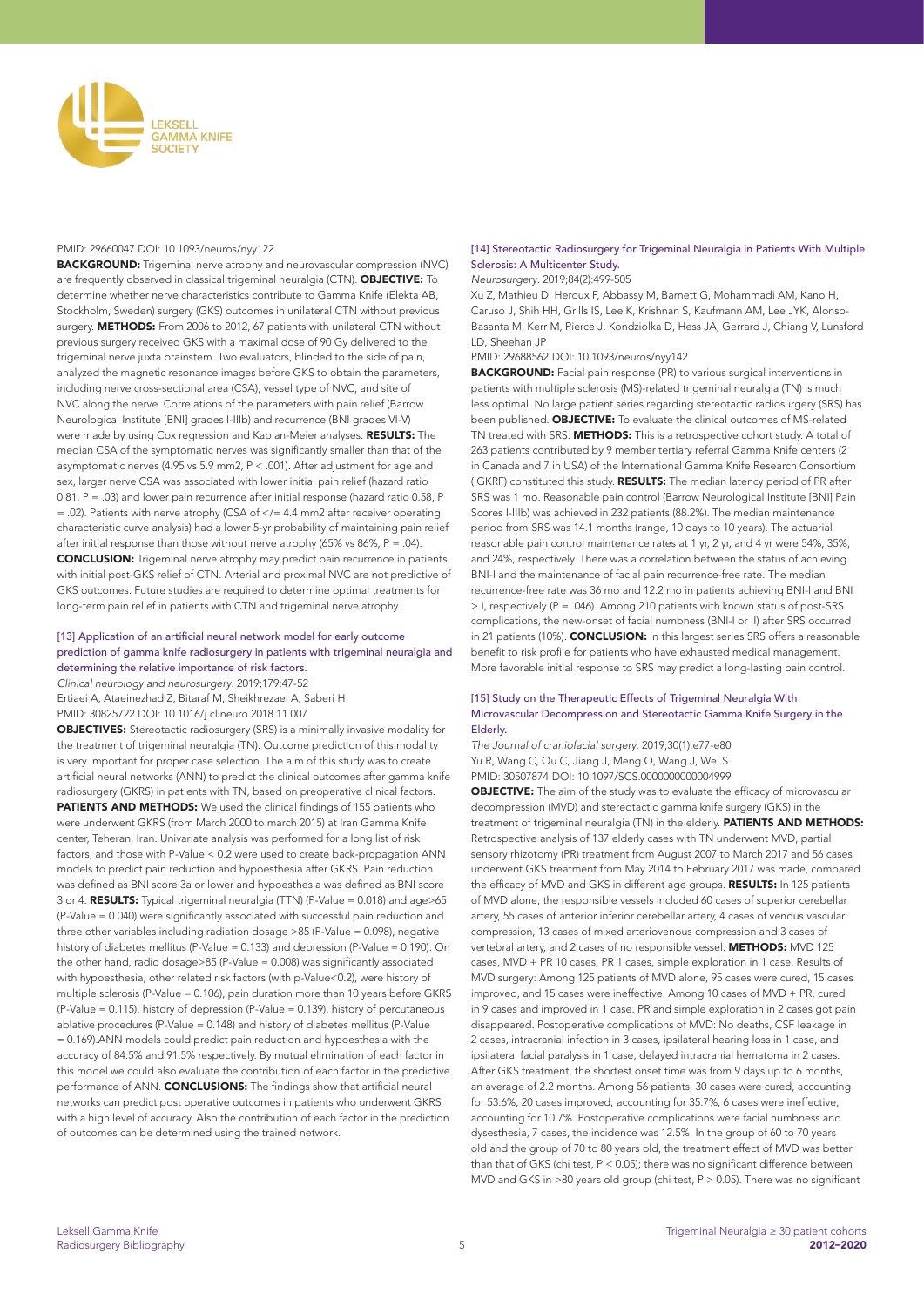PMID: 29660047 DOI: 10.1093/neuros/nyy122

**BACKGROUND:** Trigeminal nerve atrophy and neurovascular compression (NVC) are frequently observed in classical trigeminal neuralgia (CTN). **OBJECTIVE:** To determine whether nerve characteristics contribute to Gamma Knife (Elekta AB, Stockholm, Sweden) surgery (GKS) outcomes in unilateral CTN without previous surgery. **METHODS:** From 2006 to 2012, 67 patients with unilateral CTN without previous surgery received GKS with a maximal dose of 90 Gy delivered to the trigeminal nerve juxta brainstem. Two evaluators, blinded to the side of pain, analyzed the magnetic resonance images before GKS to obtain the parameters, including nerve cross-sectional area (CSA), vessel type of NVC, and site of NVC along the nerve. Correlations of the parameters with pain relief (Barrow Neurological Institute [BNI] grades I-IIIb) and recurrence (BNI grades VI-V) were made by using Cox regression and Kaplan-Meier analyses. **RESULTS:** The median CSA of the symptomatic nerves was significantly smaller than that of the asymptomatic nerves (4.95 vs 5.9 mm2, P < .001). After adjustment for age and sex, larger nerve CSA was associated with lower initial pain relief (hazard ratio 0.81, P = .03) and lower pain recurrence after initial response (hazard ratio 0.58, P = .02). Patients with nerve atrophy (CSA of </= 4.4 mm2 after receiver operating characteristic curve analysis) had a lower 5-yr probability of maintaining pain relief after initial response than those without nerve atrophy (65% vs 86%, P = .04). **CONCLUSION:** Trigeminal nerve atrophy may predict pain recurrence in patients with initial post-GKS relief of CTN. Arterial and proximal NVC are not predictive of GKS outcomes. Future studies are required to determine optimal treatments for long-term pain relief in patients with CTN and trigeminal nerve atrophy.

### [13] Application of an artificial neural network model for early outcome prediction of gamma knife radiosurgery in patients with trigeminal neuralgia and determining the relative importance of risk factors.

*Clinical neurology and neurosurgery*. 2019;179:47-52

Ertiaei A, Ataeinezhad Z, Bitaraf M, Sheikhrezaei A, Saberi H

PMID: 30825722 DOI: 10.1016/j.clineuro.2018.11.007

**OBJECTIVES:** Stereotactic radiosurgery (SRS) is a minimally invasive modality for the treatment of trigeminal neuralgia (TN). Outcome prediction of this modality is very important for proper case selection. The aim of this study was to create artificial neural networks (ANN) to predict the clinical outcomes after gamma knife radiosurgery (GKRS) in patients with TN, based on preoperative clinical factors. **PATIENTS AND METHODS:** We used the clinical findings of 155 patients who were underwent GKRS (from March 2000 to march 2015) at Iran Gamma Knife center, Teheran, Iran. Univariate analysis was performed for a long list of risk factors, and those with P-Value < 0.2 were used to create back-propagation ANN models to predict pain reduction and hypoesthesia after GKRS. Pain reduction was defined as BNI score 3a or lower and hypoesthesia was defined as BNI score 3 or 4. **RESULTS:** Typical trigeminal neuralgia (TTN) (P-Value = 0.018) and age>65 (P-Value = 0.040) were significantly associated with successful pain reduction and three other variables including radiation dosage >85 (P-Value = 0.098), negative history of diabetes mellitus (P-Value = 0.133) and depression (P-Value = 0.190). On the other hand, radio dosage>85 (P-Value = 0.008) was significantly associated with hypoesthesia, other related risk factors (with p-Value<0.2), were history of multiple sclerosis (P-Value = 0.106), pain duration more than 10 years before GKRS (P-Value = 0.115), history of depression (P-Value = 0.139), history of percutaneous ablative procedures (P-Value = 0.148) and history of diabetes mellitus (P-Value = 0.169).ANN models could predict pain reduction and hypoesthesia with the accuracy of 84.5% and 91.5% respectively. By mutual elimination of each factor in this model we could also evaluate the contribution of each factor in the predictive performance of ANN. **CONCLUSIONS:** The findings show that artificial neural networks can predict post operative outcomes in patients who underwent GKRS with a high level of accuracy. Also the contribution of each factor in the prediction of outcomes can be determined using the trained network.

### [14] Stereotactic Radiosurgery for Trigeminal Neuralgia in Patients With Multiple Sclerosis: A Multicenter Study.

*Neurosurgery*. 2019;84(2):499-505

Xu Z, Mathieu D, Heroux F, Abbassy M, Barnett G, Mohammadi AM, Kano H, Caruso J, Shih HH, Grills IS, Lee K, Krishnan S, Kaufmann AM, Lee JYK, Alonso-Basanta M, Kerr M, Pierce J, Kondziolka D, Hess JA, Gerrard J, Chiang V, Lunsford LD, Sheehan JP

PMID: 29688562 DOI: 10.1093/neuros/nyy142

**BACKGROUND:** Facial pain response (PR) to various surgical interventions in patients with multiple sclerosis (MS)-related trigeminal neuralgia (TN) is much less optimal. No large patient series regarding stereotactic radiosurgery (SRS) has been published. **OBJECTIVE:** To evaluate the clinical outcomes of MS-related TN treated with SRS. **METHODS:** This is a retrospective cohort study. A total of 263 patients contributed by 9 member tertiary referral Gamma Knife centers (2 in Canada and 7 in USA) of the International Gamma Knife Research Consortium (IGKRF) constituted this study. **RESULTS:** The median latency period of PR after SRS was 1 mo. Reasonable pain control (Barrow Neurological Institute [BNI] Pain Scores I-IIIb) was achieved in 232 patients (88.2%). The median maintenance period from SRS was 14.1 months (range, 10 days to 10 years). The actuarial reasonable pain control maintenance rates at 1 yr, 2 yr, and 4 yr were 54%, 35%, and 24%, respectively. There was a correlation between the status of achieving BNI-I and the maintenance of facial pain recurrence-free rate. The median recurrence-free rate was 36 mo and 12.2 mo in patients achieving BNI-I and BNI > I, respectively (P = .046). Among 210 patients with known status of post-SRS complications, the new-onset of facial numbness (BNI-I or II) after SRS occurred in 21 patients (10%). **CONCLUSION:** In this largest series SRS offers a reasonable benefit to risk profile for patients who have exhausted medical management. More favorable initial response to SRS may predict a long-lasting pain control.

### [15] Study on the Therapeutic Effects of Trigeminal Neuralgia With Microvascular Decompression and Stereotactic Gamma Knife Surgery in the Elderly.

*The Journal of craniofacial surgery*. 2019;30(1):e77-e80

Yu R, Wang C, Qu C, Jiang J, Meng Q, Wang J, Wei S

PMID: 30507874 DOI: 10.1097/SCS.0000000000004999

**OBJECTIVE:** The aim of the study was to evaluate the efficacy of microvascular decompression (MVD) and stereotactic gamma knife surgery (GKS) in the treatment of trigeminal neuralgia (TN) in the elderly. **PATIENTS AND METHODS:** Retrospective analysis of 137 elderly cases with TN underwent MVD, partial sensory rhizotomy (PR) treatment from August 2007 to March 2017 and 56 cases underwent GKS treatment from May 2014 to February 2017 was made, compared the efficacy of MVD and GKS in different age groups. **RESULTS:** In 125 patients of MVD alone, the responsible vessels included 60 cases of superior cerebellar artery, 55 cases of anterior inferior cerebellar artery, 4 cases of venous vascular compression, 13 cases of mixed arteriovenous compression and 3 cases of vertebral artery, and 2 cases of no responsible vessel. **METHODS:** MVD 125 cases, MVD + PR 10 cases, PR 1 cases, simple exploration in 1 case. Results of MVD surgery: Among 125 patients of MVD alone, 95 cases were cured, 15 cases improved, and 15 cases were ineffective. Among 10 cases of MVD + PR, cured in 9 cases and improved in 1 case. PR and simple exploration in 2 cases got pain disappeared. Postoperative complications of MVD: No deaths, CSF leakage in 2 cases, intracranial infection in 3 cases, ipsilateral hearing loss in 1 case, and ipsilateral facial paralysis in 1 case, delayed intracranial hematoma in 2 cases. After GKS treatment, the shortest onset time was from 9 days up to 6 months, an average of 2.2 months. Among 56 patients, 30 cases were cured, accounting for 53.6%, 20 cases improved, accounting for 35.7%, 6 cases were ineffective, accounting for 10.7%. Postoperative complications were facial numbness and dysesthesia, 7 cases, the incidence was 12.5%. In the group of 60 to 70 years old and the group of 70 to 80 years old, the treatment effect of MVD was better than that of GKS (chi test, P < 0.05); there was no significant difference between MVD and GKS in >80 years old group (chi test, P > 0.05). There was no significant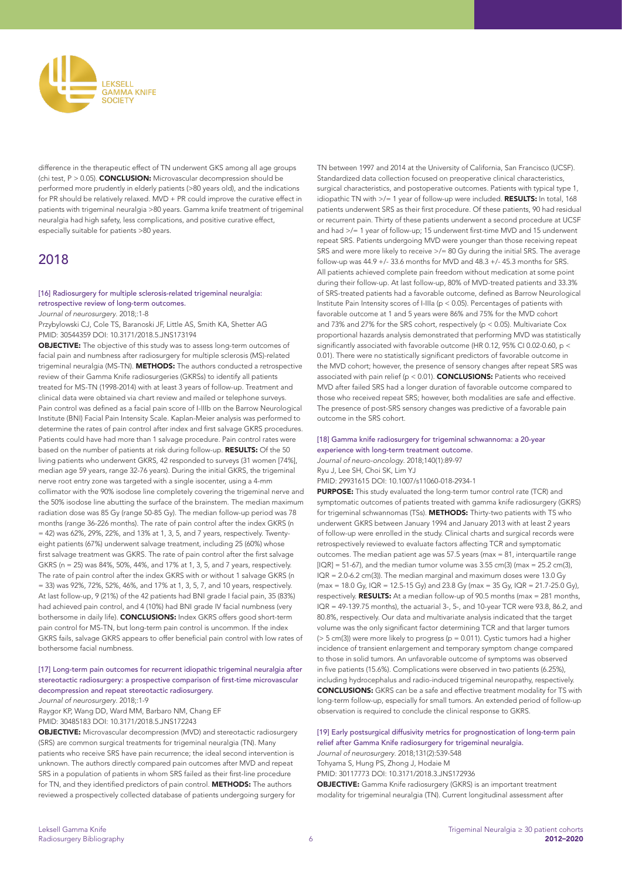difference in the therapeutic effect of TN underwent GKS among all age groups (chi test, P > 0.05). **CONCLUSION:** Microvascular decompression should be performed more prudently in elderly patients (>80 years old), and the indications for PR should be relatively relaxed. MVD + PR could improve the curative effect in patients with trigeminal neuralgia >80 years. Gamma knife treatment of trigeminal neuralgia had high safety, less complications, and positive curative effect, especially suitable for patients >80 years.

## 2018

### [16] Radiosurgery for multiple sclerosis-related trigeminal neuralgia: retrospective review of long-term outcomes.

*Journal of neurosurgery*. 2018;:1-8

Przybylowski CJ, Cole TS, Baranoski JF, Little AS, Smith KA, Shetter AG

PMID: 30544359 DOI: 10.3171/2018.5.JNS173194

**OBJECTIVE:** The objective of this study was to assess long-term outcomes of facial pain and numbness after radiosurgery for multiple sclerosis (MS)-related trigeminal neuralgia (MS-TN). **METHODS:** The authors conducted a retrospective review of their Gamma Knife radiosurgeries (GKRSs) to identify all patients treated for MS-TN (1998-2014) with at least 3 years of follow-up. Treatment and clinical data were obtained via chart review and mailed or telephone surveys. Pain control was defined as a facial pain score of I-IIIb on the Barrow Neurological Institute (BNI) Facial Pain Intensity Scale. Kaplan-Meier analysis was performed to determine the rates of pain control after index and first salvage GKRS procedures. Patients could have had more than 1 salvage procedure. Pain control rates were based on the number of patients at risk during follow-up. **RESULTS:** Of the 50 living patients who underwent GKRS, 42 responded to surveys (31 women [74%], median age 59 years, range 32-76 years). During the initial GKRS, the trigeminal nerve root entry zone was targeted with a single isocenter, using a 4-mm collimator with the 90% isodose line completely covering the trigeminal nerve and the 50% isodose line abutting the surface of the brainstem. The median maximum radiation dose was 85 Gy (range 50-85 Gy). The median follow-up period was 78 months (range 36-226 months). The rate of pain control after the index GKRS (n = 42) was 62%, 29%, 22%, and 13% at 1, 3, 5, and 7 years, respectively. Twenty-eight patients (67%) underwent salvage treatment, including 25 (60%) whose first salvage treatment was GKRS. The rate of pain control after the first salvage GKRS (n = 25) was 84%, 50%, 44%, and 17% at 1, 3, 5, and 7 years, respectively. The rate of pain control after the index GKRS with or without 1 salvage GKRS (n = 33) was 92%, 72%, 52%, 46%, and 17% at 1, 3, 5, 7, and 10 years, respectively. At last follow-up, 9 (21%) of the 42 patients had BNI grade I facial pain, 35 (83%) had achieved pain control, and 4 (10%) had BNI grade IV facial numbness (very bothersome in daily life). **CONCLUSIONS:** Index GKRS offers good short-term pain control for MS-TN, but long-term pain control is uncommon. If the index GKRS fails, salvage GKRS appears to offer beneficial pain control with low rates of bothersome facial numbness.

### [17] Long-term pain outcomes for recurrent idiopathic trigeminal neuralgia after stereotactic radiosurgery: a prospective comparison of first-time microvascular decompression and repeat stereotactic radiosurgery.

*Journal of neurosurgery*. 2018;:1-9

Raygor KP, Wang DD, Ward MM, Barbaro NM, Chang EF

PMID: 30485183 DOI: 10.3171/2018.5.JNS172243

**OBJECTIVE:** Microvascular decompression (MVD) and stereotactic radiosurgery (SRS) are common surgical treatments for trigeminal neuralgia (TN). Many patients who receive SRS have pain recurrence; the ideal second intervention is unknown. The authors directly compared pain outcomes after MVD and repeat SRS in a population of patients in whom SRS failed as their first-line procedure for TN, and they identified predictors of pain control. **METHODS:** The authors reviewed a prospectively collected database of patients undergoing surgery for TN between 1997 and 2014 at the University of California, San Francisco (UCSF). Standardized data collection focused on preoperative clinical characteristics, surgical characteristics, and postoperative outcomes. Patients with typical type 1, idiopathic TN with >/= 1 year of follow-up were included. **RESULTS:** In total, 168 patients underwent SRS as their first procedure. Of these patients, 90 had residual or recurrent pain. Thirty of these patients underwent a second procedure at UCSF and had >/= 1 year of follow-up; 15 underwent first-time MVD and 15 underwent repeat SRS. Patients undergoing MVD were younger than those receiving repeat SRS and were more likely to receive >/= 80 Gy during the initial SRS. The average follow-up was 44.9 +/- 33.6 months for MVD and 48.3 +/- 45.3 months for SRS. All patients achieved complete pain freedom without medication at some point during their follow-up. At last follow-up, 80% of MVD-treated patients and 33.3% of SRS-treated patients had a favorable outcome, defined as Barrow Neurological Institute Pain Intensity scores of I-IIIa (p < 0.05). Percentages of patients with favorable outcome at 1 and 5 years were 86% and 75% for the MVD cohort and 73% and 27% for the SRS cohort, respectively (p < 0.05). Multivariate Cox proportional hazards analysis demonstrated that performing MVD was statistically significantly associated with favorable outcome (HR 0.12, 95% CI 0.02-0.60, p < 0.01). There were no statistically significant predictors of favorable outcome in the MVD cohort; however, the presence of sensory changes after repeat SRS was associated with pain relief (p < 0.01). **CONCLUSIONS:** Patients who received MVD after failed SRS had a longer duration of favorable outcome compared to those who received repeat SRS; however, both modalities are safe and effective. The presence of post-SRS sensory changes was predictive of a favorable pain outcome in the SRS cohort.

### [18] Gamma knife radiosurgery for trigeminal schwannoma: a 20-year experience with long-term treatment outcome.

*Journal of neuro-oncology*. 2018;140(1):89-97

Ryu J, Lee SH, Choi SK, Lim YJ

PMID: 29931615 DOI: 10.1007/s11060-018-2934-1

**PURPOSE:** This study evaluated the long-term tumor control rate (TCR) and symptomatic outcomes of patients treated with gamma knife radiosurgery (GKRS) for trigeminal schwannomas (TSs). **METHODS:** Thirty-two patients with TS who underwent GKRS between January 1994 and January 2013 with at least 2 years of follow-up were enrolled in the study. Clinical charts and surgical records were retrospectively reviewed to evaluate factors affecting TCR and symptomatic outcomes. The median patient age was 57.5 years (max = 81, interquartile range [IQR] = 51-67), and the median tumor volume was 3.55 cm(3) (max = 25.2 cm(3), IQR = 2.0-6.2 cm(3)). The median marginal and maximum doses were 13.0 Gy (max = 18.0 Gy, IQR = 12.5-15 Gy) and 23.8 Gy (max = 35 Gy, IQR = 21.7-25.0 Gy), respectively. **RESULTS:** At a median follow-up of 90.5 months (max = 281 months, IQR = 49-139.75 months), the actuarial 3-, 5-, and 10-year TCR were 93.8, 86.2, and 80.8%, respectively. Our data and multivariate analysis indicated that the target volume was the only significant factor determining TCR and that larger tumors (> 5 cm(3)) were more likely to progress (p = 0.011). Cystic tumors had a higher incidence of transient enlargement and temporary symptom change compared to those in solid tumors. An unfavorable outcome of symptoms was observed in five patients (15.6%). Complications were observed in two patients (6.25%), including hydrocephalus and radio-induced trigeminal neuropathy, respectively. **CONCLUSIONS:** GKRS can be a safe and effective treatment modality for TS with long-term follow-up, especially for small tumors. An extended period of follow-up observation is required to conclude the clinical response to GKRS.

### [19] Early postsurgical diffusivity metrics for prognostication of long-term pain relief after Gamma Knife radiosurgery for trigeminal neuralgia.

*Journal of neurosurgery*. 2018;131(2):539-548

Tohyama S, Hung PS, Zhong J, Hodaie M

PMID: 30117773 DOI: 10.3171/2018.3.JNS172936

**OBJECTIVE:** Gamma Knife radiosurgery (GKRS) is an important treatment modality for trigeminal neuralgia (TN). Current longitudinal assessment after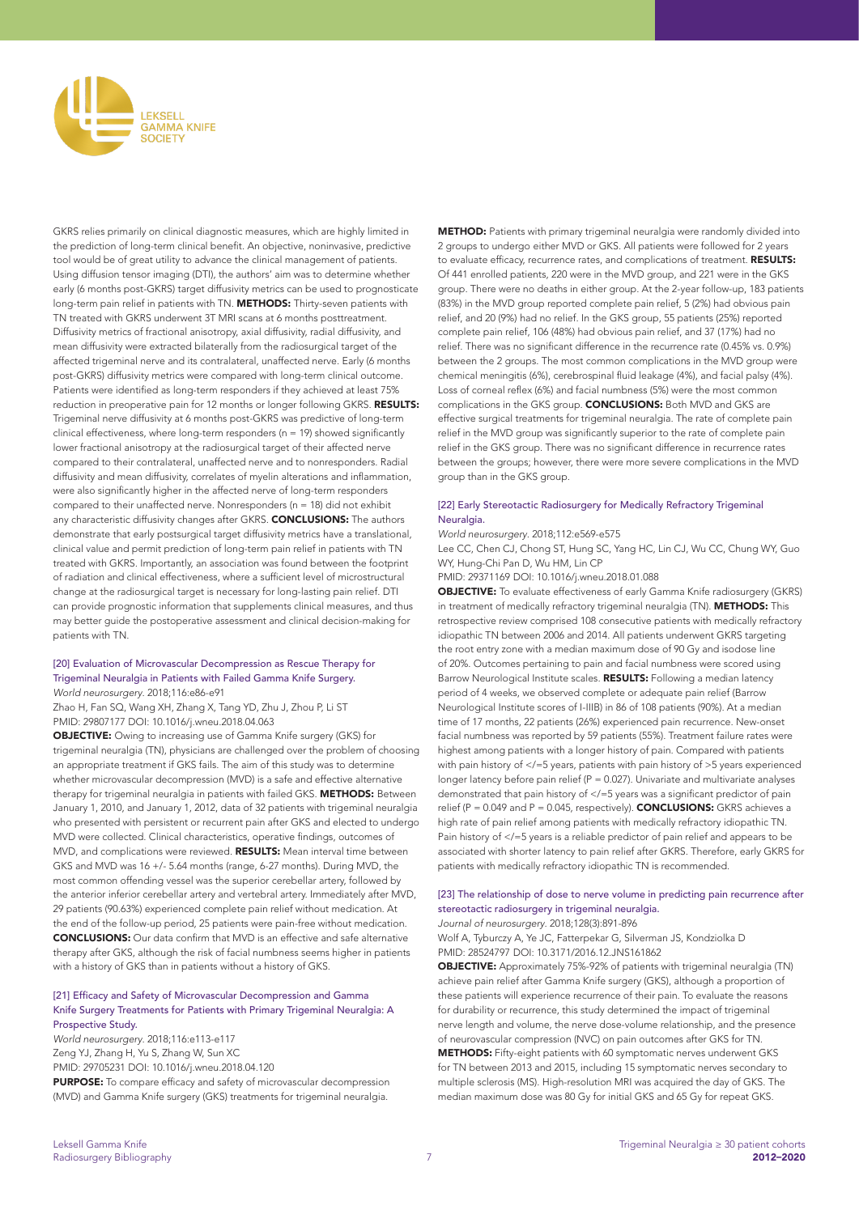GKRS relies primarily on clinical diagnostic measures, which are highly limited in the prediction of long-term clinical benefit. An objective, noninvasive, predictive tool would be of great utility to advance the clinical management of patients. Using diffusion tensor imaging (DTI), the authors' aim was to determine whether early (6 months post-GKRS) target diffusivity metrics can be used to prognosticate long-term pain relief in patients with TN. **METHODS:** Thirty-seven patients with TN treated with GKRS underwent 3T MRI scans at 6 months posttreatment. Diffusivity metrics of fractional anisotropy, axial diffusivity, radial diffusivity, and mean diffusivity were extracted bilaterally from the radiosurgical target of the affected trigeminal nerve and its contralateral, unaffected nerve. Early (6 months post-GKRS) diffusivity metrics were compared with long-term clinical outcome. Patients were identified as long-term responders if they achieved at least 75% reduction in preoperative pain for 12 months or longer following GKRS. **RESULTS:** Trigeminal nerve diffusivity at 6 months post-GKRS was predictive of long-term clinical effectiveness, where long-term responders (n = 19) showed significantly lower fractional anisotropy at the radiosurgical target of their affected nerve compared to their contralateral, unaffected nerve and to nonresponders. Radial diffusivity and mean diffusivity, correlates of myelin alterations and inflammation, were also significantly higher in the affected nerve of long-term responders compared to their unaffected nerve. Nonresponders (n = 18) did not exhibit any characteristic diffusivity changes after GKRS. **CONCLUSIONS:** The authors demonstrate that early postsurgical target diffusivity metrics have a translational, clinical value and permit prediction of long-term pain relief in patients with TN treated with GKRS. Importantly, an association was found between the footprint of radiation and clinical effectiveness, where a sufficient level of microstructural change at the radiosurgical target is necessary for long-lasting pain relief. DTI can provide prognostic information that supplements clinical measures, and thus may better guide the postoperative assessment and clinical decision-making for patients with TN.

### [20] Evaluation of Microvascular Decompression as Rescue Therapy for Trigeminal Neuralgia in Patients with Failed Gamma Knife Surgery.

*World neurosurgery*. 2018;116:e86-e91

Zhao H, Fan SQ, Wang XH, Zhang X, Tang YD, Zhu J, Zhou P, Li ST

PMID: 29807177 DOI: 10.1016/j.wneu.2018.04.063

**OBJECTIVE:** Owing to increasing use of Gamma Knife surgery (GKS) for trigeminal neuralgia (TN), physicians are challenged over the problem of choosing an appropriate treatment if GKS fails. The aim of this study was to determine whether microvascular decompression (MVD) is a safe and effective alternative therapy for trigeminal neuralgia in patients with failed GKS. **METHODS:** Between January 1, 2010, and January 1, 2012, data of 32 patients with trigeminal neuralgia who presented with persistent or recurrent pain after GKS and elected to undergo MVD were collected. Clinical characteristics, operative findings, outcomes of MVD, and complications were reviewed. **RESULTS:** Mean interval time between GKS and MVD was 16 +/- 5.64 months (range, 6-27 months). During MVD, the most common offending vessel was the superior cerebellar artery, followed by the anterior inferior cerebellar artery and vertebral artery. Immediately after MVD, 29 patients (90.63%) experienced complete pain relief without medication. At the end of the follow-up period, 25 patients were pain-free without medication. **CONCLUSIONS:** Our data confirm that MVD is an effective and safe alternative therapy after GKS, although the risk of facial numbness seems higher in patients with a history of GKS than in patients without a history of GKS.

### [21] Efficacy and Safety of Microvascular Decompression and Gamma Knife Surgery Treatments for Patients with Primary Trigeminal Neuralgia: A Prospective Study.

*World neurosurgery*. 2018;116:e113-e117

Zeng YJ, Zhang H, Yu S, Zhang W, Sun XC

PMID: 29705231 DOI: 10.1016/j.wneu.2018.04.120

**PURPOSE:** To compare efficacy and safety of microvascular decompression (MVD) and Gamma Knife surgery (GKS) treatments for trigeminal neuralgia. **METHOD:** Patients with primary trigeminal neuralgia were randomly divided into 2 groups to undergo either MVD or GKS. All patients were followed for 2 years to evaluate efficacy, recurrence rates, and complications of treatment. **RESULTS:** Of 441 enrolled patients, 220 were in the MVD group, and 221 were in the GKS group. There were no deaths in either group. At the 2-year follow-up, 183 patients (83%) in the MVD group reported complete pain relief, 5 (2%) had obvious pain relief, and 20 (9%) had no relief. In the GKS group, 55 patients (25%) reported complete pain relief, 106 (48%) had obvious pain relief, and 37 (17%) had no relief. There was no significant difference in the recurrence rate (0.45% vs. 0.9%) between the 2 groups. The most common complications in the MVD group were chemical meningitis (6%), cerebrospinal fluid leakage (4%), and facial palsy (4%). Loss of corneal reflex (6%) and facial numbness (5%) were the most common complications in the GKS group. **CONCLUSIONS:** Both MVD and GKS are effective surgical treatments for trigeminal neuralgia. The rate of complete pain relief in the MVD group was significantly superior to the rate of complete pain relief in the GKS group. There was no significant difference in recurrence rates between the groups; however, there were more severe complications in the MVD group than in the GKS group.

### [22] Early Stereotactic Radiosurgery for Medically Refractory Trigeminal Neuralgia.

*World neurosurgery*. 2018;112:e569-e575

Lee CC, Chen CJ, Chong ST, Hung SC, Yang HC, Lin CJ, Wu CC, Chung WY, Guo WY, Hung-Chi Pan D, Wu HM, Lin CP

PMID: 29371169 DOI: 10.1016/j.wneu.2018.01.088

**OBJECTIVE:** To evaluate effectiveness of early Gamma Knife radiosurgery (GKRS) in treatment of medically refractory trigeminal neuralgia (TN). **METHODS:** This retrospective review comprised 108 consecutive patients with medically refractory idiopathic TN between 2006 and 2014. All patients underwent GKRS targeting the root entry zone with a median maximum dose of 90 Gy and isodose line of 20%. Outcomes pertaining to pain and facial numbness were scored using Barrow Neurological Institute scales. **RESULTS:** Following a median latency period of 4 weeks, we observed complete or adequate pain relief (Barrow Neurological Institute scores of I-IIIB) in 86 of 108 patients (90%). At a median time of 17 months, 22 patients (26%) experienced pain recurrence. New-onset facial numbness was reported by 59 patients (55%). Treatment failure rates were highest among patients with a longer history of pain. Compared with patients with pain history of </=5 years, patients with pain history of >5 years experienced longer latency before pain relief (P = 0.027). Univariate and multivariate analyses demonstrated that pain history of </=5 years was a significant predictor of pain relief (P = 0.049 and P = 0.045, respectively). **CONCLUSIONS:** GKRS achieves a high rate of pain relief among patients with medically refractory idiopathic TN. Pain history of </=5 years is a reliable predictor of pain relief and appears to be associated with shorter latency to pain relief after GKRS. Therefore, early GKRS for patients with medically refractory idiopathic TN is recommended.

### [23] The relationship of dose to nerve volume in predicting pain recurrence after stereotactic radiosurgery in trigeminal neuralgia.

*Journal of neurosurgery*. 2018;128(3):891-896

Wolf A, Tyburczy A, Ye JC, Fatterpekar G, Silverman JS, Kondziolka D

PMID: 28524797 DOI: 10.3171/2016.12.JNS161862

**OBJECTIVE:** Approximately 75%-92% of patients with trigeminal neuralgia (TN) achieve pain relief after Gamma Knife surgery (GKS), although a proportion of these patients will experience recurrence of their pain. To evaluate the reasons for durability or recurrence, this study determined the impact of trigeminal nerve length and volume, the nerve dose-volume relationship, and the presence of neurovascular compression (NVC) on pain outcomes after GKS for TN. **METHODS:** Fifty-eight patients with 60 symptomatic nerves underwent GKS for TN between 2013 and 2015, including 15 symptomatic nerves secondary to multiple sclerosis (MS). High-resolution MRI was acquired the day of GKS. The median maximum dose was 80 Gy for initial GKS and 65 Gy for repeat GKS.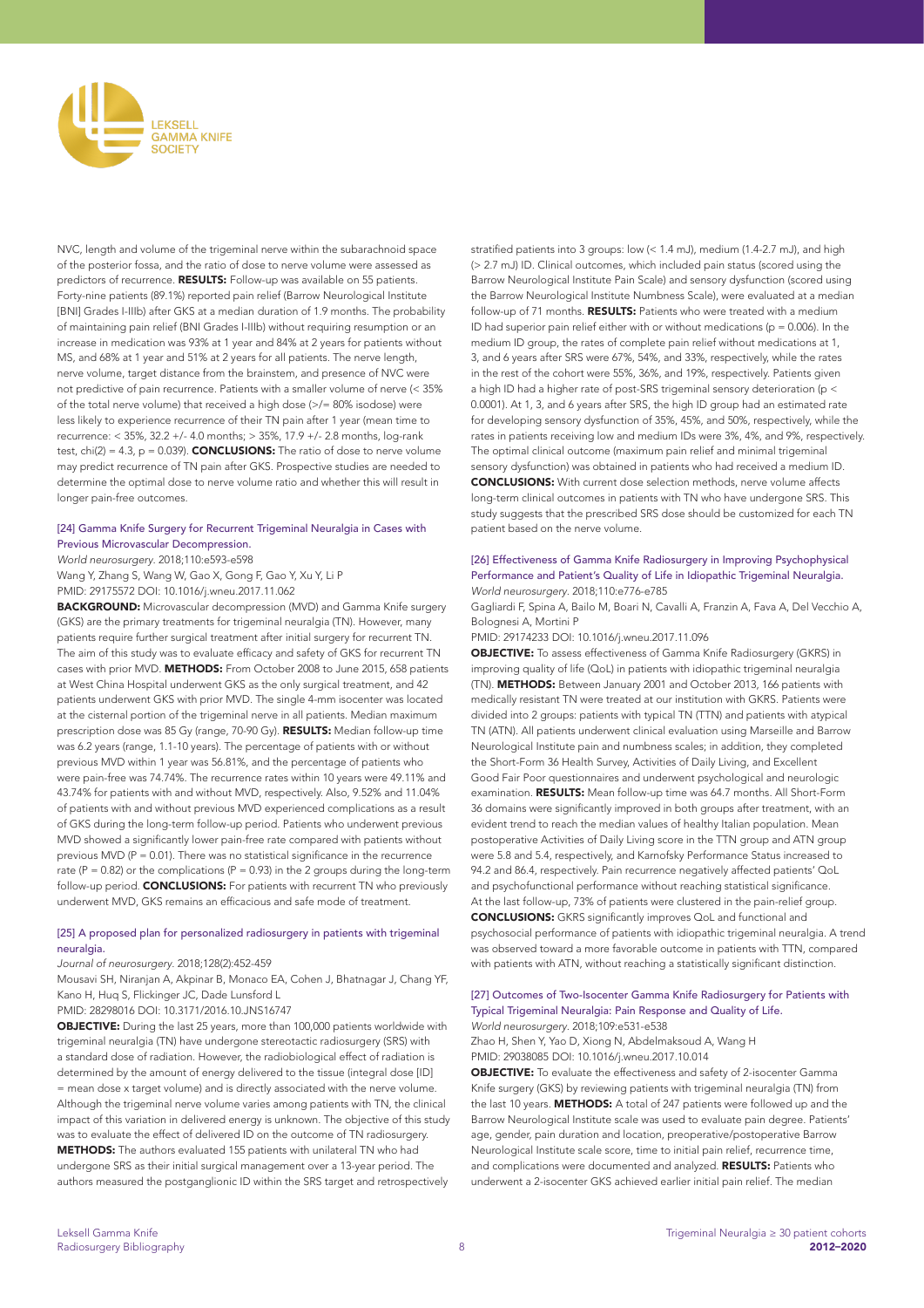NVC, length and volume of the trigeminal nerve within the subarachnoid space of the posterior fossa, and the ratio of dose to nerve volume were assessed as predictors of recurrence. **RESULTS:** Follow-up was available on 55 patients. Forty-nine patients (89.1%) reported pain relief (Barrow Neurological Institute [BNI] Grades I-IIIb) after GKS at a median duration of 1.9 months. The probability of maintaining pain relief (BNI Grades I-IIIb) without requiring resumption or an increase in medication was 93% at 1 year and 84% at 2 years for patients without MS, and 68% at 1 year and 51% at 2 years for all patients. The nerve length, nerve volume, target distance from the brainstem, and presence of NVC were not predictive of pain recurrence. Patients with a smaller volume of nerve (< 35% of the total nerve volume) that received a high dose (>/= 80% isodose) were less likely to experience recurrence of their TN pain after 1 year (mean time to recurrence: < 35%, 32.2 +/- 4.0 months; > 35%, 17.9 +/- 2.8 months, log-rank test, chi(2) = 4.3, p = 0.039). **CONCLUSIONS:** The ratio of dose to nerve volume may predict recurrence of TN pain after GKS. Prospective studies are needed to determine the optimal dose to nerve volume ratio and whether this will result in longer pain-free outcomes.

### [24] Gamma Knife Surgery for Recurrent Trigeminal Neuralgia in Cases with Previous Microvascular Decompression.

*World neurosurgery*. 2018;110:e593-e598

Wang Y, Zhang S, Wang W, Gao X, Gong F, Gao Y, Xu Y, Li P

PMID: 29175572 DOI: 10.1016/j.wneu.2017.11.062

**BACKGROUND:** Microvascular decompression (MVD) and Gamma Knife surgery (GKS) are the primary treatments for trigeminal neuralgia (TN). However, many patients require further surgical treatment after initial surgery for recurrent TN. The aim of this study was to evaluate efficacy and safety of GKS for recurrent TN cases with prior MVD. **METHODS:** From October 2008 to June 2015, 658 patients at West China Hospital underwent GKS as the only surgical treatment, and 42 patients underwent GKS with prior MVD. The single 4-mm isocenter was located at the cisternal portion of the trigeminal nerve in all patients. Median maximum prescription dose was 85 Gy (range, 70-90 Gy). **RESULTS:** Median follow-up time was 6.2 years (range, 1.1-10 years). The percentage of patients with or without previous MVD within 1 year was 56.81%, and the percentage of patients who were pain-free was 74.74%. The recurrence rates within 10 years were 49.11% and 43.74% for patients with and without MVD, respectively. Also, 9.52% and 11.04% of patients with and without previous MVD experienced complications as a result of GKS during the long-term follow-up period. Patients who underwent previous MVD showed a significantly lower pain-free rate compared with patients without previous MVD (P = 0.01). There was no statistical significance in the recurrence rate (P = 0.82) or the complications (P = 0.93) in the 2 groups during the long-term follow-up period. **CONCLUSIONS:** For patients with recurrent TN who previously underwent MVD, GKS remains an efficacious and safe mode of treatment.

### [25] A proposed plan for personalized radiosurgery in patients with trigeminal neuralgia.

*Journal of neurosurgery*. 2018;128(2):452-459

Mousavi SH, Niranjan A, Akpinar B, Monaco EA, Cohen J, Bhatnagar J, Chang YF, Kano H, Huq S, Flickinger JC, Dade Lunsford L

PMID: 28298016 DOI: 10.3171/2016.10.JNS16747

**OBJECTIVE:** During the last 25 years, more than 100,000 patients worldwide with trigeminal neuralgia (TN) have undergone stereotactic radiosurgery (SRS) with a standard dose of radiation. However, the radiobiological effect of radiation is determined by the amount of energy delivered to the tissue (integral dose [ID] = mean dose x target volume) and is directly associated with the nerve volume. Although the trigeminal nerve volume varies among patients with TN, the clinical impact of this variation in delivered energy is unknown. The objective of this study was to evaluate the effect of delivered ID on the outcome of TN radiosurgery. **METHODS:** The authors evaluated 155 patients with unilateral TN who had undergone SRS as their initial surgical management over a 13-year period. The authors measured the postganglionic ID within the SRS target and retrospectively stratified patients into 3 groups: low (< 1.4 mJ), medium (1.4-2.7 mJ), and high (> 2.7 mJ) ID. Clinical outcomes, which included pain status (scored using the Barrow Neurological Institute Pain Scale) and sensory dysfunction (scored using the Barrow Neurological Institute Numbness Scale), were evaluated at a median follow-up of 71 months. **RESULTS:** Patients who were treated with a medium ID had superior pain relief either with or without medications (p = 0.006). In the medium ID group, the rates of complete pain relief without medications at 1, 3, and 6 years after SRS were 67%, 54%, and 33%, respectively, while the rates in the rest of the cohort were 55%, 36%, and 19%, respectively. Patients given a high ID had a higher rate of post-SRS trigeminal sensory deterioration (p < 0.0001). At 1, 3, and 6 years after SRS, the high ID group had an estimated rate for developing sensory dysfunction of 35%, 45%, and 50%, respectively, while the rates in patients receiving low and medium IDs were 3%, 4%, and 9%, respectively. The optimal clinical outcome (maximum pain relief and minimal trigeminal sensory dysfunction) was obtained in patients who had received a medium ID. **CONCLUSIONS:** With current dose selection methods, nerve volume affects long-term clinical outcomes in patients with TN who have undergone SRS. This study suggests that the prescribed SRS dose should be customized for each TN patient based on the nerve volume.

### [26] Effectiveness of Gamma Knife Radiosurgery in Improving Psychophysical Performance and Patient's Quality of Life in Idiopathic Trigeminal Neuralgia.

*World neurosurgery*. 2018;110:e776-e785

Gagliardi F, Spina A, Bailo M, Boari N, Cavalli A, Franzin A, Fava A, Del Vecchio A, Bolognesi A, Mortini P

PMID: 29174233 DOI: 10.1016/j.wneu.2017.11.096

**OBJECTIVE:** To assess effectiveness of Gamma Knife Radiosurgery (GKRS) in improving quality of life (QoL) in patients with idiopathic trigeminal neuralgia (TN). **METHODS:** Between January 2001 and October 2013, 166 patients with medically resistant TN were treated at our institution with GKRS. Patients were divided into 2 groups: patients with typical TN (TTN) and patients with atypical TN (ATN). All patients underwent clinical evaluation using Marseille and Barrow Neurological Institute pain and numbness scales; in addition, they completed the Short-Form 36 Health Survey, Activities of Daily Living, and Excellent Good Fair Poor questionnaires and underwent psychological and neurologic examination. **RESULTS:** Mean follow-up time was 64.7 months. All Short-Form 36 domains were significantly improved in both groups after treatment, with an evident trend to reach the median values of healthy Italian population. Mean postoperative Activities of Daily Living score in the TTN group and ATN group were 5.8 and 5.4, respectively, and Karnofsky Performance Status increased to 94.2 and 86.4, respectively. Pain recurrence negatively affected patients' QoL and psychofunctional performance without reaching statistical significance. At the last follow-up, 73% of patients were clustered in the pain-relief group. **CONCLUSIONS:** GKRS significantly improves QoL and functional and psychosocial performance of patients with idiopathic trigeminal neuralgia. A trend was observed toward a more favorable outcome in patients with TTN, compared with patients with ATN, without reaching a statistically significant distinction.

### [27] Outcomes of Two-Isocenter Gamma Knife Radiosurgery for Patients with Typical Trigeminal Neuralgia: Pain Response and Quality of Life.

*World neurosurgery*. 2018;109:e531-e538

Zhao H, Shen Y, Yao D, Xiong N, Abdelmaksoud A, Wang H

PMID: 29038085 DOI: 10.1016/j.wneu.2017.10.014

**OBJECTIVE:** To evaluate the effectiveness and safety of 2-isocenter Gamma Knife surgery (GKS) by reviewing patients with trigeminal neuralgia (TN) from the last 10 years. **METHODS:** A total of 247 patients were followed up and the Barrow Neurological Institute scale was used to evaluate pain degree. Patients' age, gender, pain duration and location, preoperative/postoperative Barrow Neurological Institute scale score, time to initial pain relief, recurrence time, and complications were documented and analyzed. **RESULTS:** Patients who underwent a 2-isocenter GKS achieved earlier initial pain relief. The median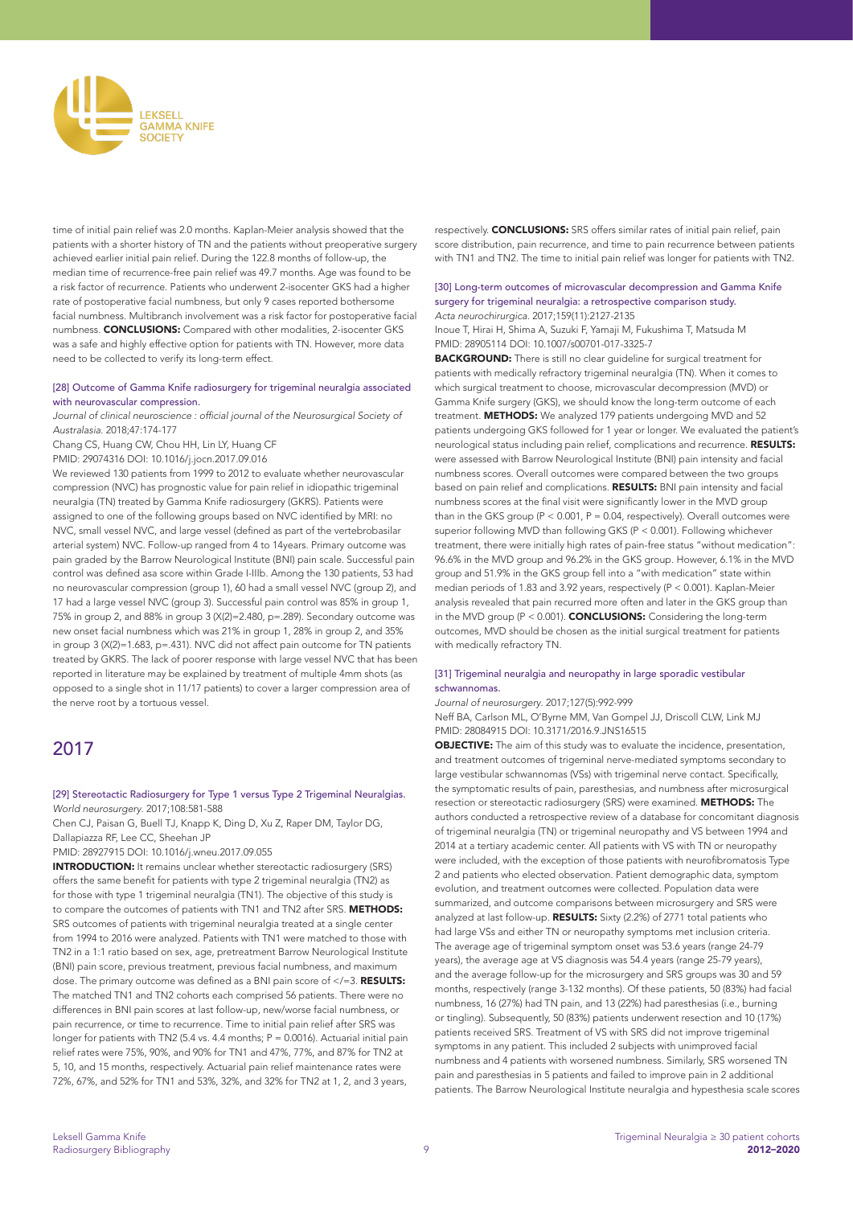time of initial pain relief was 2.0 months. Kaplan-Meier analysis showed that the patients with a shorter history of TN and the patients without preoperative surgery achieved earlier initial pain relief. During the 122.8 months of follow-up, the median time of recurrence-free pain relief was 49.7 months. Age was found to be a risk factor of recurrence. Patients who underwent 2-isocenter GKS had a higher rate of postoperative facial numbness, but only 9 cases reported bothersome facial numbness. Multibranch involvement was a risk factor for postoperative facial numbness. **CONCLUSIONS:** Compared with other modalities, 2-isocenter GKS was a safe and highly effective option for patients with TN. However, more data need to be collected to verify its long-term effect.

### [28] Outcome of Gamma Knife radiosurgery for trigeminal neuralgia associated with neurovascular compression.

*Journal of clinical neuroscience : official journal of the Neurosurgical Society of Australasia.* 2018;47:174-177

Chang CS, Huang CW, Chou HH, Lin LY, Huang CF

PMID: 29074316 DOI: 10.1016/j.jocn.2017.09.016

We reviewed 130 patients from 1999 to 2012 to evaluate whether neurovascular compression (NVC) has prognostic value for pain relief in idiopathic trigeminal neuralgia (TN) treated by Gamma Knife radiosurgery (GKRS). Patients were assigned to one of the following groups based on NVC identified by MRI: no NVC, small vessel NVC, and large vessel (defined as part of the vertebrobasilar arterial system) NVC. Follow-up ranged from 4 to 14years. Primary outcome was pain graded by the Barrow Neurological Institute (BNI) pain scale. Successful pain control was defined asa score within Grade I-IIIb. Among the 130 patients, 53 had no neurovascular compression (group 1), 60 had a small vessel NVC (group 2), and 17 had a large vessel NVC (group 3). Successful pain control was 85% in group 1, 75% in group 2, and 88% in group 3 (X(2)=2.480, p=.289). Secondary outcome was new onset facial numbness which was 21% in group 1, 28% in group 2, and 35% in group 3 (X(2)=1.683, p=.431). NVC did not affect pain outcome for TN patients treated by GKRS. The lack of poorer response with large vessel NVC that has been reported in literature may be explained by treatment of multiple 4mm shots (as opposed to a single shot in 11/17 patients) to cover a larger compression area of the nerve root by a tortuous vessel.

## 2017

### [29] Stereotactic Radiosurgery for Type 1 versus Type 2 Trigeminal Neuralgias.

*World neurosurgery.* 2017;108:581-588

Chen CJ, Paisan G, Buell TJ, Knapp K, Ding D, Xu Z, Raper DM, Taylor DG, Dallapiazza RF, Lee CC, Sheehan JP

PMID: 28927915 DOI: 10.1016/j.wneu.2017.09.055

**INTRODUCTION:** It remains unclear whether stereotactic radiosurgery (SRS) offers the same benefit for patients with type 2 trigeminal neuralgia (TN2) as for those with type 1 trigeminal neuralgia (TN1). The objective of this study is to compare the outcomes of patients with TN1 and TN2 after SRS. **METHODS:** SRS outcomes of patients with trigeminal neuralgia treated at a single center from 1994 to 2016 were analyzed. Patients with TN1 were matched to those with TN2 in a 1:1 ratio based on sex, age, pretreatment Barrow Neurological Institute (BNI) pain score, previous treatment, previous facial numbness, and maximum dose. The primary outcome was defined as a BNI pain score of </=3. **RESULTS:** The matched TN1 and TN2 cohorts each comprised 56 patients. There were no differences in BNI pain scores at last follow-up, new/worse facial numbness, or pain recurrence, or time to recurrence. Time to initial pain relief after SRS was longer for patients with TN2 (5.4 vs. 4.4 months; P = 0.0016). Actuarial initial pain relief rates were 75%, 90%, and 90% for TN1 and 47%, 77%, and 87% for TN2 at 5, 10, and 15 months, respectively. Actuarial pain relief maintenance rates were 72%, 67%, and 52% for TN1 and 53%, 32%, and 32% for TN2 at 1, 2, and 3 years, respectively. **CONCLUSIONS:** SRS offers similar rates of initial pain relief, pain score distribution, pain recurrence, and time to pain recurrence between patients with TN1 and TN2. The time to initial pain relief was longer for patients with TN2.

### [30] Long-term outcomes of microvascular decompression and Gamma Knife surgery for trigeminal neuralgia: a retrospective comparison study.

*Acta neurochirurgica.* 2017;159(11):2127-2135

Inoue T, Hirai H, Shima A, Suzuki F, Yamaji M, Fukushima T, Matsuda M

PMID: 28905114 DOI: 10.1007/s00701-017-3325-7

**BACKGROUND:** There is still no clear guideline for surgical treatment for patients with medically refractory trigeminal neuralgia (TN). When it comes to which surgical treatment to choose, microvascular decompression (MVD) or Gamma Knife surgery (GKS), we should know the long-term outcome of each treatment. **METHODS:** We analyzed 179 patients undergoing MVD and 52 patients undergoing GKS followed for 1 year or longer. We evaluated the patient's neurological status including pain relief, complications and recurrence. **RESULTS:** were assessed with Barrow Neurological Institute (BNI) pain intensity and facial numbness scores. Overall outcomes were compared between the two groups based on pain relief and complications. **RESULTS:** BNI pain intensity and facial numbness scores at the final visit were significantly lower in the MVD group than in the GKS group (P < 0.001, P = 0.04, respectively). Overall outcomes were superior following MVD than following GKS (P < 0.001). Following whichever treatment, there were initially high rates of pain-free status "without medication": 96.6% in the MVD group and 96.2% in the GKS group. However, 6.1% in the MVD group and 51.9% in the GKS group fell into a "with medication" state within median periods of 1.83 and 3.92 years, respectively (P < 0.001). Kaplan-Meier analysis revealed that pain recurred more often and later in the GKS group than in the MVD group (P < 0.001). **CONCLUSIONS:** Considering the long-term outcomes, MVD should be chosen as the initial surgical treatment for patients with medically refractory TN.

### [31] Trigeminal neuralgia and neuropathy in large sporadic vestibular schwannomas.

*Journal of neurosurgery.* 2017;127(5):992-999

Neff BA, Carlson ML, O'Byrne MM, Van Gompel JJ, Driscoll CLW, Link MJ

PMID: 28084915 DOI: 10.3171/2016.9.JNS16515

**OBJECTIVE:** The aim of this study was to evaluate the incidence, presentation, and treatment outcomes of trigeminal nerve-mediated symptoms secondary to large vestibular schwannomas (VSs) with trigeminal nerve contact. Specifically, the symptomatic results of pain, paresthesias, and numbness after microsurgical resection or stereotactic radiosurgery (SRS) were examined. **METHODS:** The authors conducted a retrospective review of a database for concomitant diagnosis of trigeminal neuralgia (TN) or trigeminal neuropathy and VS between 1994 and 2014 at a tertiary academic center. All patients with VS with TN or neuropathy were included, with the exception of those patients with neurofibromatosis Type 2 and patients who elected observation. Patient demographic data, symptom evolution, and treatment outcomes were collected. Population data were summarized, and outcome comparisons between microsurgery and SRS were analyzed at last follow-up. **RESULTS:** Sixty (2.2%) of 2771 total patients who had large VSs and either TN or neuropathy symptoms met inclusion criteria. The average age of trigeminal symptom onset was 53.6 years (range 24-79 years), the average age at VS diagnosis was 54.4 years (range 25-79 years), and the average follow-up for the microsurgery and SRS groups was 30 and 59 months, respectively (range 3-132 months). Of these patients, 50 (83%) had facial numbness, 16 (27%) had TN pain, and 13 (22%) had paresthesias (i.e., burning or tingling). Subsequently, 50 (83%) patients underwent resection and 10 (17%) patients received SRS. Treatment of VS with SRS did not improve trigeminal symptoms in any patient. This included 2 subjects with unimproved facial numbness and 4 patients with worsened numbness. Similarly, SRS worsened TN pain and paresthesias in 5 patients and failed to improve pain in 2 additional patients. The Barrow Neurological Institute neuralgia and hypesthesia scale scores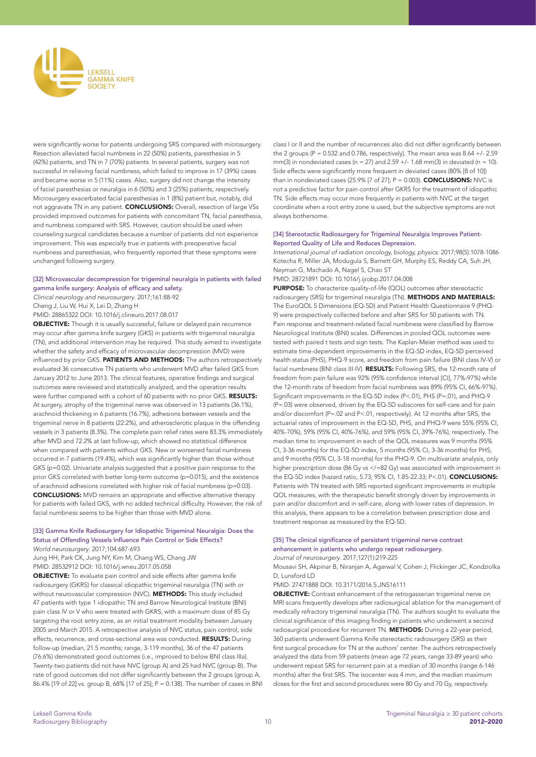were significantly worse for patients undergoing SRS compared with microsurgery. Resection alleviated facial numbness in 22 (50%) patients, paresthesias in 5 (42%) patients, and TN in 7 (70%) patients. In several patients, surgery was not successful in relieving facial numbness, which failed to improve in 17 (39%) cases and became worse in 5 (11%) cases. Also, surgery did not change the intensity of facial paresthesias or neuralgia in 6 (50%) and 3 (25%) patients, respectively. Microsurgery exacerbated facial paresthesias in 1 (8%) patient but, notably, did not aggravate TN in any patient. **CONCLUSIONS:** Overall, resection of large VSs provided improved outcomes for patients with concomitant TN, facial paresthesia, and numbness compared with SRS. However, caution should be used when counseling surgical candidates because a number of patients did not experience improvement. This was especially true in patients with preoperative facial numbness and paresthesias, who frequently reported that these symptoms were unchanged following surgery.

### [32] Microvascular decompression for trigeminal neuralgia in patients with failed gamma knife surgery: Analysis of efficacy and safety.

*Clinical neurology and neurosurgery*. 2017;161:88-92

Cheng J, Liu W, Hui X, Lei D, Zhang H

PMID: 28865322 DOI: 10.1016/j.clineuro.2017.08.017

**OBJECTIVE:** Though it is usually successful, failure or delayed pain recurrence may occur after gamma knife surgery (GKS) in patients with trigeminal neuralgia (TN), and additional intervention may be required. This study aimed to investigate whether the safety and efficacy of microvascular decompression (MVD) were influenced by prior GKS. **PATIENTS AND METHODS:** The authors retrospectively evaluated 36 consecutive TN patients who underwent MVD after failed GKS from January 2012 to June 2013. The clinical features, operative findings and surgical outcomes were reviewed and statistically analyzed, and the operation results were further compared with a cohort of 60 patients with no prior GKS. **RESULTS:** At surgery, atrophy of the trigeminal nerve was observed in 13 patients (36.1%), arachnoid thickening in 6 patients (16.7%), adhesions between vessels and the trigeminal nerve in 8 patients (22.2%), and atherosclerotic plaque in the offending vessels in 3 patients (8.3%). The complete pain relief rates were 83.3% immediately after MVD and 72.2% at last follow-up, which showed no statistical difference when compared with patients without GKS. New or worsened facial numbness occurred in 7 patients (19.4%), which was significantly higher than those without GKS (p=0.02). Univariate analysis suggested that a positive pain response to the prior GKS correlated with better long-term outcome (p=0.015), and the existence of arachnoid adhesions correlated with higher risk of facial numbness (p=0.03). **CONCLUSIONS:** MVD remains an appropriate and effective alternative therapy for patients with failed GKS, with no added technical difficulty. However, the risk of facial numbness seems to be higher than those with MVD alone.

### [33] Gamma Knife Radiosurgery for Idiopathic Trigeminal Neuralgia: Does the Status of Offending Vessels Influence Pain Control or Side Effects?

*World neurosurgery*. 2017;104:687-693

Jung HH, Park CK, Jung NY, Kim M, Chang WS, Chang JW

PMID: 28532912 DOI: 10.1016/j.wneu.2017.05.058

**OBJECTIVE:** To evaluate pain control and side effects after gamma knife radiosurgery (GKRS) for classical idiopathic trigeminal neuralgia (TN) with or without neurovascular compression (NVC). **METHODS:** This study included 47 patients with type 1 idiopathic TN and Barrow Neurological Institute (BNI) pain class IV or V who were treated with GKRS, with a maximum dose of 85 Gy targeting the root entry zone, as an initial treatment modality between January 2005 and March 2015. A retrospective analysis of NVC status, pain control, side effects, recurrence, and cross-sectional area was conducted. **RESULTS:** During follow-up (median, 21.5 months; range, 3-119 months), 36 of the 47 patients (76.6%) demonstrated good outcomes (i.e., improved to below BNI class IIIa). Twenty-two patients did not have NVC (group A) and 25 had NVC (group B). The rate of good outcomes did not differ significantly between the 2 groups (group A, 86.4% [19 of 22] vs. group B, 68% [17 of 25]; P = 0.138). The number of cases in BNI class I or II and the number of recurrences also did not differ significantly between the 2 groups (P = 0.532 and 0.786, respectively). The mean area was 8.64 +/- 2.59 mm(3) in nondeviated cases (n = 27) and 2.59 +/- 1.68 mm(3) in deviated (n = 10). Side effects were significantly more frequent in deviated cases (80% [8 of 10]) than in nondeviated cases (25.9% [7 of 27]; P = 0.003). **CONCLUSIONS:** NVC is not a predictive factor for pain control after GKRS for the treatment of idiopathic TN. Side effects may occur more frequently in patients with NVC at the target coordinate when a root entry zone is used, but the subjective symptoms are not always bothersome.

### [34] Stereotactic Radiosurgery for Trigeminal Neuralgia Improves Patient-Reported Quality of Life and Reduces Depression.

*International journal of radiation oncology, biology, physics*. 2017;98(5):1078-1086

Kotecha R, Miller JA, Modugula S, Barnett GH, Murphy ES, Reddy CA, Suh JH, Neyman G, Machado A, Nagel S, Chao ST

PMID: 28721891 DOI: 10.1016/j.ijrobp.2017.04.008

**PURPOSE:** To characterize quality-of-life (QOL) outcomes after stereotactic radiosurgery (SRS) for trigeminal neuralgia (TN). **METHODS AND MATERIALS:** The EuroQOL 5 Dimensions (EQ-5D) and Patient Health Questionnaire 9 (PHQ-9) were prospectively collected before and after SRS for 50 patients with TN. Pain response and treatment-related facial numbness were classified by Barrow Neurological Institute (BNI) scales. Differences in pooled QOL outcomes were tested with paired t tests and sign tests. The Kaplan-Meier method was used to estimate time-dependent improvements in the EQ-5D index, EQ-5D perceived health status (PHS), PHQ-9 score, and freedom from pain failure (BNI class IV-V) or facial numbness (BNI class III-IV). **RESULTS:** Following SRS, the 12-month rate of freedom from pain failure was 92% (95% confidence interval [CI], 77%-97%) while the 12-month rate of freedom from facial numbness was 89% (95% CI, 66%-97%). Significant improvements in the EQ-5D index (P<.01), PHS (P=.01), and PHQ-9 (P=.03) were observed, driven by the EQ-5D subscores for self-care and for pain and/or discomfort (P=.02 and P<.01, respectively). At 12 months after SRS, the actuarial rates of improvement in the EQ-5D, PHS, and PHQ-9 were 55% (95% CI, 40%-70%), 59% (95% CI, 40%-76%), and 59% (95% CI, 39%-76%), respectively. The median time to improvement in each of the QOL measures was 9 months (95% CI, 3-36 months) for the EQ-5D index, 5 months (95% CI, 3-36 months) for PHS, and 9 months (95% CI, 3-18 months) for the PHQ-9. On multivariate analysis, only higher prescription dose (86 Gy vs </=82 Gy) was associated with improvement in the EQ-5D index (hazard ratio, 5.73; 95% CI, 1.85-22.33; P<.01). **CONCLUSIONS:** Patients with TN treated with SRS reported significant improvements in multiple QOL measures, with the therapeutic benefit strongly driven by improvements in pain and/or discomfort and in self-care, along with lower rates of depression. In this analysis, there appears to be a correlation between prescription dose and treatment response as measured by the EQ-5D.

### [35] The clinical significance of persistent trigeminal nerve contrast enhancement in patients who undergo repeat radiosurgery.

*Journal of neurosurgery*. 2017;127(1):219-225

Mousavi SH, Akpinar B, Niranjan A, Agarwal V, Cohen J, Flickinger JC, Kondziolka D, Lunsford LD

PMID: 27471888 DOI: 10.3171/2016.5.JNS16111

**OBJECTIVE:** Contrast enhancement of the retrogasserian trigeminal nerve on MRI scans frequently develops after radiosurgical ablation for the management of medically refractory trigeminal neuralgia (TN). The authors sought to evaluate the clinical significance of this imaging finding in patients who underwent a second radiosurgical procedure for recurrent TN. **METHODS:** During a 22-year period, 360 patients underwent Gamma Knife stereotactic radiosurgery (SRS) as their first surgical procedure for TN at the authors' center. The authors retrospectively analyzed the data from 59 patients (mean age 72 years, range 33-89 years) who underwent repeat SRS for recurrent pain at a median of 30 months (range 6-146 months) after the first SRS. The isocenter was 4 mm, and the median maximum doses for the first and second procedures were 80 Gy and 70 Gy, respectively.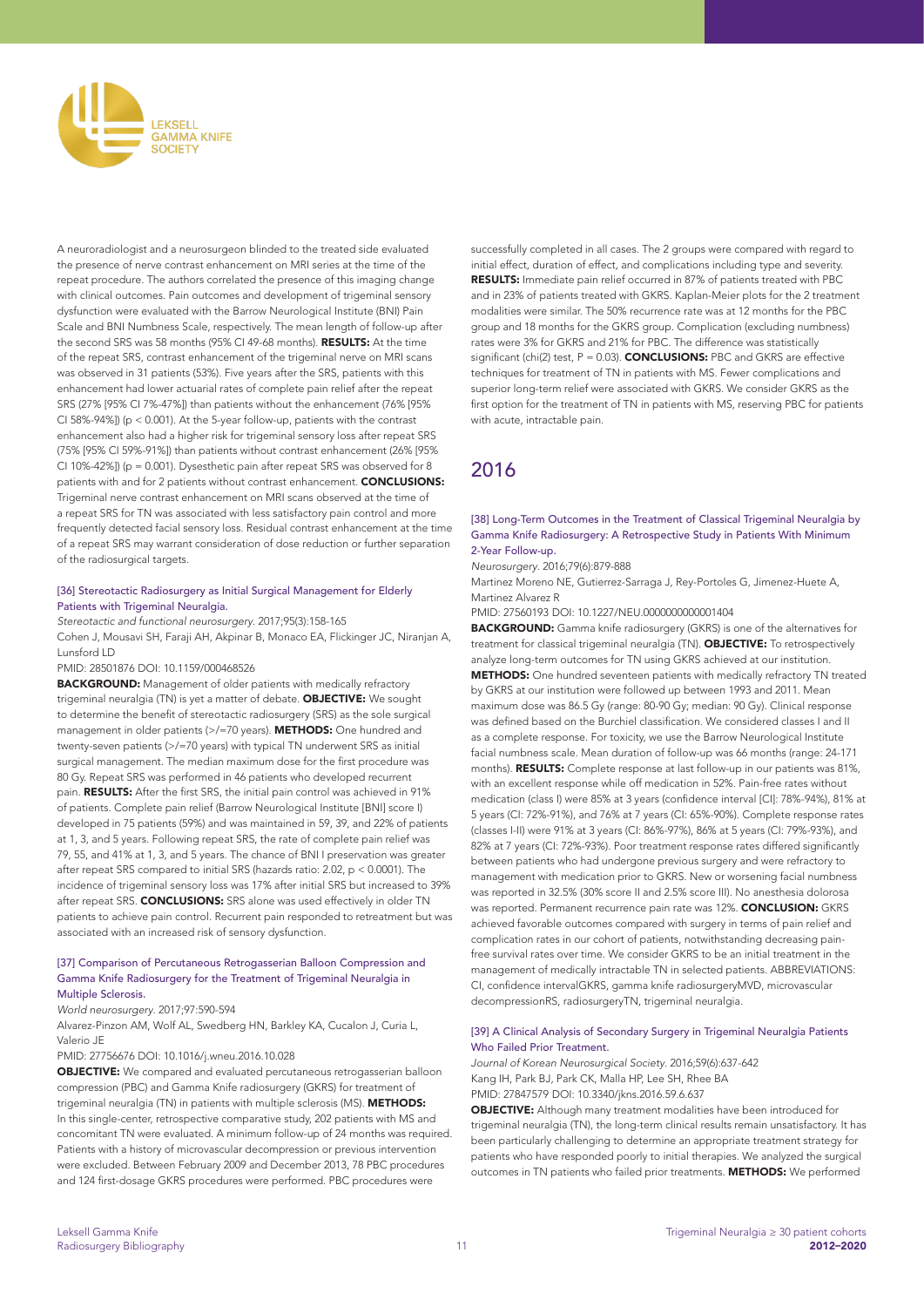A neuroradiologist and a neurosurgeon blinded to the treated side evaluated the presence of nerve contrast enhancement on MRI series at the time of the repeat procedure. The authors correlated the presence of this imaging change with clinical outcomes. Pain outcomes and development of trigeminal sensory dysfunction were evaluated with the Barrow Neurological Institute (BNI) Pain Scale and BNI Numbness Scale, respectively. The mean length of follow-up after the second SRS was 58 months (95% CI 49-68 months). **RESULTS:** At the time of the repeat SRS, contrast enhancement of the trigeminal nerve on MRI scans was observed in 31 patients (53%). Five years after the SRS, patients with this enhancement had lower actuarial rates of complete pain relief after the repeat SRS (27% [95% CI 7%-47%]) than patients without the enhancement (76% [95% CI 58%-94%]) (p < 0.001). At the 5-year follow-up, patients with the contrast enhancement also had a higher risk for trigeminal sensory loss after repeat SRS (75% [95% CI 59%-91%]) than patients without contrast enhancement (26% [95% CI 10%-42%]) (p = 0.001). Dysesthetic pain after repeat SRS was observed for 8 patients with and for 2 patients without contrast enhancement. **CONCLUSIONS:** Trigeminal nerve contrast enhancement on MRI scans observed at the time of a repeat SRS for TN was associated with less satisfactory pain control and more frequently detected facial sensory loss. Residual contrast enhancement at the time of a repeat SRS may warrant consideration of dose reduction or further separation of the radiosurgical targets.

### [36] Stereotactic Radiosurgery as Initial Surgical Management for Elderly Patients with Trigeminal Neuralgia.

*Stereotactic and functional neurosurgery*. 2017;95(3):158-165

Cohen J, Mousavi SH, Faraji AH, Akpinar B, Monaco EA, Flickinger JC, Niranjan A, Lunsford LD

PMID: 28501876 DOI: 10.1159/000468526

**BACKGROUND:** Management of older patients with medically refractory trigeminal neuralgia (TN) is yet a matter of debate. **OBJECTIVE:** We sought to determine the benefit of stereotactic radiosurgery (SRS) as the sole surgical management in older patients (>/=70 years). **METHODS:** One hundred and twenty-seven patients (>/=70 years) with typical TN underwent SRS as initial surgical management. The median maximum dose for the first procedure was 80 Gy. Repeat SRS was performed in 46 patients who developed recurrent pain. **RESULTS:** After the first SRS, the initial pain control was achieved in 91% of patients. Complete pain relief (Barrow Neurological Institute [BNI] score I) developed in 75 patients (59%) and was maintained in 59, 39, and 22% of patients at 1, 3, and 5 years. Following repeat SRS, the rate of complete pain relief was 79, 55, and 41% at 1, 3, and 5 years. The chance of BNI I preservation was greater after repeat SRS compared to initial SRS (hazards ratio: 2.02, p < 0.0001). The incidence of trigeminal sensory loss was 17% after initial SRS but increased to 39% after repeat SRS. **CONCLUSIONS:** SRS alone was used effectively in older TN patients to achieve pain control. Recurrent pain responded to retreatment but was associated with an increased risk of sensory dysfunction.

### [37] Comparison of Percutaneous Retrogasserian Balloon Compression and Gamma Knife Radiosurgery for the Treatment of Trigeminal Neuralgia in Multiple Sclerosis.

*World neurosurgery*. 2017;97:590-594

Alvarez-Pinzon AM, Wolf AL, Swedberg HN, Barkley KA, Cucalon J, Curia L, Valerio JE

PMID: 27756676 DOI: 10.1016/j.wneu.2016.10.028

**OBJECTIVE:** We compared and evaluated percutaneous retrogasserian balloon compression (PBC) and Gamma Knife radiosurgery (GKRS) for treatment of trigeminal neuralgia (TN) in patients with multiple sclerosis (MS). **METHODS:** In this single-center, retrospective comparative study, 202 patients with MS and concomitant TN were evaluated. A minimum follow-up of 24 months was required. Patients with a history of microvascular decompression or previous intervention were excluded. Between February 2009 and December 2013, 78 PBC procedures and 124 first-dosage GKRS procedures were performed. PBC procedures were successfully completed in all cases. The 2 groups were compared with regard to initial effect, duration of effect, and complications including type and severity. **RESULTS:** Immediate pain relief occurred in 87% of patients treated with PBC and in 23% of patients treated with GKRS. Kaplan-Meier plots for the 2 treatment modalities were similar. The 50% recurrence rate was at 12 months for the PBC group and 18 months for the GKRS group. Complication (excluding numbness) rates were 3% for GKRS and 21% for PBC. The difference was statistically significant (chi(2) test, P = 0.03). **CONCLUSIONS:** PBC and GKRS are effective techniques for treatment of TN in patients with MS. Fewer complications and superior long-term relief were associated with GKRS. We consider GKRS as the first option for the treatment of TN in patients with MS, reserving PBC for patients with acute, intractable pain.

## 2016

### [38] Long-Term Outcomes in the Treatment of Classical Trigeminal Neuralgia by Gamma Knife Radiosurgery: A Retrospective Study in Patients With Minimum 2-Year Follow-up.

*Neurosurgery*. 2016;79(6):879-888

Martinez Moreno NE, Gutierrez-Sarraga J, Rey-Portoles G, Jimenez-Huete A, Martinez Alvarez R

PMID: 27560193 DOI: 10.1227/NEU.0000000000001404

**BACKGROUND:** Gamma knife radiosurgery (GKRS) is one of the alternatives for treatment for classical trigeminal neuralgia (TN). **OBJECTIVE:** To retrospectively analyze long-term outcomes for TN using GKRS achieved at our institution. **METHODS:** One hundred seventeen patients with medically refractory TN treated by GKRS at our institution were followed up between 1993 and 2011. Mean maximum dose was 86.5 Gy (range: 80-90 Gy; median: 90 Gy). Clinical response was defined based on the Burchiel classification. We considered classes I and II as a complete response. For toxicity, we use the Barrow Neurological Institute facial numbness scale. Mean duration of follow-up was 66 months (range: 24-171 months). **RESULTS:** Complete response at last follow-up in our patients was 81%, with an excellent response while off medication in 52%. Pain-free rates without medication (class I) were 85% at 3 years (confidence interval [CI]: 78%-94%), 81% at 5 years (CI: 72%-91%), and 76% at 7 years (CI: 65%-90%). Complete response rates (classes I-II) were 91% at 3 years (CI: 86%-97%), 86% at 5 years (CI: 79%-93%), and 82% at 7 years (CI: 72%-93%). Poor treatment response rates differed significantly between patients who had undergone previous surgery and were refractory to management with medication prior to GKRS. New or worsening facial numbness was reported in 32.5% (30% score II and 2.5% score III). No anesthesia dolorosa was reported. Permanent recurrence pain rate was 12%. **CONCLUSION:** GKRS achieved favorable outcomes compared with surgery in terms of pain relief and complication rates in our cohort of patients, notwithstanding decreasing pain-free survival rates over time. We consider GKRS to be an initial treatment in the management of medically intractable TN in selected patients. ABBREVIATIONS: CI, confidence intervalGKRS, gamma knife radiosurgeryMVD, microvascular decompressionRS, radiosurgeryTN, trigeminal neuralgia.

### [39] A Clinical Analysis of Secondary Surgery in Trigeminal Neuralgia Patients Who Failed Prior Treatment.

*Journal of Korean Neurosurgical Society*. 2016;59(6):637-642

Kang IH, Park BJ, Park CK, Malla HP, Lee SH, Rhee BA

PMID: 27847579 DOI: 10.3340/jkns.2016.59.6.637

**OBJECTIVE:** Although many treatment modalities have been introduced for trigeminal neuralgia (TN), the long-term clinical results remain unsatisfactory. It has been particularly challenging to determine an appropriate treatment strategy for patients who have responded poorly to initial therapies. We analyzed the surgical outcomes in TN patients who failed prior treatments. **METHODS:** We performed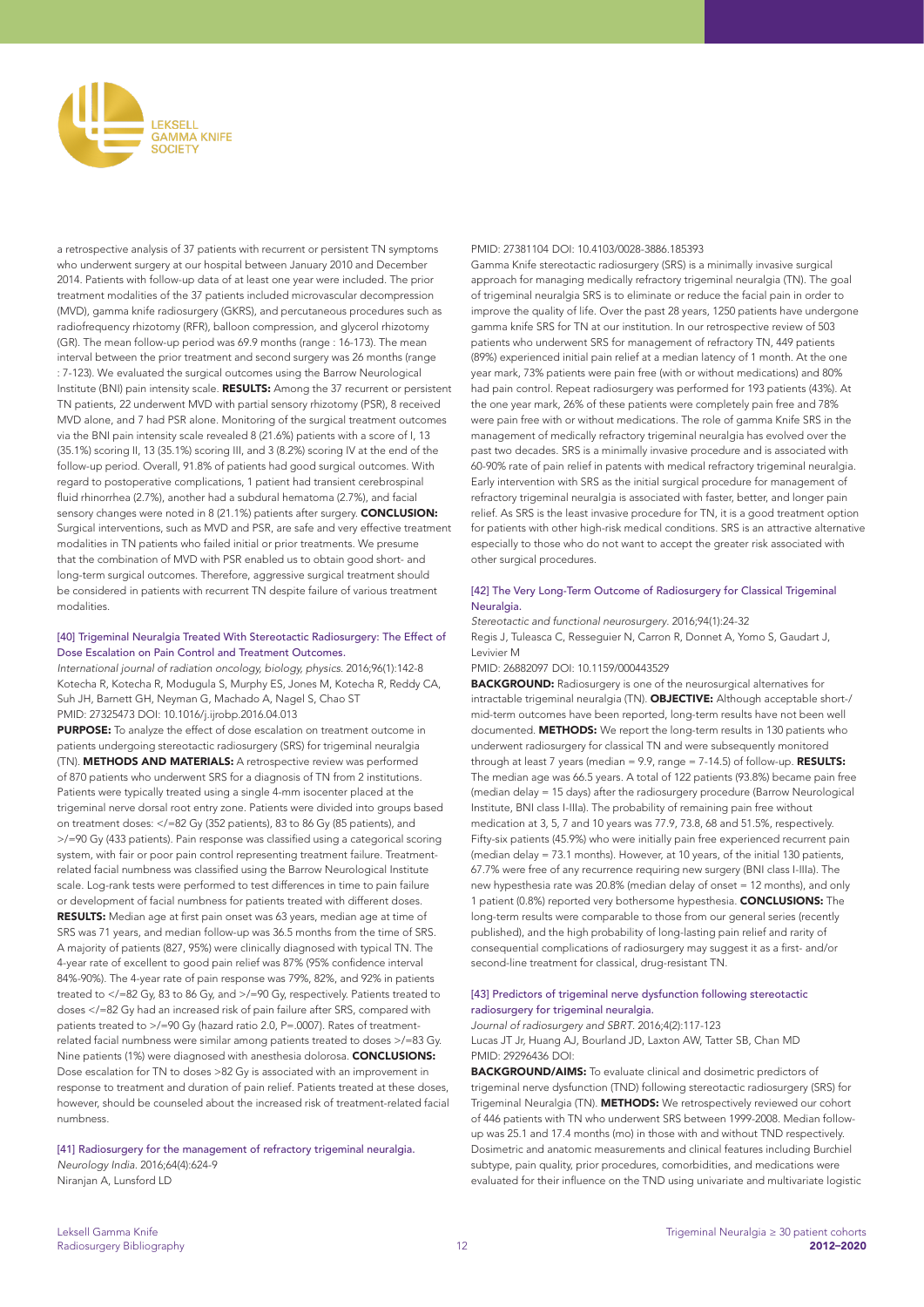a retrospective analysis of 37 patients with recurrent or persistent TN symptoms who underwent surgery at our hospital between January 2010 and December 2014. Patients with follow-up data of at least one year were included. The prior treatment modalities of the 37 patients included microvascular decompression (MVD), gamma knife radiosurgery (GKRS), and percutaneous procedures such as radiofrequency rhizotomy (RFR), balloon compression, and glycerol rhizotomy (GR). The mean follow-up period was 69.9 months (range : 16-173). The mean interval between the prior treatment and second surgery was 26 months (range : 7-123). We evaluated the surgical outcomes using the Barrow Neurological Institute (BNI) pain intensity scale. **RESULTS:** Among the 37 recurrent or persistent TN patients, 22 underwent MVD with partial sensory rhizotomy (PSR), 8 received MVD alone, and 7 had PSR alone. Monitoring of the surgical treatment outcomes via the BNI pain intensity scale revealed 8 (21.6%) patients with a score of I, 13 (35.1%) scoring II, 13 (35.1%) scoring III, and 3 (8.2%) scoring IV at the end of the follow-up period. Overall, 91.8% of patients had good surgical outcomes. With regard to postoperative complications, 1 patient had transient cerebrospinal fluid rhinorrhea (2.7%), another had a subdural hematoma (2.7%), and facial sensory changes were noted in 8 (21.1%) patients after surgery. **CONCLUSION:** Surgical interventions, such as MVD and PSR, are safe and very effective treatment modalities in TN patients who failed initial or prior treatments. We presume that the combination of MVD with PSR enabled us to obtain good short- and long-term surgical outcomes. Therefore, aggressive surgical treatment should be considered in patients with recurrent TN despite failure of various treatment modalities.

### [40] Trigeminal Neuralgia Treated With Stereotactic Radiosurgery: The Effect of Dose Escalation on Pain Control and Treatment Outcomes.

*International journal of radiation oncology, biology, physics.* 2016;96(1):142-8
Kotecha R, Kotecha R, Modugula S, Murphy ES, Jones M, Kotecha R, Reddy CA, Suh JH, Barnett GH, Neyman G, Machado A, Nagel S, Chao ST
PMID: 27325473 DOI: 10.1016/j.ijrobp.2016.04.013

**PURPOSE:** To analyze the effect of dose escalation on treatment outcome in patients undergoing stereotactic radiosurgery (SRS) for trigeminal neuralgia (TN). **METHODS AND MATERIALS:** A retrospective review was performed of 870 patients who underwent SRS for a diagnosis of TN from 2 institutions. Patients were typically treated using a single 4-mm isocenter placed at the trigeminal nerve dorsal root entry zone. Patients were divided into groups based on treatment doses: </=82 Gy (352 patients), 83 to 86 Gy (85 patients), and >/=90 Gy (433 patients). Pain response was classified using a categorical scoring system, with fair or poor pain control representing treatment failure. Treatment-related facial numbness was classified using the Barrow Neurological Institute scale. Log-rank tests were performed to test differences in time to pain failure or development of facial numbness for patients treated with different doses. **RESULTS:** Median age at first pain onset was 63 years, median age at time of SRS was 71 years, and median follow-up was 36.5 months from the time of SRS. A majority of patients (827, 95%) were clinically diagnosed with typical TN. The 4-year rate of excellent to good pain relief was 87% (95% confidence interval 84%-90%). The 4-year rate of pain response was 79%, 82%, and 92% in patients treated to </=82 Gy, 83 to 86 Gy, and >/=90 Gy, respectively. Patients treated to doses </=82 Gy had an increased risk of pain failure after SRS, compared with patients treated to >/=90 Gy (hazard ratio 2.0, P=.0007). Rates of treatment-related facial numbness were similar among patients treated to doses >/=83 Gy. Nine patients (1%) were diagnosed with anesthesia dolorosa. **CONCLUSIONS:** Dose escalation for TN to doses >82 Gy is associated with an improvement in response to treatment and duration of pain relief. Patients treated at these doses, however, should be counseled about the increased risk of treatment-related facial numbness.

### [41] Radiosurgery for the management of refractory trigeminal neuralgia.

*Neurology India.* 2016;64(4):624-9
Niranjan A, Lunsford LD
PMID: 27381104 DOI: 10.4103/0028-3886.185393

Gamma Knife stereotactic radiosurgery (SRS) is a minimally invasive surgical approach for managing medically refractory trigeminal neuralgia (TN). The goal of trigeminal neuralgia SRS is to eliminate or reduce the facial pain in order to improve the quality of life. Over the past 28 years, 1250 patients have undergone gamma knife SRS for TN at our institution. In our retrospective review of 503 patients who underwent SRS for management of refractory TN, 449 patients (89%) experienced initial pain relief at a median latency of 1 month. At the one year mark, 73% patients were pain free (with or without medications) and 80% had pain control. Repeat radiosurgery was performed for 193 patients (43%). At the one year mark, 26% of these patients were completely pain free and 78% were pain free with or without medications. The role of gamma Knife SRS in the management of medically refractory trigeminal neuralgia has evolved over the past two decades. SRS is a minimally invasive procedure and is associated with 60-90% rate of pain relief in patents with medical refractory trigeminal neuralgia. Early intervention with SRS as the initial surgical procedure for management of refractory trigeminal neuralgia is associated with faster, better, and longer pain relief. As SRS is the least invasive procedure for TN, it is a good treatment option for patients with other high-risk medical conditions. SRS is an attractive alternative especially to those who do not want to accept the greater risk associated with other surgical procedures.

### [42] The Very Long-Term Outcome of Radiosurgery for Classical Trigeminal Neuralgia.

*Stereotactic and functional neurosurgery.* 2016;94(1):24-32
Regis J, Tuleasca C, Resseguier N, Carron R, Donnet A, Yomo S, Gaudart J, Levivier M
PMID: 26882097 DOI: 10.1159/000443529

**BACKGROUND:** Radiosurgery is one of the neurosurgical alternatives for intractable trigeminal neuralgia (TN). **OBJECTIVE:** Although acceptable short-/mid-term outcomes have been reported, long-term results have not been well documented. **METHODS:** We report the long-term results in 130 patients who underwent radiosurgery for classical TN and were subsequently monitored through at least 7 years (median = 9.9, range = 7-14.5) of follow-up. **RESULTS:** The median age was 66.5 years. A total of 122 patients (93.8%) became pain free (median delay = 15 days) after the radiosurgery procedure (Barrow Neurological Institute, BNI class I-IIIa). The probability of remaining pain free without medication at 3, 5, 7 and 10 years was 77.9, 73.8, 68 and 51.5%, respectively. Fifty-six patients (45.9%) who were initially pain free experienced recurrent pain (median delay = 73.1 months). However, at 10 years, of the initial 130 patients, 67.7% were free of any recurrence requiring new surgery (BNI class I-IIIa). The new hypesthesia rate was 20.8% (median delay of onset = 12 months), and only 1 patient (0.8%) reported very bothersome hypesthesia. **CONCLUSIONS:** The long-term results were comparable to those from our general series (recently published), and the high probability of long-lasting pain relief and rarity of consequential complications of radiosurgery may suggest it as a first- and/or second-line treatment for classical, drug-resistant TN.

### [43] Predictors of trigeminal nerve dysfunction following stereotactic radiosurgery for trigeminal neuralgia.

*Journal of radiosurgery and SBRT.* 2016;4(2):117-123
Lucas JT Jr, Huang AJ, Bourland JD, Laxton AW, Tatter SB, Chan MD
PMID: 29296436 DOI:

**BACKGROUND/AIMS:** To evaluate clinical and dosimetric predictors of trigeminal nerve dysfunction (TND) following stereotactic radiosurgery (SRS) for Trigeminal Neuralgia (TN). **METHODS:** We retrospectively reviewed our cohort of 446 patients with TN who underwent SRS between 1999-2008. Median follow-up was 25.1 and 17.4 months (mo) in those with and without TND respectively. Dosimetric and anatomic measurements and clinical features including Burchiel subtype, pain quality, prior procedures, comorbidities, and medications were evaluated for their influence on the TND using univariate and multivariate logistic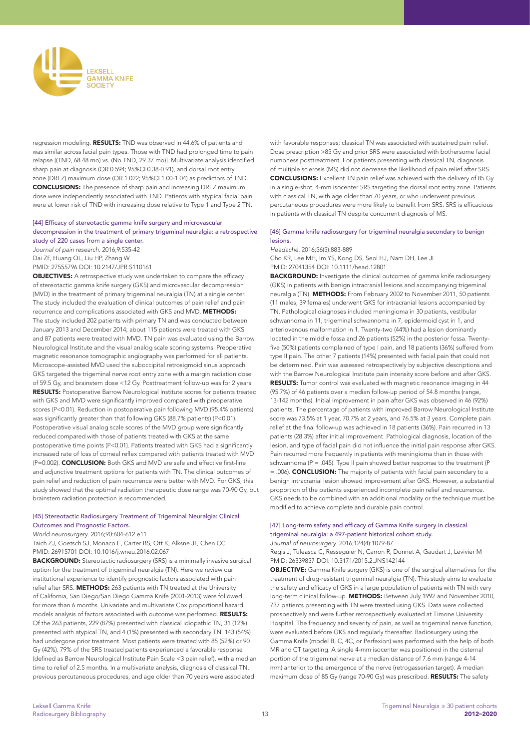regression modeling. **RESULTS:** TND was observed in 44.6% of patients and was similar across facial pain types. Those with TND had prolonged time to pain relapse [(TND, 68.48 mo) vs. (No TND, 29.37 mo)]. Multivariate analysis identified sharp pain at diagnosis (OR 0.594; 95%CI 0.38-0.91), and dorsal root entry zone (DREZ) maximum dose (OR 1.022; 95%CI 1.00-1.04) as predictors of TND. **CONCLUSIONS:** The presence of sharp pain and increasing DREZ maximum dose were independently associated with TND. Patients with atypical facial pain were at lower risk of TND with increasing dose relative to Type 1 and Type 2 TN.

### [44] Efficacy of stereotactic gamma knife surgery and microvascular decompression in the treatment of primary trigeminal neuralgia: a retrospective study of 220 cases from a single center.

*Journal of pain research.* 2016;9:535-42
Dai ZF, Huang QL, Liu HP, Zhang W
PMID: 27555796 DOI: 10.2147/JPR.S110161

**OBJECTIVES:** A retrospective study was undertaken to compare the efficacy of stereotactic gamma knife surgery (GKS) and microvascular decompression (MVD) in the treatment of primary trigeminal neuralgia (TN) at a single center. The study included the evaluation of clinical outcomes of pain relief and pain recurrence and complications associated with GKS and MVD. **METHODS:** The study included 202 patients with primary TN and was conducted between January 2013 and December 2014; about 115 patients were treated with GKS and 87 patients were treated with MVD. TN pain was evaluated using the Barrow Neurological Institute and the visual analog scale scoring systems. Preoperative magnetic resonance tomographic angiography was performed for all patients. Microscope-assisted MVD used the suboccipital retrosigmoid sinus approach. GKS targeted the trigeminal nerve root entry zone with a margin radiation dose of 59.5 Gy, and brainstem dose <12 Gy. Posttreatment follow-up was for 2 years. **RESULTS:** Postoperative Barrow Neurological Institute scores for patients treated with GKS and MVD were significantly improved compared with preoperative scores (P<0.01). Reduction in postoperative pain following MVD (95.4% patients) was significantly greater than that following GKS (88.7% patients) (P<0.01). Postoperative visual analog scale scores of the MVD group were significantly reduced compared with those of patients treated with GKS at the same postoperative time points (P<0.01). Patients treated with GKS had a significantly increased rate of loss of corneal reflex compared with patients treated with MVD (P=0.002). **CONCLUSION:** Both GKS and MVD are safe and effective first-line and adjunctive treatment options for patients with TN. The clinical outcomes of pain relief and reduction of pain recurrence were better with MVD. For GKS, this study showed that the optimal radiation therapeutic dose range was 70-90 Gy, but brainstem radiation protection is recommended.

### [45] Stereotactic Radiosurgery Treatment of Trigeminal Neuralgia: Clinical Outcomes and Prognostic Factors.

*World neurosurgery.* 2016;90:604-612.e11
Taich ZJ, Goetsch SJ, Monaco E, Carter BS, Ott K, Alksne JF, Chen CC
PMID: 26915701 DOI: 10.1016/j.wneu.2016.02.067

**BACKGROUND:** Stereotactic radiosurgery (SRS) is a minimally invasive surgical option for the treatment of trigeminal neuralgia (TN). Here we review our institutional experience to identify prognostic factors associated with pain relief after SRS. **METHODS:** 263 patients with TN treated at the University of California, San Diego/San Diego Gamma Knife (2001-2013) were followed for more than 6 months. Univariate and multivariate Cox proportional hazard models analysis of factors associated with outcome was performed. **RESULTS:** Of the 263 patients, 229 (87%) presented with classical idiopathic TN, 31 (12%) presented with atypical TN, and 4 (1%) presented with secondary TN. 143 (54%) had undergone prior treatment. Most patients were treated with 85 (52%) or 90 Gy (42%). 79% of the SRS treated patients experienced a favorable response (defined as Barrow Neurological Institute Pain Scale <3 pain relief), with a median time to relief of 2.5 months. In a multivariate analysis, diagnosis of classical TN, previous percutaneous procedures, and age older than 70 years were associated with favorable responses; classical TN was associated with sustained pain relief. Dose prescription >85 Gy and prior SRS were associated with bothersome facial numbness posttreatment. For patients presenting with classical TN, diagnosis of multiple sclerosis (MS) did not decrease the likelihood of pain relief after SRS. **CONCLUSIONS:** Excellent TN pain relief was achieved with the delivery of 85 Gy in a single-shot, 4-mm isocenter SRS targeting the dorsal root entry zone. Patients with classical TN, with age older than 70 years, or who underwent previous percutaneous procedures were more likely to benefit from SRS. SRS is efficacious in patients with classical TN despite concurrent diagnosis of MS.

### [46] Gamma knife radiosurgery for trigeminal neuralgia secondary to benign lesions.

*Headache.* 2016;56(5):883-889
Cho KR, Lee MH, Im YS, Kong DS, Seol HJ, Nam DH, Lee JI
PMID: 27041354 DOI: 10.1111/head.12801

**BACKGROUND:** Investigate the clinical outcomes of gamma knife radiosurgery (GKS) in patients with benign intracranial lesions and accompanying trigeminal neuralgia (TN). **METHODS:** From February 2002 to November 2011, 50 patients (11 males, 39 females) underwent GKS for intracranial lesions accompanied by TN. Pathological diagnoses included meningioma in 30 patients, vestibular schwannoma in 11, trigeminal schwannoma in 7, epidermoid cyst in 1, and arteriovenous malformation in 1. Twenty-two (44%) had a lesion dominantly located in the middle fossa and 26 patients (52%) in the posterior fossa. Twenty-five (50%) patients complained of type I pain, and 18 patients (36%) suffered from type II pain. The other 7 patients (14%) presented with facial pain that could not be determined. Pain was assessed retrospectively by subjective descriptions and with the Barrow Neurological Institute pain intensity score before and after GKS. **RESULTS:** Tumor control was evaluated with magnetic resonance imaging in 44 (95.7%) of 46 patients over a median follow-up period of 54.8 months (range, 13-142 months). Initial improvement in pain after GKS was observed in 46 (92%) patients. The percentage of patients with improved Barrow Neurological Institute score was 73.5% at 1 year, 70.7% at 2 years, and 76.5% at 3 years. Complete pain relief at the final follow-up was achieved in 18 patients (36%). Pain recurred in 13 patients (28.3%) after initial improvement. Pathological diagnosis, location of the lesion, and type of facial pain did not influence the initial pain response after GKS. Pain recurred more frequently in patients with meningioma than in those with schwannoma (P = .045). Type II pain showed better response to the treatment (P = .006). **CONCLUSION:** The majority of patients with facial pain secondary to a benign intracranial lesion showed improvement after GKS. However, a substantial proportion of the patients experienced incomplete pain relief and recurrence. GKS needs to be combined with an additional modality or the technique must be modified to achieve complete and durable pain control.

### [47] Long-term safety and efficacy of Gamma Knife surgery in classical trigeminal neuralgia: a 497-patient historical cohort study.

*Journal of neurosurgery.* 2016;124(4):1079-87
Regis J, Tuleasca C, Resseguier N, Carron R, Donnet A, Gaudart J, Levivier M
PMID: 26339857 DOI: 10.3171/2015.2.JNS142144

**OBJECTIVE:** Gamma Knife surgery (GKS) is one of the surgical alternatives for the treatment of drug-resistant trigeminal neuralgia (TN). This study aims to evaluate the safety and efficacy of GKS in a large population of patients with TN with very long-term clinical follow-up. **METHODS:** Between July 1992 and November 2010, 737 patients presenting with TN were treated using GKS. Data were collected prospectively and were further retrospectively evaluated at Timone University Hospital. The frequency and severity of pain, as well as trigeminal nerve function, were evaluated before GKS and regularly thereafter. Radiosurgery using the Gamma Knife (model B, C, 4C, or Perfexion) was performed with the help of both MR and CT targeting. A single 4-mm isocenter was positioned in the cisternal portion of the trigeminal nerve at a median distance of 7.6 mm (range 4-14 mm) anterior to the emergence of the nerve (retrogasserian target). A median maximum dose of 85 Gy (range 70-90 Gy) was prescribed. **RESULTS:** The safety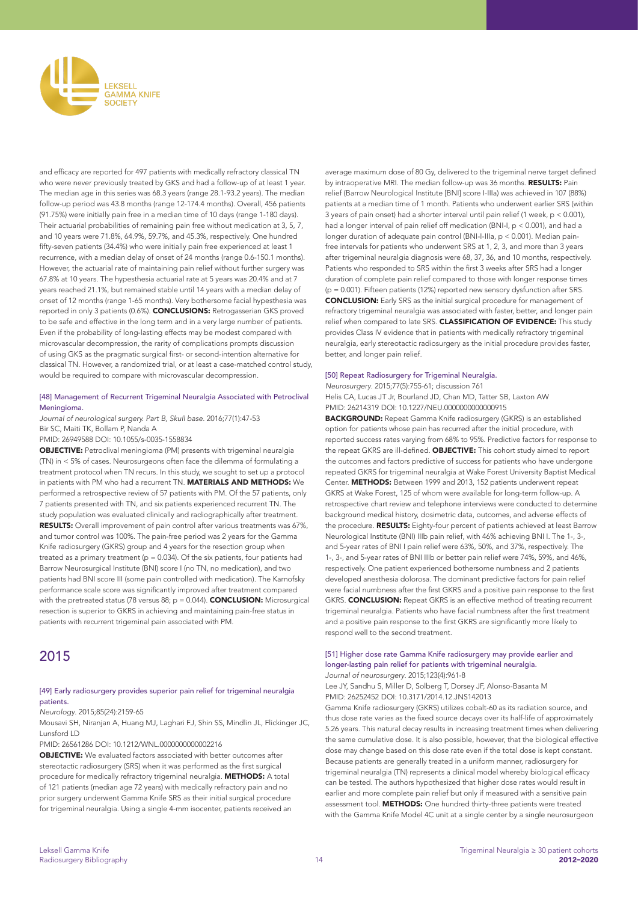and efficacy are reported for 497 patients with medically refractory classical TN who were never previously treated by GKS and had a follow-up of at least 1 year. The median age in this series was 68.3 years (range 28.1-93.2 years). The median follow-up period was 43.8 months (range 12-174.4 months). Overall, 456 patients (91.75%) were initially pain free in a median time of 10 days (range 1-180 days). Their actuarial probabilities of remaining pain free without medication at 3, 5, 7, and 10 years were 71.8%, 64.9%, 59.7%, and 45.3%, respectively. One hundred fifty-seven patients (34.4%) who were initially pain free experienced at least 1 recurrence, with a median delay of onset of 24 months (range 0.6-150.1 months). However, the actuarial rate of maintaining pain relief without further surgery was 67.8% at 10 years. The hypesthesia actuarial rate at 5 years was 20.4% and at 7 years reached 21.1%, but remained stable until 14 years with a median delay of onset of 12 months (range 1-65 months). Very bothersome facial hypesthesia was reported in only 3 patients (0.6%). **CONCLUSIONS:** Retrogasserian GKS proved to be safe and effective in the long term and in a very large number of patients. Even if the probability of long-lasting effects may be modest compared with microvascular decompression, the rarity of complications prompts discussion of using GKS as the pragmatic surgical first- or second-intention alternative for classical TN. However, a randomized trial, or at least a case-matched control study, would be required to compare with microvascular decompression.

[48] Management of Recurrent Trigeminal Neuralgia Associated with Petroclival Meningioma.

*Journal of neurological surgery. Part B, Skull base*. 2016;77(1):47-53

Bir SC, Maiti TK, Bollam P, Nanda A

PMID: 26949588 DOI: 10.1055/s-0035-1558834

**OBJECTIVE:** Petroclival meningioma (PM) presents with trigeminal neuralgia (TN) in < 5% of cases. Neurosurgeons often face the dilemma of formulating a treatment protocol when TN recurs. In this study, we sought to set up a protocol in patients with PM who had a recurrent TN. **MATERIALS AND METHODS:** We performed a retrospective review of 57 patients with PM. Of the 57 patients, only 7 patients presented with TN, and six patients experienced recurrent TN. The study population was evaluated clinically and radiographically after treatment. **RESULTS:** Overall improvement of pain control after various treatments was 67%, and tumor control was 100%. The pain-free period was 2 years for the Gamma Knife radiosurgery (GKRS) group and 4 years for the resection group when treated as a primary treatment (p = 0.034). Of the six patients, four patients had Barrow Neurosurgical Institute (BNI) score I (no TN, no medication), and two patients had BNI score III (some pain controlled with medication). The Karnofsky performance scale score was significantly improved after treatment compared with the pretreated status (78 versus 88; p = 0.044). **CONCLUSION:** Microsurgical resection is superior to GKRS in achieving and maintaining pain-free status in patients with recurrent trigeminal pain associated with PM.

## 2015

[49] Early radiosurgery provides superior pain relief for trigeminal neuralgia patients.

*Neurology*. 2015;85(24):2159-65

Mousavi SH, Niranjan A, Huang MJ, Laghari FJ, Shin SS, Mindlin JL, Flickinger JC, Lunsford LD

PMID: 26561286 DOI: 10.1212/WNL.0000000000002216

**OBJECTIVE:** We evaluated factors associated with better outcomes after stereotactic radiosurgery (SRS) when it was performed as the first surgical procedure for medically refractory trigeminal neuralgia. **METHODS:** A total of 121 patients (median age 72 years) with medically refractory pain and no prior surgery underwent Gamma Knife SRS as their initial surgical procedure for trigeminal neuralgia. Using a single 4-mm isocenter, patients received an average maximum dose of 80 Gy, delivered to the trigeminal nerve target defined by intraoperative MRI. The median follow-up was 36 months. **RESULTS:** Pain relief (Barrow Neurological Institute [BNI] score I-IIIa) was achieved in 107 (88%) patients at a median time of 1 month. Patients who underwent earlier SRS (within 3 years of pain onset) had a shorter interval until pain relief (1 week, p < 0.001), had a longer interval of pain relief off medication (BNI-I, p < 0.001), and had a longer duration of adequate pain control (BNI-I-IIIa, p < 0.001). Median pain-free intervals for patients who underwent SRS at 1, 2, 3, and more than 3 years after trigeminal neuralgia diagnosis were 68, 37, 36, and 10 months, respectively. Patients who responded to SRS within the first 3 weeks after SRS had a longer duration of complete pain relief compared to those with longer response times (p = 0.001). Fifteen patients (12%) reported new sensory dysfunction after SRS. **CONCLUSION:** Early SRS as the initial surgical procedure for management of refractory trigeminal neuralgia was associated with faster, better, and longer pain relief when compared to late SRS. **CLASSIFICATION OF EVIDENCE:** This study provides Class IV evidence that in patients with medically refractory trigeminal neuralgia, early stereotactic radiosurgery as the initial procedure provides faster, better, and longer pain relief.

[50] Repeat Radiosurgery for Trigeminal Neuralgia.

*Neurosurgery*. 2015;77(5):755-61; discussion 761

Helis CA, Lucas JT Jr, Bourland JD, Chan MD, Tatter SB, Laxton AW

PMID: 26214319 DOI: 10.1227/NEU.0000000000000915

**BACKGROUND:** Repeat Gamma Knife radiosurgery (GKRS) is an established option for patients whose pain has recurred after the initial procedure, with reported success rates varying from 68% to 95%. Predictive factors for response to the repeat GKRS are ill-defined. **OBJECTIVE:** This cohort study aimed to report the outcomes and factors predictive of success for patients who have undergone repeated GKRS for trigeminal neuralgia at Wake Forest University Baptist Medical Center. **METHODS:** Between 1999 and 2013, 152 patients underwent repeat GKRS at Wake Forest, 125 of whom were available for long-term follow-up. A retrospective chart review and telephone interviews were conducted to determine background medical history, dosimetric data, outcomes, and adverse effects of the procedure. **RESULTS:** Eighty-four percent of patients achieved at least Barrow Neurological Institute (BNI) IIIb pain relief, with 46% achieving BNI I. The 1-, 3-, and 5-year rates of BNI I pain relief were 63%, 50%, and 37%, respectively. The 1-, 3-, and 5-year rates of BNI IIIb or better pain relief were 74%, 59%, and 46%, respectively. One patient experienced bothersome numbness and 2 patients developed anesthesia dolorosa. The dominant predictive factors for pain relief were facial numbness after the first GKRS and a positive pain response to the first GKRS. **CONCLUSION:** Repeat GKRS is an effective method of treating recurrent trigeminal neuralgia. Patients who have facial numbness after the first treatment and a positive pain response to the first GKRS are significantly more likely to respond well to the second treatment.

[51] Higher dose rate Gamma Knife radiosurgery may provide earlier and longer-lasting pain relief for patients with trigeminal neuralgia.

*Journal of neurosurgery*. 2015;123(4):961-8

Lee JY, Sandhu S, Miller D, Solberg T, Dorsey JF, Alonso-Basanta M

PMID: 26252452 DOI: 10.3171/2014.12.JNS142013

Gamma Knife radiosurgery (GKRS) utilizes cobalt-60 as its radiation source, and thus dose rate varies as the fixed source decays over its half-life of approximately 5.26 years. This natural decay results in increasing treatment times when delivering the same cumulative dose. It is also possible, however, that the biological effective dose may change based on this dose rate even if the total dose is kept constant. Because patients are generally treated in a uniform manner, radiosurgery for trigeminal neuralgia (TN) represents a clinical model whereby biological efficacy can be tested. The authors hypothesized that higher dose rates would result in earlier and more complete pain relief but only if measured with a sensitive pain assessment tool. **METHODS:** One hundred thirty-three patients were treated with the Gamma Knife Model 4C unit at a single center by a single neurosurgeon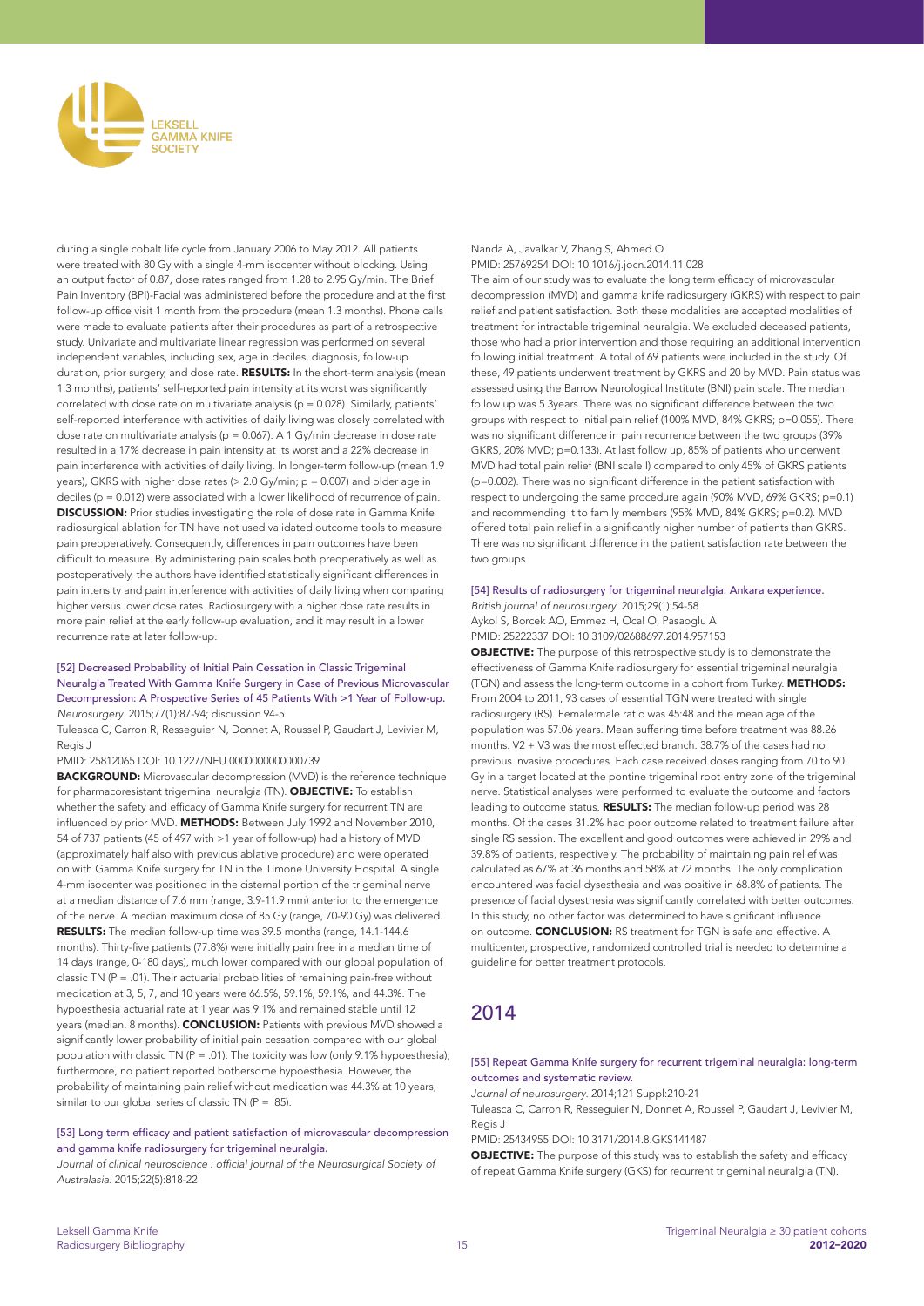during a single cobalt life cycle from January 2006 to May 2012. All patients were treated with 80 Gy with a single 4-mm isocenter without blocking. Using an output factor of 0.87, dose rates ranged from 1.28 to 2.95 Gy/min. The Brief Pain Inventory (BPI)-Facial was administered before the procedure and at the first follow-up office visit 1 month from the procedure (mean 1.3 months). Phone calls were made to evaluate patients after their procedures as part of a retrospective study. Univariate and multivariate linear regression was performed on several independent variables, including sex, age in deciles, diagnosis, follow-up duration, prior surgery, and dose rate. **RESULTS:** In the short-term analysis (mean 1.3 months), patients' self-reported pain intensity at its worst was significantly correlated with dose rate on multivariate analysis (p = 0.028). Similarly, patients' self-reported interference with activities of daily living was closely correlated with dose rate on multivariate analysis (p = 0.067). A 1 Gy/min decrease in dose rate resulted in a 17% decrease in pain intensity at its worst and a 22% decrease in pain interference with activities of daily living. In longer-term follow-up (mean 1.9 years), GKRS with higher dose rates (> 2.0 Gy/min; p = 0.007) and older age in deciles (p = 0.012) were associated with a lower likelihood of recurrence of pain. **DISCUSSION:** Prior studies investigating the role of dose rate in Gamma Knife radiosurgical ablation for TN have not used validated outcome tools to measure pain preoperatively. Consequently, differences in pain outcomes have been difficult to measure. By administering pain scales both preoperatively as well as postoperatively, the authors have identified statistically significant differences in pain intensity and pain interference with activities of daily living when comparing higher versus lower dose rates. Radiosurgery with a higher dose rate results in more pain relief at the early follow-up evaluation, and it may result in a lower recurrence rate at later follow-up.

[52] Decreased Probability of Initial Pain Cessation in Classic Trigeminal Neuralgia Treated With Gamma Knife Surgery in Case of Previous Microvascular Decompression: A Prospective Series of 45 Patients With >1 Year of Follow-up.

*Neurosurgery*. 2015;77(1):87-94; discussion 94-5

Tuleasca C, Carron R, Resseguier N, Donnet A, Roussel P, Gaudart J, Levivier M, Regis J

PMID: 25812065 DOI: 10.1227/NEU.0000000000000739

**BACKGROUND:** Microvascular decompression (MVD) is the reference technique for pharmacoresistant trigeminal neuralgia (TN). **OBJECTIVE:** To establish whether the safety and efficacy of Gamma Knife surgery for recurrent TN are influenced by prior MVD. **METHODS:** Between July 1992 and November 2010, 54 of 737 patients (45 of 497 with >1 year of follow-up) had a history of MVD (approximately half also with previous ablative procedure) and were operated on with Gamma Knife surgery for TN in the Timone University Hospital. A single 4-mm isocenter was positioned in the cisternal portion of the trigeminal nerve at a median distance of 7.6 mm (range, 3.9-11.9 mm) anterior to the emergence of the nerve. A median maximum dose of 85 Gy (range, 70-90 Gy) was delivered. **RESULTS:** The median follow-up time was 39.5 months (range, 14.1-144.6 months). Thirty-five patients (77.8%) were initially pain free in a median time of 14 days (range, 0-180 days), much lower compared with our global population of classic TN (P = .01). Their actuarial probabilities of remaining pain-free without medication at 3, 5, 7, and 10 years were 66.5%, 59.1%, 59.1%, and 44.3%. The hypoesthesia actuarial rate at 1 year was 9.1% and remained stable until 12 years (median, 8 months). **CONCLUSION:** Patients with previous MVD showed a significantly lower probability of initial pain cessation compared with our global population with classic TN (P = .01). The toxicity was low (only 9.1% hypoesthesia); furthermore, no patient reported bothersome hypoesthesia. However, the probability of maintaining pain relief without medication was 44.3% at 10 years, similar to our global series of classic TN (P = .85).

[53] Long term efficacy and patient satisfaction of microvascular decompression and gamma knife radiosurgery for trigeminal neuralgia.

*Journal of clinical neuroscience : official journal of the Neurosurgical Society of Australasia*. 2015;22(5):818-22

Nanda A, Javalkar V, Zhang S, Ahmed O

PMID: 25769254 DOI: 10.1016/j.jocn.2014.11.028

The aim of our study was to evaluate the long term efficacy of microvascular decompression (MVD) and gamma knife radiosurgery (GKRS) with respect to pain relief and patient satisfaction. Both these modalities are accepted modalities of treatment for intractable trigeminal neuralgia. We excluded deceased patients, those who had a prior intervention and those requiring an additional intervention following initial treatment. A total of 69 patients were included in the study. Of these, 49 patients underwent treatment by GKRS and 20 by MVD. Pain status was assessed using the Barrow Neurological Institute (BNI) pain scale. The median follow up was 5.3years. There was no significant difference between the two groups with respect to initial pain relief (100% MVD, 84% GKRS; p=0.055). There was no significant difference in pain recurrence between the two groups (39% GKRS, 20% MVD; p=0.133). At last follow up, 85% of patients who underwent MVD had total pain relief (BNI scale I) compared to only 45% of GKRS patients (p=0.002). There was no significant difference in the patient satisfaction with respect to undergoing the same procedure again (90% MVD, 69% GKRS; p=0.1) and recommending it to family members (95% MVD, 84% GKRS; p=0.2). MVD offered total pain relief in a significantly higher number of patients than GKRS. There was no significant difference in the patient satisfaction rate between the two groups.

[54] Results of radiosurgery for trigeminal neuralgia: Ankara experience.

*British journal of neurosurgery*. 2015;29(1):54-58

Aykol S, Borcek AO, Emmez H, Ocal O, Pasaoglu A

PMID: 25222337 DOI: 10.3109/02688697.2014.957153

**OBJECTIVE:** The purpose of this retrospective study is to demonstrate the effectiveness of Gamma Knife radiosurgery for essential trigeminal neuralgia (TGN) and assess the long-term outcome in a cohort from Turkey. **METHODS:** From 2004 to 2011, 93 cases of essential TGN were treated with single radiosurgery (RS). Female:male ratio was 45:48 and the mean age of the population was 57.06 years. Mean suffering time before treatment was 88.26 months. V2 + V3 was the most effected branch. 38.7% of the cases had no previous invasive procedures. Each case received doses ranging from 70 to 90 Gy in a target located at the pontine trigeminal root entry zone of the trigeminal nerve. Statistical analyses were performed to evaluate the outcome and factors leading to outcome status. **RESULTS:** The median follow-up period was 28 months. Of the cases 31.2% had poor outcome related to treatment failure after single RS session. The excellent and good outcomes were achieved in 29% and 39.8% of patients, respectively. The probability of maintaining pain relief was calculated as 67% at 36 months and 58% at 72 months. The only complication encountered was facial dysesthesia and was positive in 68.8% of patients. The presence of facial dysesthesia was significantly correlated with better outcomes. In this study, no other factor was determined to have significant influence on outcome. **CONCLUSION:** RS treatment for TGN is safe and effective. A multicenter, prospective, randomized controlled trial is needed to determine a guideline for better treatment protocols.

## 2014

[55] Repeat Gamma Knife surgery for recurrent trigeminal neuralgia: long-term outcomes and systematic review.

*Journal of neurosurgery*. 2014;121 Suppl:210-21

Tuleasca C, Carron R, Resseguier N, Donnet A, Roussel P, Gaudart J, Levivier M, Regis J

PMID: 25434955 DOI: 10.3171/2014.8.GKS141487

**OBJECTIVE:** The purpose of this study was to establish the safety and efficacy of repeat Gamma Knife surgery (GKS) for recurrent trigeminal neuralgia (TN).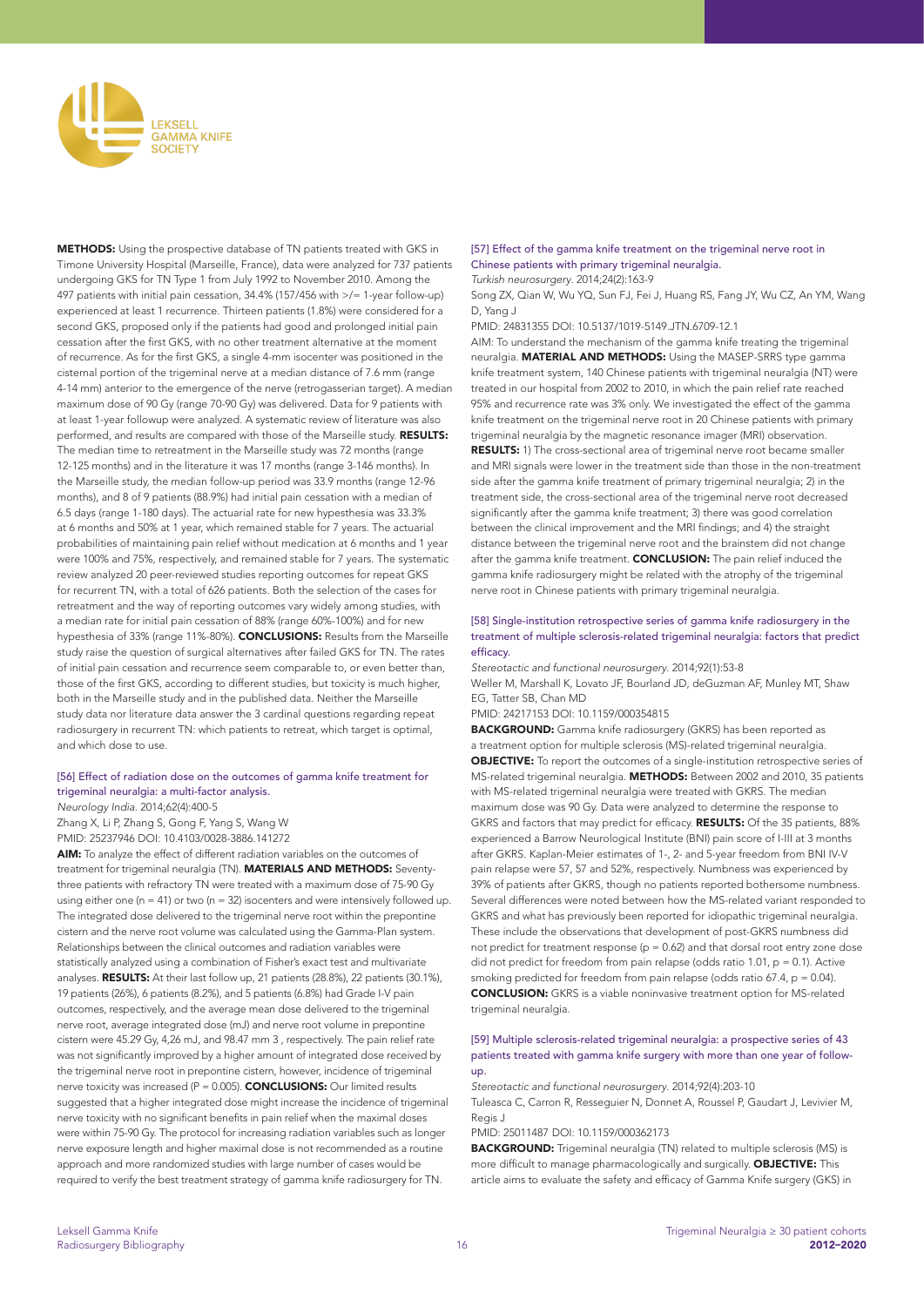**METHODS:** Using the prospective database of TN patients treated with GKS in Timone University Hospital (Marseille, France), data were analyzed for 737 patients undergoing GKS for TN Type 1 from July 1992 to November 2010. Among the 497 patients with initial pain cessation, 34.4% (157/456 with >/= 1-year follow-up) experienced at least 1 recurrence. Thirteen patients (1.8%) were considered for a second GKS, proposed only if the patients had good and prolonged initial pain cessation after the first GKS, with no other treatment alternative at the moment of recurrence. As for the first GKS, a single 4-mm isocenter was positioned in the cisternal portion of the trigeminal nerve at a median distance of 7.6 mm (range 4-14 mm) anterior to the emergence of the nerve (retrogasserian target). A median maximum dose of 90 Gy (range 70-90 Gy) was delivered. Data for 9 patients with at least 1-year followup were analyzed. A systematic review of literature was also performed, and results are compared with those of the Marseille study. **RESULTS:** The median time to retreatment in the Marseille study was 72 months (range 12-125 months) and in the literature it was 17 months (range 3-146 months). In the Marseille study, the median follow-up period was 33.9 months (range 12-96 months), and 8 of 9 patients (88.9%) had initial pain cessation with a median of 6.5 days (range 1-180 days). The actuarial rate for new hypesthesia was 33.3% at 6 months and 50% at 1 year, which remained stable for 7 years. The actuarial probabilities of maintaining pain relief without medication at 6 months and 1 year were 100% and 75%, respectively, and remained stable for 7 years. The systematic review analyzed 20 peer-reviewed studies reporting outcomes for repeat GKS for recurrent TN, with a total of 626 patients. Both the selection of the cases for retreatment and the way of reporting outcomes vary widely among studies, with a median rate for initial pain cessation of 88% (range 60%-100%) and for new hypesthesia of 33% (range 11%-80%). **CONCLUSIONS:** Results from the Marseille study raise the question of surgical alternatives after failed GKS for TN. The rates of initial pain cessation and recurrence seem comparable to, or even better than, those of the first GKS, according to different studies, but toxicity is much higher, both in the Marseille study and in the published data. Neither the Marseille study data nor literature data answer the 3 cardinal questions regarding repeat radiosurgery in recurrent TN: which patients to retreat, which target is optimal, and which dose to use.

### [56] Effect of radiation dose on the outcomes of gamma knife treatment for trigeminal neuralgia: a multi-factor analysis.

*Neurology India.* 2014;62(4):400-5

Zhang X, Li P, Zhang S, Gong F, Yang S, Wang W

PMID: 25237946 DOI: 10.4103/0028-3886.141272

**AIM:** To analyze the effect of different radiation variables on the outcomes of treatment for trigeminal neuralgia (TN). **MATERIALS AND METHODS:** Seventy-three patients with refractory TN were treated with a maximum dose of 75-90 Gy using either one (n = 41) or two (n = 32) isocenters and were intensively followed up. The integrated dose delivered to the trigeminal nerve root within the prepontine cistern and the nerve root volume was calculated using the Gamma-Plan system. Relationships between the clinical outcomes and radiation variables were statistically analyzed using a combination of Fisher's exact test and multivariate analyses. **RESULTS:** At their last follow up, 21 patients (28.8%), 22 patients (30.1%), 19 patients (26%), 6 patients (8.2%), and 5 patients (6.8%) had Grade I-V pain outcomes, respectively, and the average mean dose delivered to the trigeminal nerve root, average integrated dose (mJ) and nerve root volume in prepontine cistern were 45.29 Gy, 4,26 mJ, and 98.47 mm 3 , respectively. The pain relief rate was not significantly improved by a higher amount of integrated dose received by the trigeminal nerve root in prepontine cistern, however, incidence of trigeminal nerve toxicity was increased (P = 0.005). **CONCLUSIONS:** Our limited results suggested that a higher integrated dose might increase the incidence of trigeminal nerve toxicity with no significant benefits in pain relief when the maximal doses were within 75-90 Gy. The protocol for increasing radiation variables such as longer nerve exposure length and higher maximal dose is not recommended as a routine approach and more randomized studies with large number of cases would be required to verify the best treatment strategy of gamma knife radiosurgery for TN.

### [57] Effect of the gamma knife treatment on the trigeminal nerve root in Chinese patients with primary trigeminal neuralgia.

*Turkish neurosurgery.* 2014;24(2):163-9

Song ZX, Qian W, Wu YQ, Sun FJ, Fei J, Huang RS, Fang JY, Wu CZ, An YM, Wang D, Yang J

PMID: 24831355 DOI: 10.5137/1019-5149.JTN.6709-12.1

AIM: To understand the mechanism of the gamma knife treating the trigeminal neuralgia. **MATERIAL AND METHODS:** Using the MASEP-SRRS type gamma knife treatment system, 140 Chinese patients with trigeminal neuralgia (NT) were treated in our hospital from 2002 to 2010, in which the pain relief rate reached 95% and recurrence rate was 3% only. We investigated the effect of the gamma knife treatment on the trigeminal nerve root in 20 Chinese patients with primary trigeminal neuralgia by the magnetic resonance imager (MRI) observation. **RESULTS:** 1) The cross-sectional area of trigeminal nerve root became smaller and MRI signals were lower in the treatment side than those in the non-treatment side after the gamma knife treatment of primary trigeminal neuralgia; 2) in the treatment side, the cross-sectional area of the trigeminal nerve root decreased significantly after the gamma knife treatment; 3) there was good correlation between the clinical improvement and the MRI findings; and 4) the straight distance between the trigeminal nerve root and the brainstem did not change after the gamma knife treatment. **CONCLUSION:** The pain relief induced the gamma knife radiosurgery might be related with the atrophy of the trigeminal nerve root in Chinese patients with primary trigeminal neuralgia.

### [58] Single-institution retrospective series of gamma knife radiosurgery in the treatment of multiple sclerosis-related trigeminal neuralgia: factors that predict efficacy.

*Stereotactic and functional neurosurgery.* 2014;92(1):53-8

Weller M, Marshall K, Lovato JF, Bourland JD, deGuzman AF, Munley MT, Shaw EG, Tatter SB, Chan MD

PMID: 24217153 DOI: 10.1159/000354815

**BACKGROUND:** Gamma knife radiosurgery (GKRS) has been reported as a treatment option for multiple sclerosis (MS)-related trigeminal neuralgia. **OBJECTIVE:** To report the outcomes of a single-institution retrospective series of MS-related trigeminal neuralgia. **METHODS:** Between 2002 and 2010, 35 patients with MS-related trigeminal neuralgia were treated with GKRS. The median maximum dose was 90 Gy. Data were analyzed to determine the response to GKRS and factors that may predict for efficacy. **RESULTS:** Of the 35 patients, 88% experienced a Barrow Neurological Institute (BNI) pain score of I-III at 3 months after GKRS. Kaplan-Meier estimates of 1-, 2- and 5-year freedom from BNI IV-V pain relapse were 57, 57 and 52%, respectively. Numbness was experienced by 39% of patients after GKRS, though no patients reported bothersome numbness. Several differences were noted between how the MS-related variant responded to GKRS and what has previously been reported for idiopathic trigeminal neuralgia. These include the observations that development of post-GKRS numbness did not predict for treatment response (p = 0.62) and that dorsal root entry zone dose did not predict for freedom from pain relapse (odds ratio 1.01, p = 0.1). Active smoking predicted for freedom from pain relapse (odds ratio 67.4, p = 0.04). **CONCLUSION:** GKRS is a viable noninvasive treatment option for MS-related trigeminal neuralgia.

### [59] Multiple sclerosis-related trigeminal neuralgia: a prospective series of 43 patients treated with gamma knife surgery with more than one year of follow-up.

*Stereotactic and functional neurosurgery.* 2014;92(4):203-10

Tuleasca C, Carron R, Resseguier N, Donnet A, Roussel P, Gaudart J, Levivier M, Regis J

PMID: 25011487 DOI: 10.1159/000362173

**BACKGROUND:** Trigeminal neuralgia (TN) related to multiple sclerosis (MS) is more difficult to manage pharmacologically and surgically. **OBJECTIVE:** This article aims to evaluate the safety and efficacy of Gamma Knife surgery (GKS) in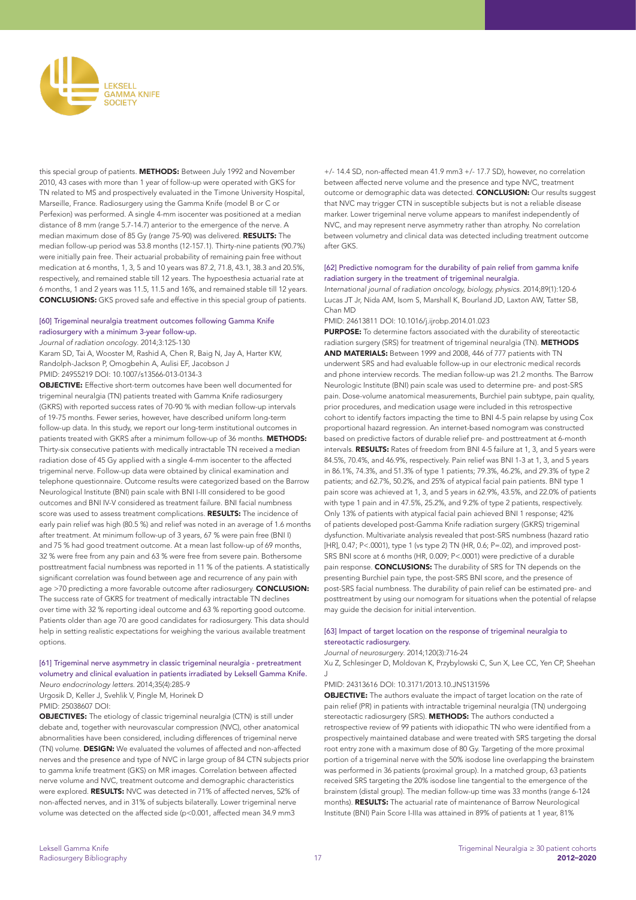this special group of patients. **METHODS:** Between July 1992 and November 2010, 43 cases with more than 1 year of follow-up were operated with GKS for TN related to MS and prospectively evaluated in the Timone University Hospital, Marseille, France. Radiosurgery using the Gamma Knife (model B or C or Perfexion) was performed. A single 4-mm isocenter was positioned at a median distance of 8 mm (range 5.7-14.7) anterior to the emergence of the nerve. A median maximum dose of 85 Gy (range 75-90) was delivered. **RESULTS:** The median follow-up period was 53.8 months (12-157.1). Thirty-nine patients (90.7%) were initially pain free. Their actuarial probability of remaining pain free without medication at 6 months, 1, 3, 5 and 10 years was 87.2, 71.8, 43.1, 38.3 and 20.5%, respectively, and remained stable till 12 years. The hypoesthesia actuarial rate at 6 months, 1 and 2 years was 11.5, 11.5 and 16%, and remained stable till 12 years. **CONCLUSIONS:** GKS proved safe and effective in this special group of patients.

### [60] Trigeminal neuralgia treatment outcomes following Gamma Knife radiosurgery with a minimum 3-year follow-up.

*Journal of radiation oncology.* 2014;3:125-130

Karam SD, Tai A, Wooster M, Rashid A, Chen R, Baig N, Jay A, Harter KW, Randolph-Jackson P, Omogbehin A, Aulisi EF, Jacobson J

PMID: 24955219 DOI: 10.1007/s13566-013-0134-3

**OBJECTIVE:** Effective short-term outcomes have been well documented for trigeminal neuralgia (TN) patients treated with Gamma Knife radiosurgery (GKRS) with reported success rates of 70-90 % with median follow-up intervals of 19-75 months. Fewer series, however, have described uniform long-term follow-up data. In this study, we report our long-term institutional outcomes in patients treated with GKRS after a minimum follow-up of 36 months. **METHODS:** Thirty-six consecutive patients with medically intractable TN received a median radiation dose of 45 Gy applied with a single 4-mm isocenter to the affected trigeminal nerve. Follow-up data were obtained by clinical examination and telephone questionnaire. Outcome results were categorized based on the Barrow Neurological Institute (BNI) pain scale with BNI I-III considered to be good outcomes and BNI IV-V considered as treatment failure. BNI facial numbness score was used to assess treatment complications. **RESULTS:** The incidence of early pain relief was high (80.5 %) and relief was noted in an average of 1.6 months after treatment. At minimum follow-up of 3 years, 67 % were pain free (BNI I) and 75 % had good treatment outcome. At a mean last follow-up of 69 months, 32 % were free from any pain and 63 % were free from severe pain. Bothersome posttreatment facial numbness was reported in 11 % of the patients. A statistically significant correlation was found between age and recurrence of any pain with age >70 predicting a more favorable outcome after radiosurgery. **CONCLUSION:** The success rate of GKRS for treatment of medically intractable TN declines over time with 32 % reporting ideal outcome and 63 % reporting good outcome. Patients older than age 70 are good candidates for radiosurgery. This data should help in setting realistic expectations for weighing the various available treatment options.

### [61] Trigeminal nerve asymmetry in classic trigeminal neuralgia - pretreatment volumetry and clinical evaluation in patients irradiated by Leksell Gamma Knife.

*Neuro endocrinology letters.* 2014;35(4):285-9

Urgosik D, Keller J, Svehlik V, Pingle M, Horinek D

PMID: 25038607 DOI:

**OBJECTIVES:** The etiology of classic trigeminal neuralgia (CTN) is still under debate and, together with neurovascular compression (NVC), other anatomical abnormalities have been considered, including differences of trigeminal nerve (TN) volume. **DESIGN:** We evaluated the volumes of affected and non-affected nerves and the presence and type of NVC in large group of 84 CTN subjects prior to gamma knife treatment (GKS) on MR images. Correlation between affected nerve volume and NVC, treatment outcome and demographic characteristics were explored. **RESULTS:** NVC was detected in 71% of affected nerves, 52% of non-affected nerves, and in 31% of subjects bilaterally. Lower trigeminal nerve volume was detected on the affected side (p<0.001, affected mean 34.9 mm3 +/- 14.4 SD, non-affected mean 41.9 mm3 +/- 17.7 SD), however, no correlation between affected nerve volume and the presence and type NVC, treatment outcome or demographic data was detected. **CONCLUSION:** Our results suggest that NVC may trigger CTN in susceptible subjects but is not a reliable disease marker. Lower trigeminal nerve volume appears to manifest independently of NVC, and may represent nerve asymmetry rather than atrophy. No correlation between volumetry and clinical data was detected including treatment outcome after GKS.

### [62] Predictive nomogram for the durability of pain relief from gamma knife radiation surgery in the treatment of trigeminal neuralgia.

*International journal of radiation oncology, biology, physics.* 2014;89(1):120-6

Lucas JT Jr, Nida AM, Isom S, Marshall K, Bourland JD, Laxton AW, Tatter SB, Chan MD

PMID: 24613811 DOI: 10.1016/j.ijrobp.2014.01.023

**PURPOSE:** To determine factors associated with the durability of stereotactic radiation surgery (SRS) for treatment of trigeminal neuralgia (TN). **METHODS AND MATERIALS:** Between 1999 and 2008, 446 of 777 patients with TN underwent SRS and had evaluable follow-up in our electronic medical records and phone interview records. The median follow-up was 21.2 months. The Barrow Neurologic Institute (BNI) pain scale was used to determine pre- and post-SRS pain. Dose-volume anatomical measurements, Burchiel pain subtype, pain quality, prior procedures, and medication usage were included in this retrospective cohort to identify factors impacting the time to BNI 4-5 pain relapse by using Cox proportional hazard regression. An internet-based nomogram was constructed based on predictive factors of durable relief pre- and posttreatment at 6-month intervals. **RESULTS:** Rates of freedom from BNI 4-5 failure at 1, 3, and 5 years were 84.5%, 70.4%, and 46.9%, respectively. Pain relief was BNI 1-3 at 1, 3, and 5 years in 86.1%, 74.3%, and 51.3% of type 1 patients; 79.3%, 46.2%, and 29.3% of type 2 patients; and 62.7%, 50.2%, and 25% of atypical facial pain patients. BNI type 1 pain score was achieved at 1, 3, and 5 years in 62.9%, 43.5%, and 22.0% of patients with type 1 pain and in 47.5%, 25.2%, and 9.2% of type 2 patients, respectively. Only 13% of patients with atypical facial pain achieved BNI 1 response; 42% of patients developed post-Gamma Knife radiation surgery (GKRS) trigeminal dysfunction. Multivariate analysis revealed that post-SRS numbness (hazard ratio [HR], 0.47; P<.0001), type 1 (vs type 2) TN (HR, 0.6; P=.02), and improved post-SRS BNI score at 6 months (HR, 0.009; P<.0001) were predictive of a durable pain response. **CONCLUSIONS:** The durability of SRS for TN depends on the presenting Burchiel pain type, the post-SRS BNI score, and the presence of post-SRS facial numbness. The durability of pain relief can be estimated pre- and posttreatment by using our nomogram for situations when the potential of relapse may guide the decision for initial intervention.

### [63] Impact of target location on the response of trigeminal neuralgia to stereotactic radiosurgery.

*Journal of neurosurgery.* 2014;120(3):716-24

Xu Z, Schlesinger D, Moldovan K, Przybylowski C, Sun X, Lee CC, Yen CP, Sheehan J

PMID: 24313616 DOI: 10.3171/2013.10.JNS131596

**OBJECTIVE:** The authors evaluate the impact of target location on the rate of pain relief (PR) in patients with intractable trigeminal neuralgia (TN) undergoing stereotactic radiosurgery (SRS). **METHODS:** The authors conducted a retrospective review of 99 patients with idiopathic TN who were identified from a prospectively maintained database and were treated with SRS targeting the dorsal root entry zone with a maximum dose of 80 Gy. Targeting of the more proximal portion of a trigeminal nerve with the 50% isodose line overlapping the brainstem was performed in 36 patients (proximal group). In a matched group, 63 patients received SRS targeting the 20% isodose line tangential to the emergence of the brainstem (distal group). The median follow-up time was 33 months (range 6-124 months). **RESULTS:** The actuarial rate of maintenance of Barrow Neurological Institute (BNI) Pain Score I-IIIa was attained in 89% of patients at 1 year, 81%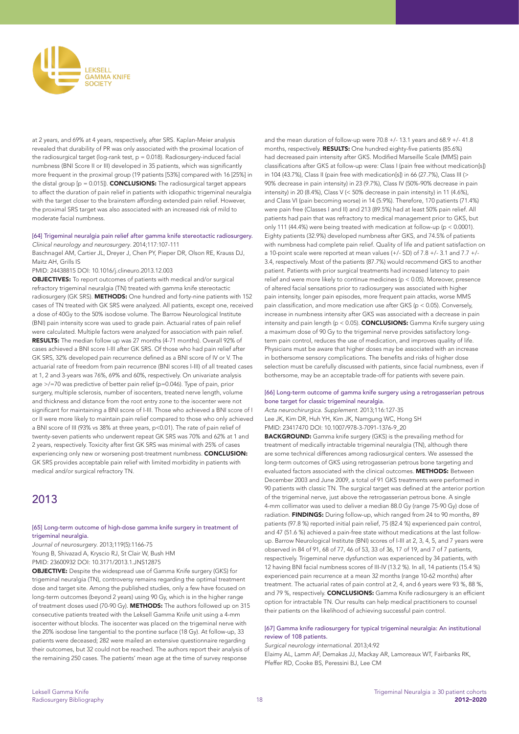at 2 years, and 69% at 4 years, respectively, after SRS. Kaplan-Meier analysis revealed that durability of PR was only associated with the proximal location of the radiosurgical target (log-rank test, p = 0.018). Radiosurgery-induced facial numbness (BNI Score II or III) developed in 35 patients, which was significantly more frequent in the proximal group (19 patients [53%] compared with 16 [25%] in the distal group [p = 0.015]). **CONCLUSIONS:** The radiosurgical target appears to affect the duration of pain relief in patients with idiopathic trigeminal neuralgia with the target closer to the brainstem affording extended pain relief. However, the proximal SRS target was also associated with an increased risk of mild to moderate facial numbness.

#### [64] Trigeminal neuralgia pain relief after gamma knife stereotactic radiosurgery.

*Clinical neurology and neurosurgery.* 2014;117:107-111

Baschnagel AM, Cartier JL, Dreyer J, Chen PY, Pieper DR, Olson RE, Krauss DJ, Maitz AH, Grills IS

PMID: 24438815 DOI: 10.1016/j.clineuro.2013.12.003

**OBJECTIVES:** To report outcomes of patients with medical and/or surgical refractory trigeminal neuralgia (TN) treated with gamma knife stereotactic radiosurgery (GK SRS). **METHODS:** One hundred and forty-nine patients with 152 cases of TN treated with GK SRS were analyzed. All patients, except one, received a dose of 40Gy to the 50% isodose volume. The Barrow Neurological Institute (BNI) pain intensity score was used to grade pain. Actuarial rates of pain relief were calculated. Multiple factors were analyzed for association with pain relief. **RESULTS:** The median follow up was 27 months (4-71 months). Overall 92% of cases achieved a BNI score I-III after GK SRS. Of those who had pain relief after GK SRS, 32% developed pain recurrence defined as a BNI score of IV or V. The actuarial rate of freedom from pain recurrence (BNI scores I-III) of all treated cases at 1, 2 and 3-years was 76%, 69% and 60%, respectively. On univariate analysis age >/=70 was predictive of better pain relief (p=0.046). Type of pain, prior surgery, multiple sclerosis, number of isocenters, treated nerve length, volume and thickness and distance from the root entry zone to the isocenter were not significant for maintaining a BNI score of I-III. Those who achieved a BNI score of I or II were more likely to maintain pain relief compared to those who only achieved a BNI score of III (93% vs 38% at three years, p<0.01). The rate of pain relief of twenty-seven patients who underwent repeat GK SRS was 70% and 62% at 1 and 2 years, respectively. Toxicity after first GK SRS was minimal with 25% of cases experiencing only new or worsening post-treatment numbness. **CONCLUSION:** GK SRS provides acceptable pain relief with limited morbidity in patients with medical and/or surgical refractory TN.

## 2013

#### [65] Long-term outcome of high-dose gamma knife surgery in treatment of trigeminal neuralgia.

*Journal of neurosurgery.* 2013;119(5):1166-75

Young B, Shivazad A, Kryscio RJ, St Clair W, Bush HM

PMID: 23600932 DOI: 10.3171/2013.1.JNS12875

**OBJECTIVE:** Despite the widespread use of Gamma Knife surgery (GKS) for trigeminal neuralgia (TN), controversy remains regarding the optimal treatment dose and target site. Among the published studies, only a few have focused on long-term outcomes (beyond 2 years) using 90 Gy, which is in the higher range of treatment doses used (70-90 Gy). **METHODS:** The authors followed up on 315 consecutive patients treated with the Leksell Gamma Knife unit using a 4-mm isocenter without blocks. The isocenter was placed on the trigeminal nerve with the 20% isodose line tangential to the pontine surface (18 Gy). At follow-up, 33 patients were deceased; 282 were mailed an extensive questionnaire regarding their outcomes, but 32 could not be reached. The authors report their analysis of the remaining 250 cases. The patients' mean age at the time of survey response and the mean duration of follow-up were 70.8 +/- 13.1 years and 68.9 +/- 41.8 months, respectively. **RESULTS:** One hundred eighty-five patients (85.6%) had decreased pain intensity after GKS. Modified Marseille Scale (MMS) pain classifications after GKS at follow-up were: Class I (pain free without medication[s]) in 104 (43.7%), Class II (pain free with medication[s]) in 66 (27.7%), Class III (> 90% decrease in pain intensity) in 23 (9.7%), Class IV (50%-90% decrease in pain intensity) in 20 (8.4%), Class V (< 50% decrease in pain intensity) in 11 (4.6%), and Class VI (pain becoming worse) in 14 (5.9%). Therefore, 170 patients (71.4%) were pain free (Classes I and II) and 213 (89.5%) had at least 50% pain relief. All patients had pain that was refractory to medical management prior to GKS, but only 111 (44.4%) were being treated with medication at follow-up (p < 0.0001). Eighty patients (32.9%) developed numbness after GKS, and 74.5% of patients with numbness had complete pain relief. Quality of life and patient satisfaction on a 10-point scale were reported at mean values (+/- SD) of 7.8 +/- 3.1 and 7.7 +/- 3.4, respectively. Most of the patients (87.7%) would recommend GKS to another patient. Patients with prior surgical treatments had increased latency to pain relief and were more likely to continue medicines (p < 0.05). Moreover, presence of altered facial sensations prior to radiosurgery was associated with higher pain intensity, longer pain episodes, more frequent pain attacks, worse MMS pain classification, and more medication use after GKS (p < 0.05). Conversely, increase in numbness intensity after GKS was associated with a decrease in pain intensity and pain length (p < 0.05). **CONCLUSIONS:** Gamma Knife surgery using a maximum dose of 90 Gy to the trigeminal nerve provides satisfactory long-term pain control, reduces the use of medication, and improves quality of life. Physicians must be aware that higher doses may be associated with an increase in bothersome sensory complications. The benefits and risks of higher dose selection must be carefully discussed with patients, since facial numbness, even if bothersome, may be an acceptable trade-off for patients with severe pain.

#### [66] Long-term outcome of gamma knife surgery using a retrogasserian petrous bone target for classic trigeminal neuralgia.

*Acta neurochirurgica. Supplement.* 2013;116:127-35

Lee JK, Kim DR, Huh YH, Kim JK, Namgung WC, Hong SH

PMID: 23417470 DOI: 10.1007/978-3-7091-1376-9_20

**BACKGROUND:** Gamma knife surgery (GKS) is the prevailing method for treatment of medically intractable trigeminal neuralgia (TN), although there are some technical differences among radiosurgical centers. We assessed the long-term outcomes of GKS using retrogasserian petrous bone targeting and evaluated factors associated with the clinical outcomes. **METHODS:** Between December 2003 and June 2009, a total of 91 GKS treatments were performed in 90 patients with classic TN. The surgical target was defined at the anterior portion of the trigeminal nerve, just above the retrogasserian petrous bone. A single 4-mm collimator was used to deliver a median 88.0 Gy (range 75-90 Gy) dose of radiation. **FINDINGS:** During follow-up, which ranged from 24 to 90 months, 89 patients (97.8 %) reported initial pain relief, 75 (82.4 %) experienced pain control, and 47 (51.6 %) achieved a pain-free state without medications at the last follow-up. Barrow Neurological Institute (BNI) scores of I-III at 2, 3, 4, 5, and 7 years were observed in 84 of 91, 68 of 77, 46 of 53, 33 of 36, 17 of 19, and 7 of 7 patients, respectively. Trigeminal nerve dysfunction was experienced by 34 patients, with 12 having BNI facial numbness scores of III-IV (13.2 %). In all, 14 patients (15.4 %) experienced pain recurrence at a mean 32 months (range 10-62 months) after treatment. The actuarial rates of pain control at 2, 4, and 6 years were 93 %, 88 %, and 79 %, respectively. **CONCLUSIONS:** Gamma Knife radiosurgery is an efficient option for intractable TN. Our results can help medical practitioners to counsel their patients on the likelihood of achieving successful pain control.

#### [67] Gamma knife radiosurgery for typical trigeminal neuralgia: An institutional review of 108 patients.

*Surgical neurology international.* 2013;4:92

Elaimy AL, Lamm AF, Demakas JJ, Mackay AR, Lamoreaux WT, Fairbanks RK, Pfeffer RD, Cooke BS, Peressini BJ, Lee CM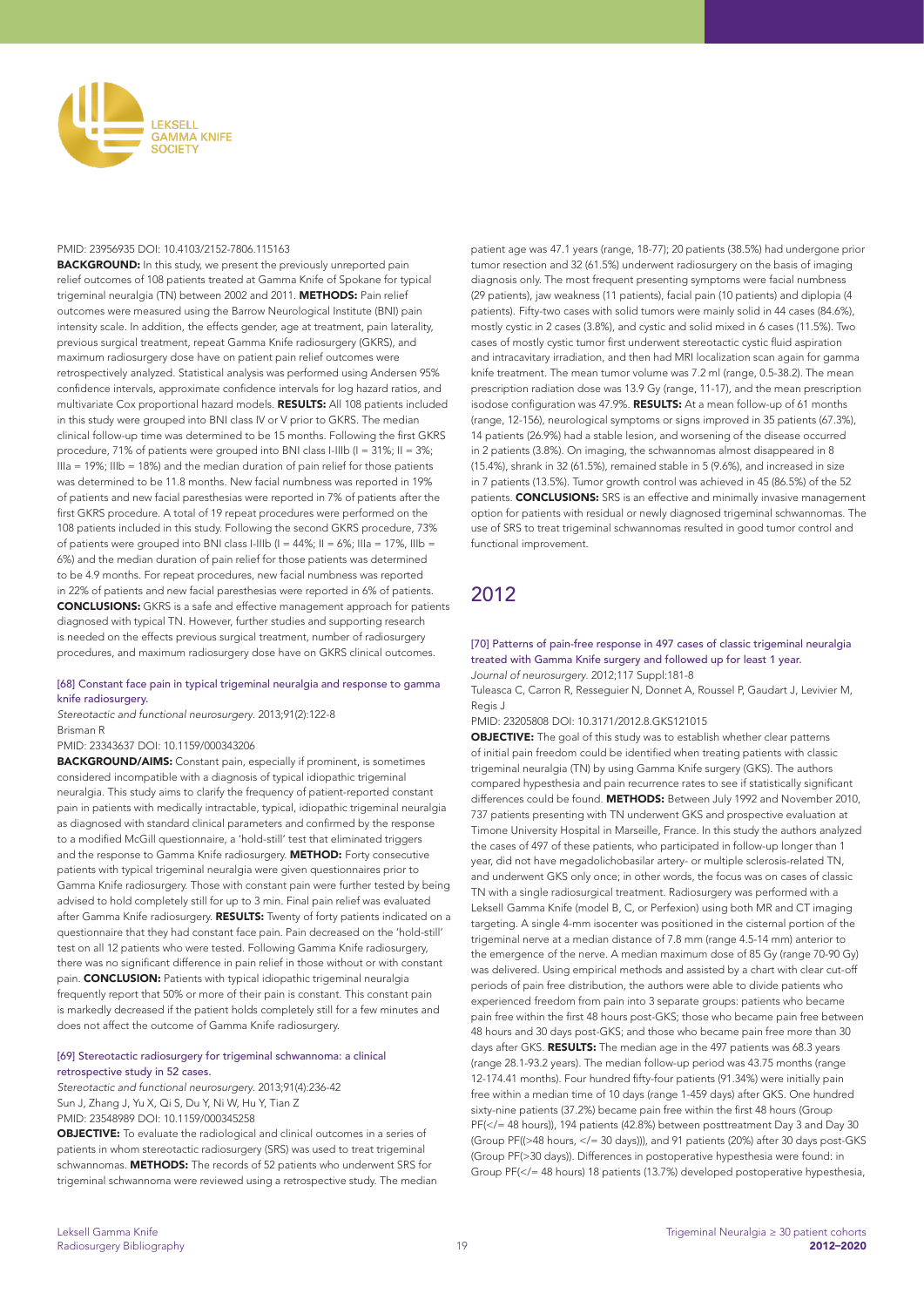PMID: 23956935 DOI: 10.4103/2152-7806.115163

**BACKGROUND:** In this study, we present the previously unreported pain relief outcomes of 108 patients treated at Gamma Knife of Spokane for typical trigeminal neuralgia (TN) between 2002 and 2011. **METHODS:** Pain relief outcomes were measured using the Barrow Neurological Institute (BNI) pain intensity scale. In addition, the effects gender, age at treatment, pain laterality, previous surgical treatment, repeat Gamma Knife radiosurgery (GKRS), and maximum radiosurgery dose have on patient pain relief outcomes were retrospectively analyzed. Statistical analysis was performed using Andersen 95% confidence intervals, approximate confidence intervals for log hazard ratios, and multivariate Cox proportional hazard models. **RESULTS:** All 108 patients included in this study were grouped into BNI class IV or V prior to GKRS. The median clinical follow-up time was determined to be 15 months. Following the first GKRS procedure, 71% of patients were grouped into BNI class I-IIIb (I = 31%; II = 3%; IIIa = 19%; IIIb = 18%) and the median duration of pain relief for those patients was determined to be 11.8 months. New facial numbness was reported in 19% of patients and new facial paresthesias were reported in 7% of patients after the first GKRS procedure. A total of 19 repeat procedures were performed on the 108 patients included in this study. Following the second GKRS procedure, 73% of patients were grouped into BNI class I-IIIb (I = 44%; II = 6%; IIIa = 17%, IIIb = 6%) and the median duration of pain relief for those patients was determined to be 4.9 months. For repeat procedures, new facial numbness was reported in 22% of patients and new facial paresthesias were reported in 6% of patients. **CONCLUSIONS:** GKRS is a safe and effective management approach for patients diagnosed with typical TN. However, further studies and supporting research is needed on the effects previous surgical treatment, number of radiosurgery procedures, and maximum radiosurgery dose have on GKRS clinical outcomes.

### [68] Constant face pain in typical trigeminal neuralgia and response to gamma knife radiosurgery.

*Stereotactic and functional neurosurgery*. 2013;91(2):122-8

Brisman R

PMID: 23343637 DOI: 10.1159/000343206

**BACKGROUND/AIMS:** Constant pain, especially if prominent, is sometimes considered incompatible with a diagnosis of typical idiopathic trigeminal neuralgia. This study aims to clarify the frequency of patient-reported constant pain in patients with medically intractable, typical, idiopathic trigeminal neuralgia as diagnosed with standard clinical parameters and confirmed by the response to a modified McGill questionnaire, a 'hold-still' test that eliminated triggers and the response to Gamma Knife radiosurgery. **METHOD:** Forty consecutive patients with typical trigeminal neuralgia were given questionnaires prior to Gamma Knife radiosurgery. Those with constant pain were further tested by being advised to hold completely still for up to 3 min. Final pain relief was evaluated after Gamma Knife radiosurgery. **RESULTS:** Twenty of forty patients indicated on a questionnaire that they had constant face pain. Pain decreased on the 'hold-still' test on all 12 patients who were tested. Following Gamma Knife radiosurgery, there was no significant difference in pain relief in those without or with constant pain. **CONCLUSION:** Patients with typical idiopathic trigeminal neuralgia frequently report that 50% or more of their pain is constant. This constant pain is markedly decreased if the patient holds completely still for a few minutes and does not affect the outcome of Gamma Knife radiosurgery.

### [69] Stereotactic radiosurgery for trigeminal schwannoma: a clinical retrospective study in 52 cases.

*Stereotactic and functional neurosurgery*. 2013;91(4):236-42

Sun J, Zhang J, Yu X, Qi S, Du Y, Ni W, Hu Y, Tian Z

PMID: 23548989 DOI: 10.1159/000345258

**OBJECTIVE:** To evaluate the radiological and clinical outcomes in a series of patients in whom stereotactic radiosurgery (SRS) was used to treat trigeminal schwannomas. **METHODS:** The records of 52 patients who underwent SRS for trigeminal schwannoma were reviewed using a retrospective study. The median patient age was 47.1 years (range, 18-77); 20 patients (38.5%) had undergone prior tumor resection and 32 (61.5%) underwent radiosurgery on the basis of imaging diagnosis only. The most frequent presenting symptoms were facial numbness (29 patients), jaw weakness (11 patients), facial pain (10 patients) and diplopia (4 patients). Fifty-two cases with solid tumors were mainly solid in 44 cases (84.6%), mostly cystic in 2 cases (3.8%), and cystic and solid mixed in 6 cases (11.5%). Two cases of mostly cystic tumor first underwent stereotactic cystic fluid aspiration and intracavitary irradiation, and then had MRI localization scan again for gamma knife treatment. The mean tumor volume was 7.2 ml (range, 0.5-38.2). The mean prescription radiation dose was 13.9 Gy (range, 11-17), and the mean prescription isodose configuration was 47.9%. **RESULTS:** At a mean follow-up of 61 months (range, 12-156), neurological symptoms or signs improved in 35 patients (67.3%), 14 patients (26.9%) had a stable lesion, and worsening of the disease occurred in 2 patients (3.8%). On imaging, the schwannomas almost disappeared in 8 (15.4%), shrank in 32 (61.5%), remained stable in 5 (9.6%), and increased in size in 7 patients (13.5%). Tumor growth control was achieved in 45 (86.5%) of the 52 patients. **CONCLUSIONS:** SRS is an effective and minimally invasive management option for patients with residual or newly diagnosed trigeminal schwannomas. The use of SRS to treat trigeminal schwannomas resulted in good tumor control and functional improvement.

## 2012

### [70] Patterns of pain-free response in 497 cases of classic trigeminal neuralgia treated with Gamma Knife surgery and followed up for least 1 year.

*Journal of neurosurgery*. 2012;117 Suppl:181-8

Tuleasca C, Carron R, Resseguier N, Donnet A, Roussel P, Gaudart J, Levivier M, Regis J

PMID: 23205808 DOI: 10.3171/2012.8.GKS121015

**OBJECTIVE:** The goal of this study was to establish whether clear patterns of initial pain freedom could be identified when treating patients with classic trigeminal neuralgia (TN) by using Gamma Knife surgery (GKS). The authors compared hypesthesia and pain recurrence rates to see if statistically significant differences could be found. **METHODS:** Between July 1992 and November 2010, 737 patients presenting with TN underwent GKS and prospective evaluation at Timone University Hospital in Marseille, France. In this study the authors analyzed the cases of 497 of these patients, who participated in follow-up longer than 1 year, did not have megadolichobasilar artery- or multiple sclerosis-related TN, and underwent GKS only once; in other words, the focus was on cases of classic TN with a single radiosurgical treatment. Radiosurgery was performed with a Leksell Gamma Knife (model B, C, or Perfexion) using both MR and CT imaging targeting. A single 4-mm isocenter was positioned in the cisternal portion of the trigeminal nerve at a median distance of 7.8 mm (range 4.5-14 mm) anterior to the emergence of the nerve. A median maximum dose of 85 Gy (range 70-90 Gy) was delivered. Using empirical methods and assisted by a chart with clear cut-off periods of pain free distribution, the authors were able to divide patients who experienced freedom from pain into 3 separate groups: patients who became pain free within the first 48 hours post-GKS; those who became pain free between 48 hours and 30 days post-GKS; and those who became pain free more than 30 days after GKS. **RESULTS:** The median age in the 497 patients was 68.3 years (range 28.1-93.2 years). The median follow-up period was 43.75 months (range 12-174.41 months). Four hundred fifty-four patients (91.34%) were initially pain free within a median time of 10 days (range 1-459 days) after GKS. One hundred sixty-nine patients (37.2%) became pain free within the first 48 hours (Group PF(</= 48 hours)), 194 patients (42.8%) between posttreatment Day 3 and Day 30 (Group PF((>48 hours, </= 30 days))), and 91 patients (20%) after 30 days post-GKS (Group PF(>30 days)). Differences in postoperative hypesthesia were found: in Group PF(</= 48 hours) 18 patients (13.7%) developed postoperative hypesthesia,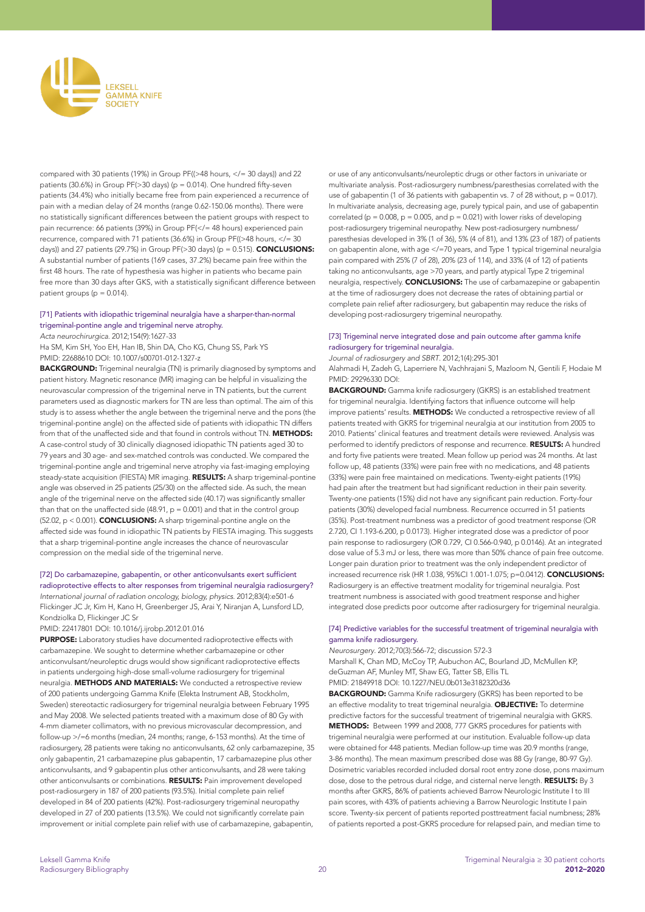compared with 30 patients (19%) in Group PF((>48 hours, </= 30 days)) and 22 patients (30.6%) in Group PF(>30 days) (p = 0.014). One hundred fifty-seven patients (34.4%) who initially became free from pain experienced a recurrence of pain with a median delay of 24 months (range 0.62-150.06 months). There were no statistically significant differences between the patient groups with respect to pain recurrence: 66 patients (39%) in Group PF(</= 48 hours) experienced pain recurrence, compared with 71 patients (36.6%) in Group PF((>48 hours, </= 30 days)) and 27 patients (29.7%) in Group PF(>30 days) (p = 0.515). **CONCLUSIONS:** A substantial number of patients (169 cases, 37.2%) became pain free within the first 48 hours. The rate of hypesthesia was higher in patients who became pain free more than 30 days after GKS, with a statistically significant difference between patient groups (p = 0.014).

### [71] Patients with idiopathic trigeminal neuralgia have a sharper-than-normal trigeminal-pontine angle and trigeminal nerve atrophy.

*Acta neurochirurgica*. 2012;154(9):1627-33

Ha SM, Kim SH, Yoo EH, Han IB, Shin DA, Cho KG, Chung SS, Park YS

PMID: 22688610 DOI: 10.1007/s00701-012-1327-z

**BACKGROUND:** Trigeminal neuralgia (TN) is primarily diagnosed by symptoms and patient history. Magnetic resonance (MR) imaging can be helpful in visualizing the neurovascular compression of the trigeminal nerve in TN patients, but the current parameters used as diagnostic markers for TN are less than optimal. The aim of this study is to assess whether the angle between the trigeminal nerve and the pons (the trigeminal-pontine angle) on the affected side of patients with idiopathic TN differs from that of the unaffected side and that found in controls without TN. **METHODS:** A case-control study of 30 clinically diagnosed idiopathic TN patients aged 30 to 79 years and 30 age- and sex-matched controls was conducted. We compared the trigeminal-pontine angle and trigeminal nerve atrophy via fast-imaging employing steady-state acquisition (FIESTA) MR imaging. **RESULTS:** A sharp trigeminal-pontine angle was observed in 25 patients (25/30) on the affected side. As such, the mean angle of the trigeminal nerve on the affected side (40.17) was significantly smaller than that on the unaffected side (48.91, p = 0.001) and that in the control group (52.02, p < 0.001). **CONCLUSIONS:** A sharp trigeminal-pontine angle on the affected side was found in idiopathic TN patients by FIESTA imaging. This suggests that a sharp trigeminal-pontine angle increases the chance of neurovascular compression on the medial side of the trigeminal nerve.

### [72] Do carbamazepine, gabapentin, or other anticonvulsants exert sufficient radioprotective effects to alter responses from trigeminal neuralgia radiosurgery?

*International journal of radiation oncology, biology, physics*. 2012;83(4):e501-6

Flickinger JC Jr, Kim H, Kano H, Greenberger JS, Arai Y, Niranjan A, Lunsford LD, Kondziolka D, Flickinger JC Sr

PMID: 22417801 DOI: 10.1016/j.ijrobp.2012.01.016

**PURPOSE:** Laboratory studies have documented radioprotective effects with carbamazepine. We sought to determine whether carbamazepine or other anticonvulsant/neuroleptic drugs would show significant radioprotective effects in patients undergoing high-dose small-volume radiosurgery for trigeminal neuralgia. **METHODS AND MATERIALS:** We conducted a retrospective review of 200 patients undergoing Gamma Knife (Elekta Instrument AB, Stockholm, Sweden) stereotactic radiosurgery for trigeminal neuralgia between February 1995 and May 2008. We selected patients treated with a maximum dose of 80 Gy with 4-mm diameter collimators, with no previous microvascular decompression, and follow-up >/=6 months (median, 24 months; range, 6-153 months). At the time of radiosurgery, 28 patients were taking no anticonvulsants, 62 only carbamazepine, 35 only gabapentin, 21 carbamazepine plus gabapentin, 17 carbamazepine plus other anticonvulsants, and 9 gabapentin plus other anticonvulsants, and 28 were taking other anticonvulsants or combinations. **RESULTS:** Pain improvement developed post-radiosurgery in 187 of 200 patients (93.5%). Initial complete pain relief developed in 84 of 200 patients (42%). Post-radiosurgery trigeminal neuropathy developed in 27 of 200 patients (13.5%). We could not significantly correlate pain improvement or initial complete pain relief with use of carbamazepine, gabapentin, or use of any anticonvulsants/neuroleptic drugs or other factors in univariate or multivariate analysis. Post-radiosurgery numbness/paresthesias correlated with the use of gabapentin (1 of 36 patients with gabapentin vs. 7 of 28 without, p = 0.017). In multivariate analysis, decreasing age, purely typical pain, and use of gabapentin correlated (p = 0.008, p = 0.005, and p = 0.021) with lower risks of developing post-radiosurgery trigeminal neuropathy. New post-radiosurgery numbness/paresthesias developed in 3% (1 of 36), 5% (4 of 81), and 13% (23 of 187) of patients on gabapentin alone, with age </=70 years, and Type 1 typical trigeminal neuralgia pain compared with 25% (7 of 28), 20% (23 of 114), and 33% (4 of 12) of patients taking no anticonvulsants, age >70 years, and partly atypical Type 2 trigeminal neuralgia, respectively. **CONCLUSIONS:** The use of carbamazepine or gabapentin at the time of radiosurgery does not decrease the rates of obtaining partial or complete pain relief after radiosurgery, but gabapentin may reduce the risks of developing post-radiosurgery trigeminal neuropathy.

### [73] Trigeminal nerve integrated dose and pain outcome after gamma knife radiosurgery for trigeminal neuralgia.

*Journal of radiosurgery and SBRT*. 2012;1(4):295-301

Alahmadi H, Zadeh G, Laperriere N, Vachhrajani S, Mazloom N, Gentili F, Hodaie M

PMID: 29296330 DOI:

**BACKGROUND:** Gamma knife radiosurgery (GKRS) is an established treatment for trigeminal neuralgia. Identifying factors that influence outcome will help improve patients' results. **METHODS:** We conducted a retrospective review of all patients treated with GKRS for trigeminal neuralgia at our institution from 2005 to 2010. Patients' clinical features and treatment details were reviewed. Analysis was performed to identify predictors of response and recurrence. **RESULTS:** A hundred and forty five patients were treated. Mean follow up period was 24 months. At last follow up, 48 patients (33%) were pain free with no medications, and 48 patients (33%) were pain free maintained on medications. Twenty-eight patients (19%) had pain after the treatment but had significant reduction in their pain severity. Twenty-one patients (15%) did not have any significant pain reduction. Forty-four patients (30%) developed facial numbness. Recurrence occurred in 51 patients (35%). Post-treatment numbness was a predictor of good treatment response (OR 2.720, CI 1.193-6.200, p 0.0173). Higher integrated dose was a predictor of poor pain response to radiosurgery (OR 0.729, CI 0.566-0.940, p 0.0146). At an integrated dose value of 5.3 mJ or less, there was more than 50% chance of pain free outcome. Longer pain duration prior to treatment was the only independent predictor of increased recurrence risk (HR 1.038, 95%CI 1.001-1.075; p=0.0412). **CONCLUSIONS:** Radiosurgery is an effective treatment modality for trigeminal neuralgia. Post treatment numbness is associated with good treatment response and higher integrated dose predicts poor outcome after radiosurgery for trigeminal neuralgia.

### [74] Predictive variables for the successful treatment of trigeminal neuralgia with gamma knife radiosurgery.

*Neurosurgery*. 2012;70(3):566-72; discussion 572-3

Marshall K, Chan MD, McCoy TP, Aubuchon AC, Bourland JD, McMullen KP, deGuzman AF, Munley MT, Shaw EG, Tatter SB, Ellis TL

PMID: 21849918 DOI: 10.1227/NEU.0b013e3182320d36

**BACKGROUND:** Gamma Knife radiosurgery (GKRS) has been reported to be an effective modality to treat trigeminal neuralgia. **OBJECTIVE:** To determine predictive factors for the successful treatment of trigeminal neuralgia with GKRS. **METHODS:** Between 1999 and 2008, 777 GKRS procedures for patients with trigeminal neuralgia were performed at our institution. Evaluable follow-up data were obtained for 448 patients. Median follow-up time was 20.9 months (range, 3-86 months). The mean maximum prescribed dose was 88 Gy (range, 80-97 Gy). Dosimetric variables recorded included dorsal root entry zone dose, pons maximum dose, dose to the petrous dural ridge, and cisternal nerve length. **RESULTS:** By 3 months after GKRS, 86% of patients achieved Barrow Neurologic Institute I to III pain scores, with 43% of patients achieving a Barrow Neurologic Institute I pain score. Twenty-six percent of patients reported posttreatment facial numbness; 28% of patients reported a post-GKRS procedure for relapsed pain, and median time to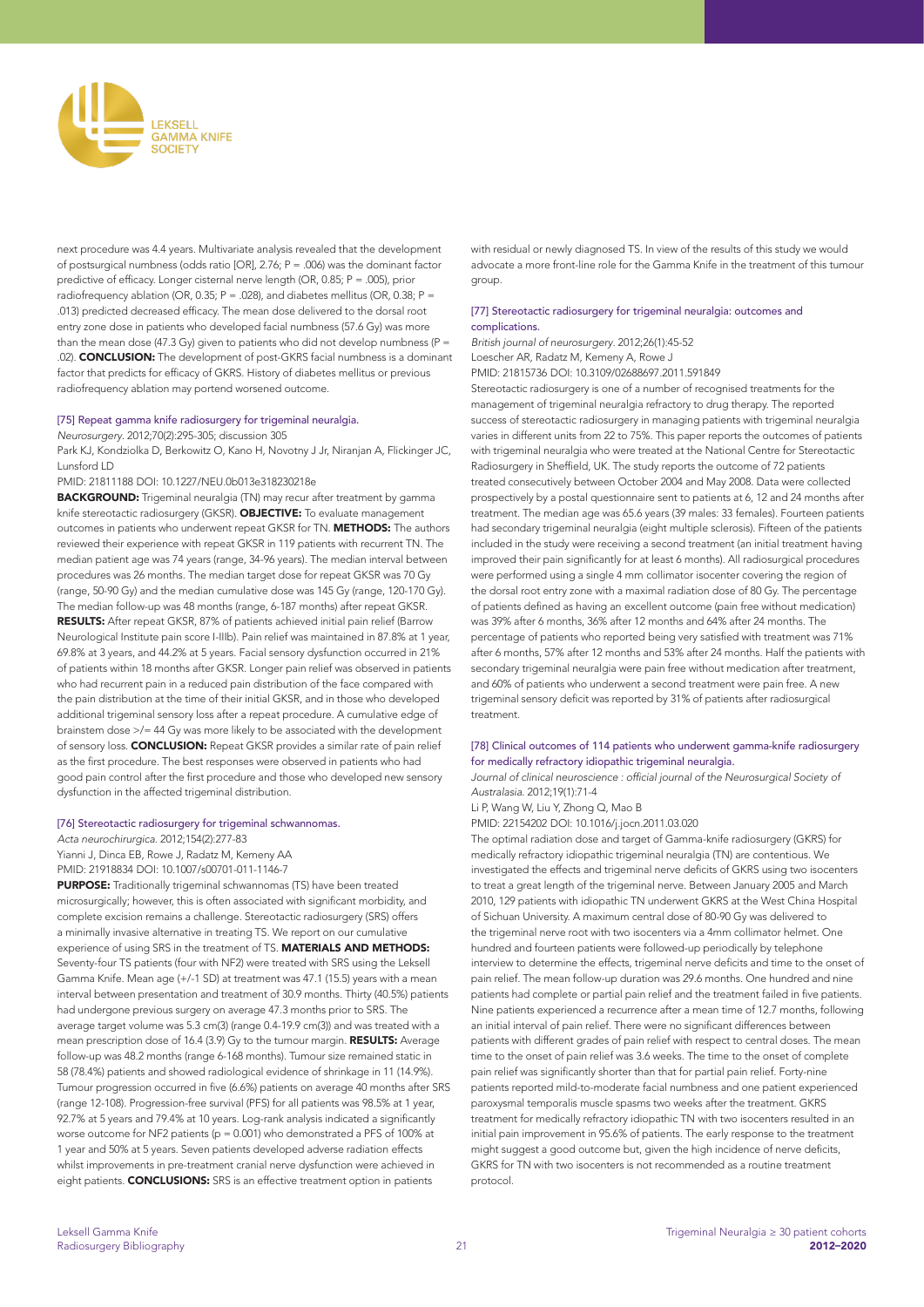next procedure was 4.4 years. Multivariate analysis revealed that the development of postsurgical numbness (odds ratio [OR], 2.76; P = .006) was the dominant factor predictive of efficacy. Longer cisternal nerve length (OR, 0.85; P = .005), prior radiofrequency ablation (OR, 0.35; P = .028), and diabetes mellitus (OR, 0.38; P = .013) predicted decreased efficacy. The mean dose delivered to the dorsal root entry zone dose in patients who developed facial numbness (57.6 Gy) was more than the mean dose (47.3 Gy) given to patients who did not develop numbness (P = .02). **CONCLUSION:** The development of post-GKRS facial numbness is a dominant factor that predicts for efficacy of GKRS. History of diabetes mellitus or previous radiofrequency ablation may portend worsened outcome.

### [75] Repeat gamma knife radiosurgery for trigeminal neuralgia.

*Neurosurgery*. 2012;70(2):295-305; discussion 305

Park KJ, Kondziolka D, Berkowitz O, Kano H, Novotny J Jr, Niranjan A, Flickinger JC, Lunsford LD

PMID: 21811188 DOI: 10.1227/NEU.0b013e318230218e

**BACKGROUND:** Trigeminal neuralgia (TN) may recur after treatment by gamma knife stereotactic radiosurgery (GKSR). **OBJECTIVE:** To evaluate management outcomes in patients who underwent repeat GKSR for TN. **METHODS:** The authors reviewed their experience with repeat GKSR in 119 patients with recurrent TN. The median patient age was 74 years (range, 34-96 years). The median interval between procedures was 26 months. The median target dose for repeat GKSR was 70 Gy (range, 50-90 Gy) and the median cumulative dose was 145 Gy (range, 120-170 Gy). The median follow-up was 48 months (range, 6-187 months) after repeat GKSR. **RESULTS:** After repeat GKSR, 87% of patients achieved initial pain relief (Barrow Neurological Institute pain score I-IIIb). Pain relief was maintained in 87.8% at 1 year, 69.8% at 3 years, and 44.2% at 5 years. Facial sensory dysfunction occurred in 21% of patients within 18 months after GKSR. Longer pain relief was observed in patients who had recurrent pain in a reduced pain distribution of the face compared with the pain distribution at the time of their initial GKSR, and in those who developed additional trigeminal sensory loss after a repeat procedure. A cumulative edge of brainstem dose >/= 44 Gy was more likely to be associated with the development of sensory loss. **CONCLUSION:** Repeat GKSR provides a similar rate of pain relief as the first procedure. The best responses were observed in patients who had good pain control after the first procedure and those who developed new sensory dysfunction in the affected trigeminal distribution.

### [76] Stereotactic radiosurgery for trigeminal schwannomas.

*Acta neurochirurgica*. 2012;154(2):277-83

Yianni J, Dinca EB, Rowe J, Radatz M, Kemeny AA

PMID: 21918834 DOI: 10.1007/s00701-011-1146-7

**PURPOSE:** Traditionally trigeminal schwannomas (TS) have been treated microsurgically; however, this is often associated with significant morbidity, and complete excision remains a challenge. Stereotactic radiosurgery (SRS) offers a minimally invasive alternative in treating TS. We report on our cumulative experience of using SRS in the treatment of TS. **MATERIALS AND METHODS:** Seventy-four TS patients (four with NF2) were treated with SRS using the Leksell Gamma Knife. Mean age (+/-1 SD) at treatment was 47.1 (15.5) years with a mean interval between presentation and treatment of 30.9 months. Thirty (40.5%) patients had undergone previous surgery on average 47.3 months prior to SRS. The average target volume was 5.3 cm(3) (range 0.4-19.9 cm(3)) and was treated with a mean prescription dose of 16.4 (3.9) Gy to the tumour margin. **RESULTS:** Average follow-up was 48.2 months (range 6-168 months). Tumour size remained static in 58 (78.4%) patients and showed radiological evidence of shrinkage in 11 (14.9%). Tumour progression occurred in five (6.6%) patients on average 40 months after SRS (range 12-108). Progression-free survival (PFS) for all patients was 98.5% at 1 year, 92.7% at 5 years and 79.4% at 10 years. Log-rank analysis indicated a significantly worse outcome for NF2 patients (p = 0.001) who demonstrated a PFS of 100% at 1 year and 50% at 5 years. Seven patients developed adverse radiation effects whilst improvements in pre-treatment cranial nerve dysfunction were achieved in eight patients. **CONCLUSIONS:** SRS is an effective treatment option in patients with residual or newly diagnosed TS. In view of the results of this study we would advocate a more front-line role for the Gamma Knife in the treatment of this tumour group.

### [77] Stereotactic radiosurgery for trigeminal neuralgia: outcomes and complications.

*British journal of neurosurgery*. 2012;26(1):45-52

Loescher AR, Radatz M, Kemeny A, Rowe J

PMID: 21815736 DOI: 10.3109/02688697.2011.591849

Stereotactic radiosurgery is one of a number of recognised treatments for the management of trigeminal neuralgia refractory to drug therapy. The reported success of stereotactic radiosurgery in managing patients with trigeminal neuralgia varies in different units from 22 to 75%. This paper reports the outcomes of patients with trigeminal neuralgia who were treated at the National Centre for Stereotactic Radiosurgery in Sheffield, UK. The study reports the outcome of 72 patients treated consecutively between October 2004 and May 2008. Data were collected prospectively by a postal questionnaire sent to patients at 6, 12 and 24 months after treatment. The median age was 65.6 years (39 males: 33 females). Fourteen patients had secondary trigeminal neuralgia (eight multiple sclerosis). Fifteen of the patients included in the study were receiving a second treatment (an initial treatment having improved their pain significantly for at least 6 months). All radiosurgical procedures were performed using a single 4 mm collimator isocenter covering the region of the dorsal root entry zone with a maximal radiation dose of 80 Gy. The percentage of patients defined as having an excellent outcome (pain free without medication) was 39% after 6 months, 36% after 12 months and 64% after 24 months. The percentage of patients who reported being very satisfied with treatment was 71% after 6 months, 57% after 12 months and 53% after 24 months. Half the patients with secondary trigeminal neuralgia were pain free without medication after treatment, and 60% of patients who underwent a second treatment were pain free. A new trigeminal sensory deficit was reported by 31% of patients after radiosurgical treatment.

### [78] Clinical outcomes of 114 patients who underwent gamma-knife radiosurgery for medically refractory idiopathic trigeminal neuralgia.

*Journal of clinical neuroscience : official journal of the Neurosurgical Society of Australasia*. 2012;19(1):71-4

Li P, Wang W, Liu Y, Zhong Q, Mao B

PMID: 22154202 DOI: 10.1016/j.jocn.2011.03.020

The optimal radiation dose and target of Gamma-knife radiosurgery (GKRS) for medically refractory idiopathic trigeminal neuralgia (TN) are contentious. We investigated the effects and trigeminal nerve deficits of GKRS using two isocenters to treat a great length of the trigeminal nerve. Between January 2005 and March 2010, 129 patients with idiopathic TN underwent GKRS at the West China Hospital of Sichuan University. A maximum central dose of 80-90 Gy was delivered to the trigeminal nerve root with two isocenters via a 4mm collimator helmet. One hundred and fourteen patients were followed-up periodically by telephone interview to determine the effects, trigeminal nerve deficits and time to the onset of pain relief. The mean follow-up duration was 29.6 months. One hundred and nine patients had complete or partial pain relief and the treatment failed in five patients. Nine patients experienced a recurrence after a mean time of 12.7 months, following an initial interval of pain relief. There were no significant differences between patients with different grades of pain relief with respect to central doses. The mean time to the onset of pain relief was 3.6 weeks. The time to the onset of complete pain relief was significantly shorter than that for partial pain relief. Forty-nine patients reported mild-to-moderate facial numbness and one patient experienced paroxysmal temporalis muscle spasms two weeks after the treatment. GKRS treatment for medically refractory idiopathic TN with two isocenters resulted in an initial pain improvement in 95.6% of patients. The early response to the treatment might suggest a good outcome but, given the high incidence of nerve deficits, GKRS for TN with two isocenters is not recommended as a routine treatment protocol.